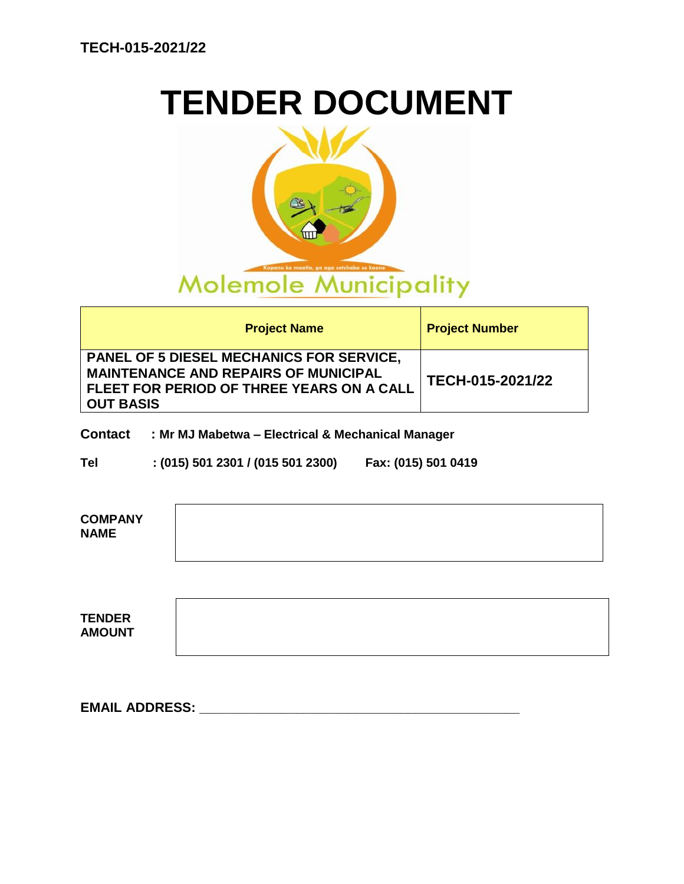TECH-015-2021/22

# TENDER DOCUMENT

Kopano ke maatla, go aga setshaba se kaone

Molemole Municipality

| Project Name | Project Number |
|---|---|
| PANEL OF 5 DIESEL MECHANICS FOR SERVICE, MAINTENANCE AND REPAIRS OF MUNICIPAL FLEET FOR PERIOD OF THREE YEARS ON A CALL OUT BASIS | TECH-015-2021/22 |

**Contact** : **Mr MJ Mabetwa – Electrical & Mechanical Manager**

**Tel** : **(015) 501 2301 / (015 501 2300)** **Fax: (015) 501 0419**

| COMPANY NAME | |
|---|---|

| TENDER AMOUNT | |
|---|---|

**EMAIL ADDRESS:** \_\_\_\_\_\_\_\_\_\_\_\_\_\_\_\_\_\_\_\_\_\_\_\_\_\_\_\_\_\_\_\_\_\_\_\_\_\_\_\_\_\_\_\_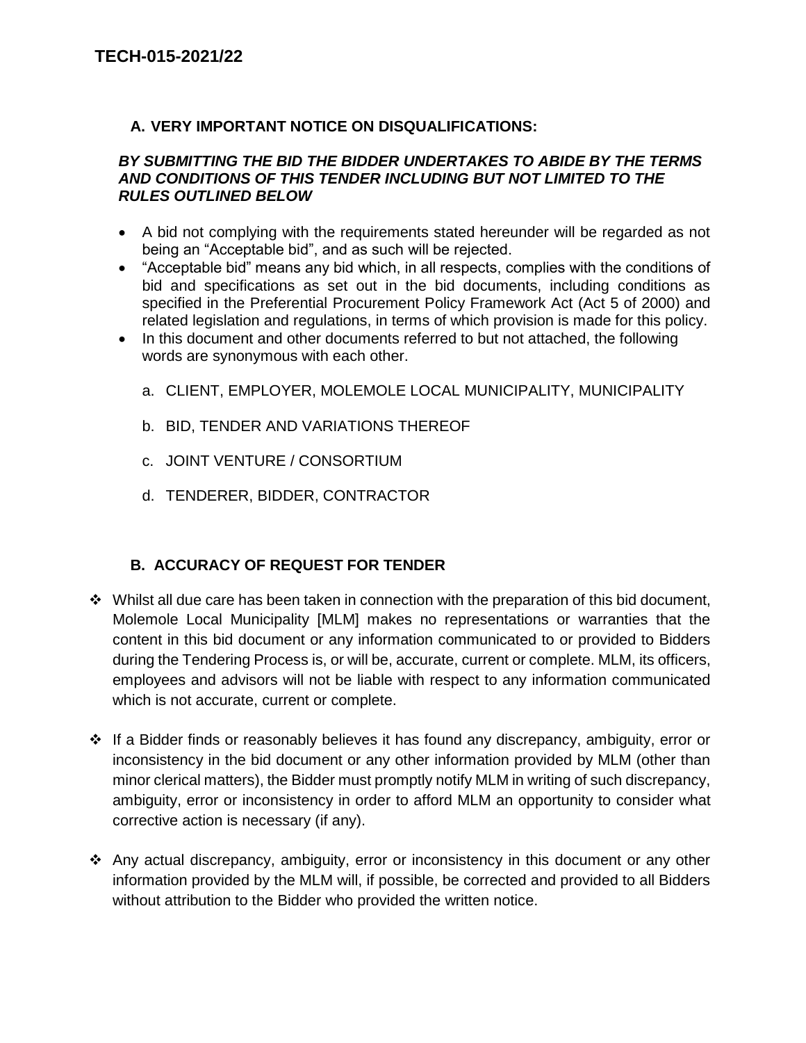# TECH-015-2021/22

## A. VERY IMPORTANT NOTICE ON DISQUALIFICATIONS:

***BY SUBMITTING THE BID THE BIDDER UNDERTAKES TO ABIDE BY THE TERMS AND CONDITIONS OF THIS TENDER INCLUDING BUT NOT LIMITED TO THE RULES OUTLINED BELOW***

- A bid not complying with the requirements stated hereunder will be regarded as not being an "Acceptable bid", and as such will be rejected.
- "Acceptable bid" means any bid which, in all respects, complies with the conditions of bid and specifications as set out in the bid documents, including conditions as specified in the Preferential Procurement Policy Framework Act (Act 5 of 2000) and related legislation and regulations, in terms of which provision is made for this policy.
- In this document and other documents referred to but not attached, the following words are synonymous with each other.

  a. CLIENT, EMPLOYER, MOLEMOLE LOCAL MUNICIPALITY, MUNICIPALITY

  b. BID, TENDER AND VARIATIONS THEREOF

  c. JOINT VENTURE / CONSORTIUM

  d. TENDERER, BIDDER, CONTRACTOR

## B. ACCURACY OF REQUEST FOR TENDER

- Whilst all due care has been taken in connection with the preparation of this bid document, Molemole Local Municipality [MLM] makes no representations or warranties that the content in this bid document or any information communicated to or provided to Bidders during the Tendering Process is, or will be, accurate, current or complete. MLM, its officers, employees and advisors will not be liable with respect to any information communicated which is not accurate, current or complete.

- If a Bidder finds or reasonably believes it has found any discrepancy, ambiguity, error or inconsistency in the bid document or any other information provided by MLM (other than minor clerical matters), the Bidder must promptly notify MLM in writing of such discrepancy, ambiguity, error or inconsistency in order to afford MLM an opportunity to consider what corrective action is necessary (if any).

- Any actual discrepancy, ambiguity, error or inconsistency in this document or any other information provided by the MLM will, if possible, be corrected and provided to all Bidders without attribution to the Bidder who provided the written notice.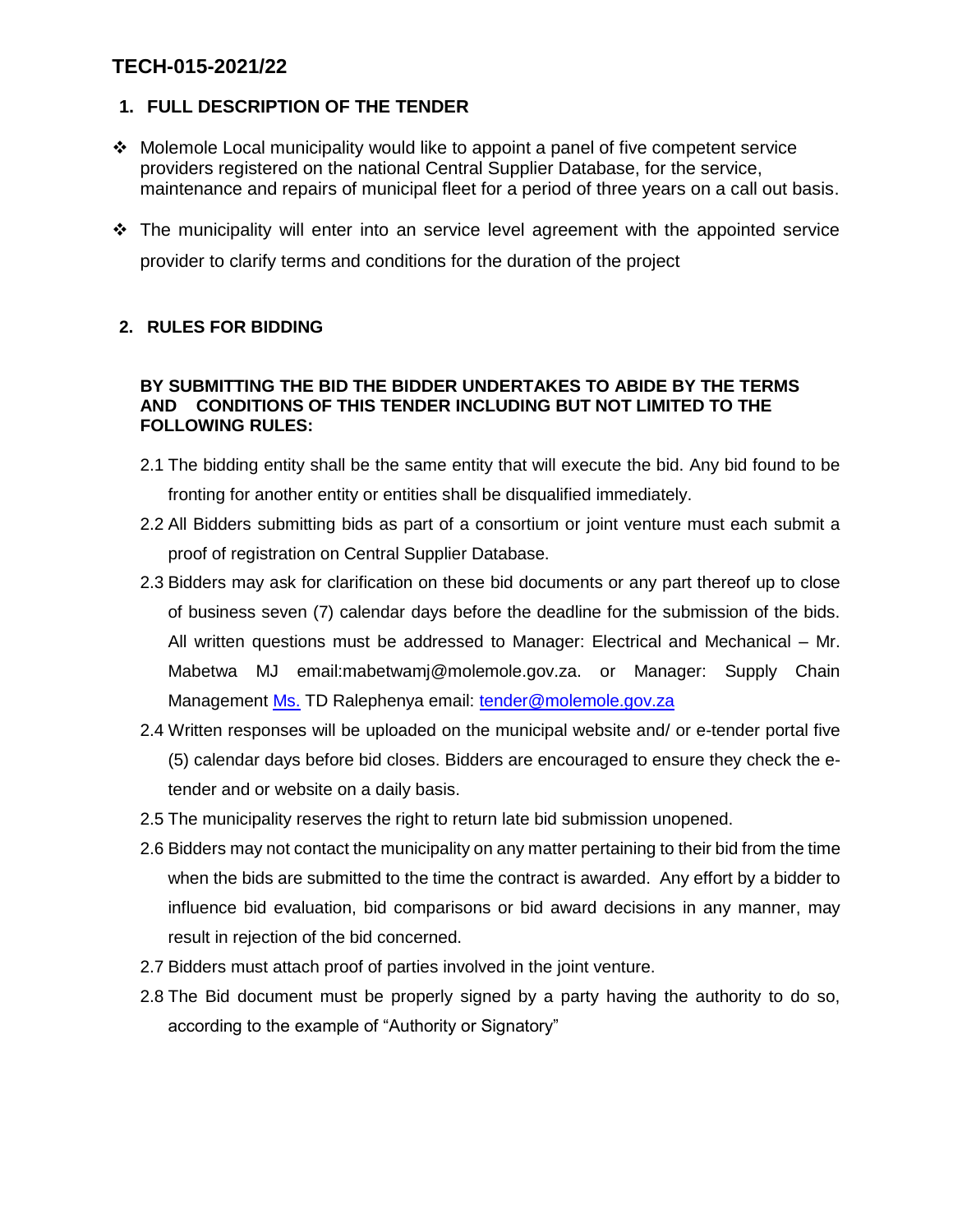# TECH-015-2021/22

## 1. FULL DESCRIPTION OF THE TENDER

- Molemole Local municipality would like to appoint a panel of five competent service providers registered on the national Central Supplier Database, for the service, maintenance and repairs of municipal fleet for a period of three years on a call out basis.
- The municipality will enter into an service level agreement with the appointed service provider to clarify terms and conditions for the duration of the project

## 2. RULES FOR BIDDING

**BY SUBMITTING THE BID THE BIDDER UNDERTAKES TO ABIDE BY THE TERMS AND CONDITIONS OF THIS TENDER INCLUDING BUT NOT LIMITED TO THE FOLLOWING RULES:**

2.1 The bidding entity shall be the same entity that will execute the bid. Any bid found to be fronting for another entity or entities shall be disqualified immediately.

2.2 All Bidders submitting bids as part of a consortium or joint venture must each submit a proof of registration on Central Supplier Database.

2.3 Bidders may ask for clarification on these bid documents or any part thereof up to close of business seven (7) calendar days before the deadline for the submission of the bids. All written questions must be addressed to Manager: Electrical and Mechanical – Mr. Mabetwa MJ email:mabetwamj@molemole.gov.za. or Manager: Supply Chain Management Ms. TD Ralephenya email: tender@molemole.gov.za

2.4 Written responses will be uploaded on the municipal website and/ or e-tender portal five (5) calendar days before bid closes. Bidders are encouraged to ensure they check the e-tender and or website on a daily basis.

2.5 The municipality reserves the right to return late bid submission unopened.

2.6 Bidders may not contact the municipality on any matter pertaining to their bid from the time when the bids are submitted to the time the contract is awarded. Any effort by a bidder to influence bid evaluation, bid comparisons or bid award decisions in any manner, may result in rejection of the bid concerned.

2.7 Bidders must attach proof of parties involved in the joint venture.

2.8 The Bid document must be properly signed by a party having the authority to do so, according to the example of "Authority or Signatory"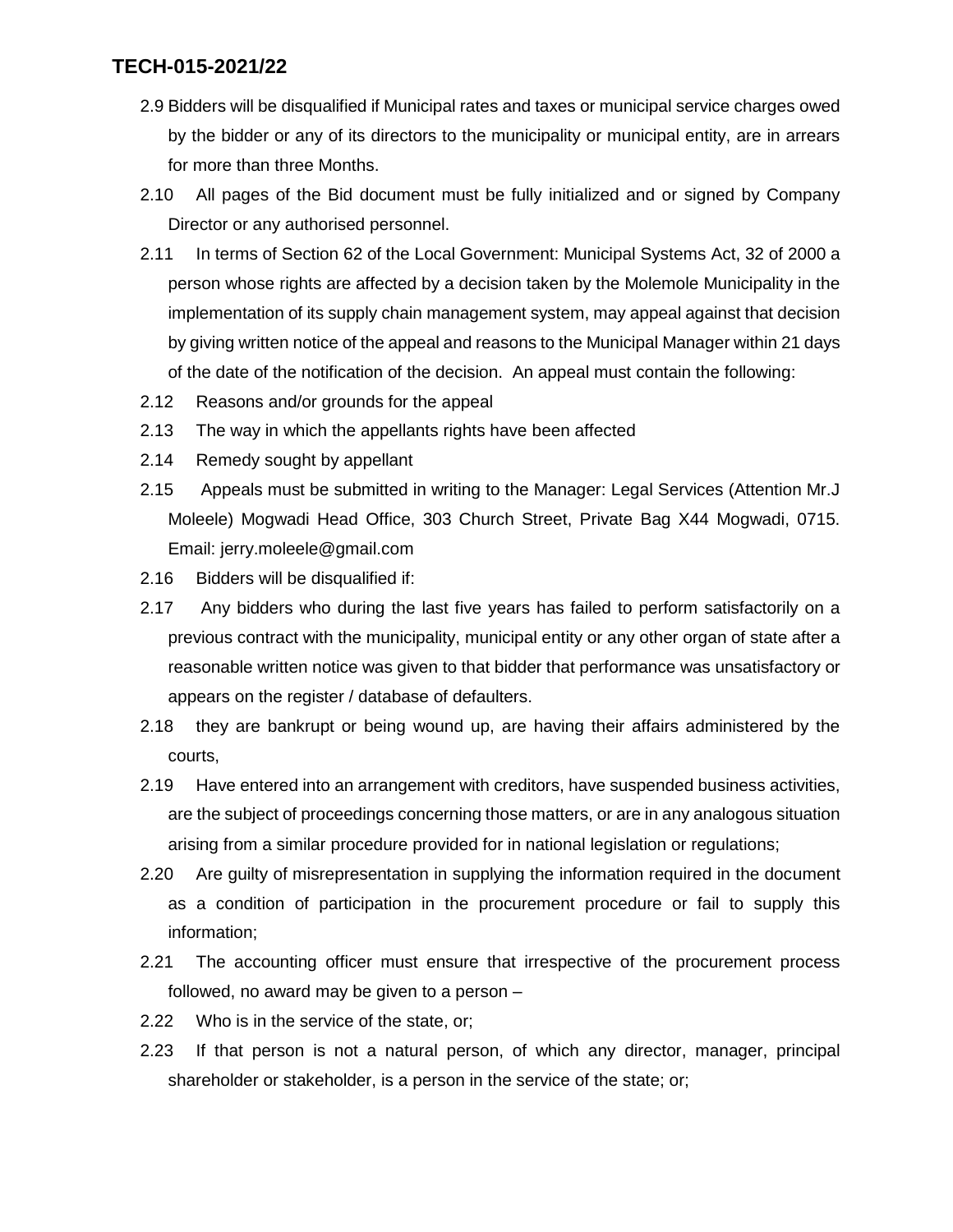2.9 Bidders will be disqualified if Municipal rates and taxes or municipal service charges owed by the bidder or any of its directors to the municipality or municipal entity, are in arrears for more than three Months.

2.10 All pages of the Bid document must be fully initialized and or signed by Company Director or any authorised personnel.

2.11 In terms of Section 62 of the Local Government: Municipal Systems Act, 32 of 2000 a person whose rights are affected by a decision taken by the Molemole Municipality in the implementation of its supply chain management system, may appeal against that decision by giving written notice of the appeal and reasons to the Municipal Manager within 21 days of the date of the notification of the decision. An appeal must contain the following:

2.12 Reasons and/or grounds for the appeal

2.13 The way in which the appellants rights have been affected

2.14 Remedy sought by appellant

2.15 Appeals must be submitted in writing to the Manager: Legal Services (Attention Mr.J Moleele) Mogwadi Head Office, 303 Church Street, Private Bag X44 Mogwadi, 0715. Email: jerry.moleele@gmail.com

2.16 Bidders will be disqualified if:

2.17 Any bidders who during the last five years has failed to perform satisfactorily on a previous contract with the municipality, municipal entity or any other organ of state after a reasonable written notice was given to that bidder that performance was unsatisfactory or appears on the register / database of defaulters.

2.18 they are bankrupt or being wound up, are having their affairs administered by the courts,

2.19 Have entered into an arrangement with creditors, have suspended business activities, are the subject of proceedings concerning those matters, or are in any analogous situation arising from a similar procedure provided for in national legislation or regulations;

2.20 Are guilty of misrepresentation in supplying the information required in the document as a condition of participation in the procurement procedure or fail to supply this information;

2.21 The accounting officer must ensure that irrespective of the procurement process followed, no award may be given to a person –

2.22 Who is in the service of the state, or;

2.23 If that person is not a natural person, of which any director, manager, principal shareholder or stakeholder, is a person in the service of the state; or;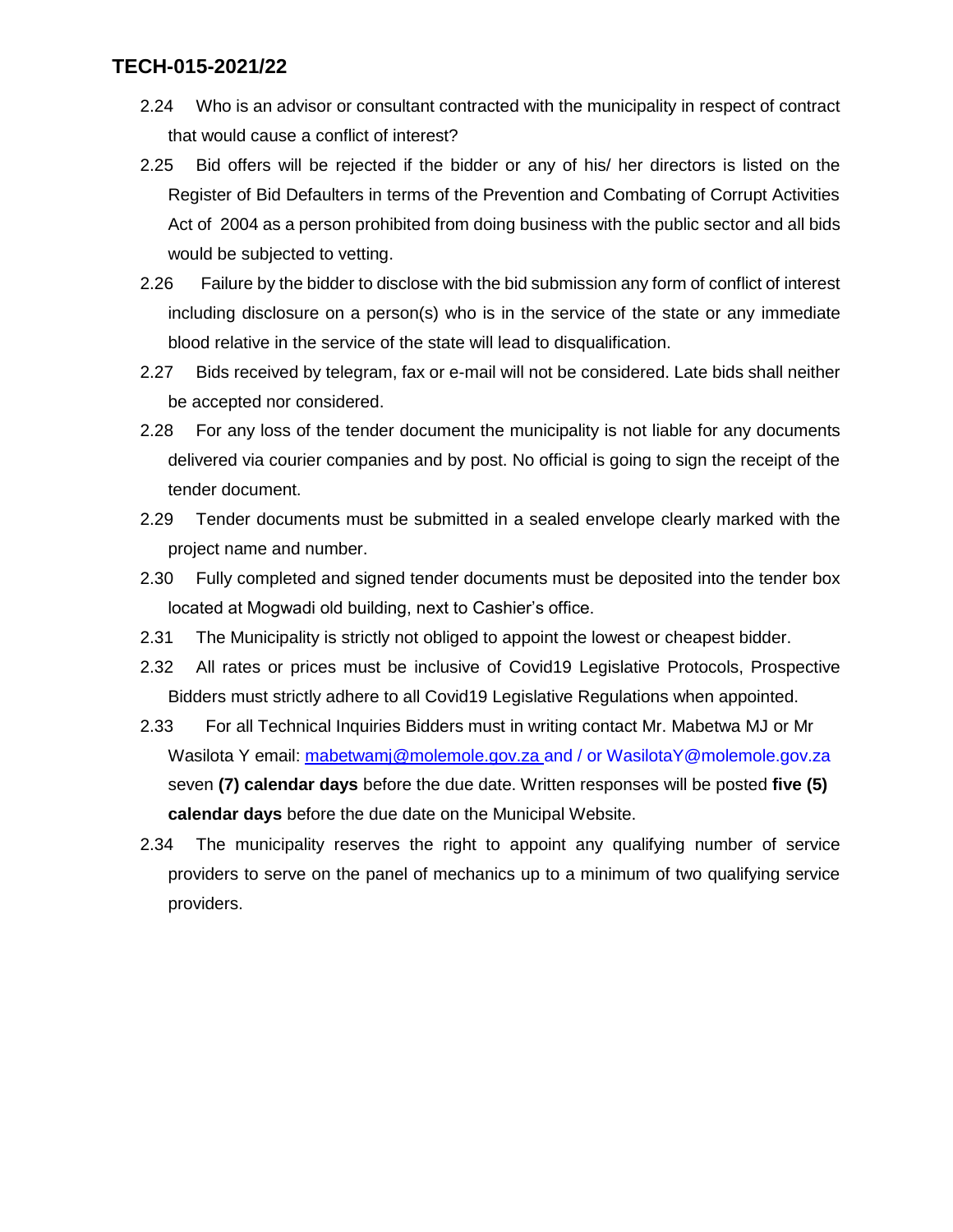2.24 Who is an advisor or consultant contracted with the municipality in respect of contract that would cause a conflict of interest?

2.25 Bid offers will be rejected if the bidder or any of his/ her directors is listed on the Register of Bid Defaulters in terms of the Prevention and Combating of Corrupt Activities Act of 2004 as a person prohibited from doing business with the public sector and all bids would be subjected to vetting.

2.26 Failure by the bidder to disclose with the bid submission any form of conflict of interest including disclosure on a person(s) who is in the service of the state or any immediate blood relative in the service of the state will lead to disqualification.

2.27 Bids received by telegram, fax or e-mail will not be considered. Late bids shall neither be accepted nor considered.

2.28 For any loss of the tender document the municipality is not liable for any documents delivered via courier companies and by post. No official is going to sign the receipt of the tender document.

2.29 Tender documents must be submitted in a sealed envelope clearly marked with the project name and number.

2.30 Fully completed and signed tender documents must be deposited into the tender box located at Mogwadi old building, next to Cashier's office.

2.31 The Municipality is strictly not obliged to appoint the lowest or cheapest bidder.

2.32 All rates or prices must be inclusive of Covid19 Legislative Protocols, Prospective Bidders must strictly adhere to all Covid19 Legislative Regulations when appointed.

2.33 For all Technical Inquiries Bidders must in writing contact Mr. Mabetwa MJ or Mr Wasilota Y email: mabetwamj@molemole.gov.za and / or WasilotaY@molemole.gov.za seven **(7) calendar days** before the due date. Written responses will be posted **five (5) calendar days** before the due date on the Municipal Website.

2.34 The municipality reserves the right to appoint any qualifying number of service providers to serve on the panel of mechanics up to a minimum of two qualifying service providers.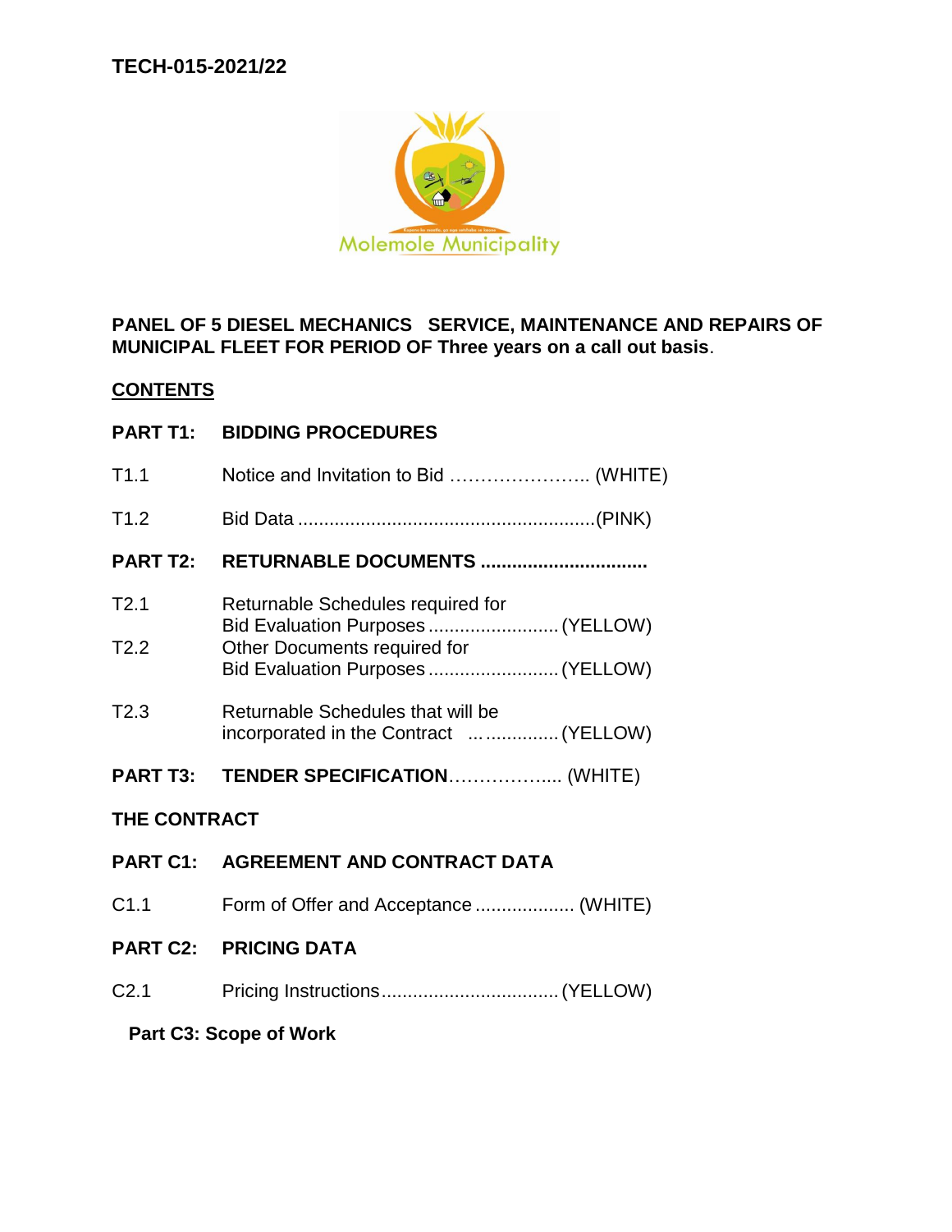**TECH-015-2021/22**

Molemole Municipality

**PANEL OF 5 DIESEL MECHANICS SERVICE, MAINTENANCE AND REPAIRS OF MUNICIPAL FLEET FOR PERIOD OF Three years on a call out basis**.

**CONTENTS**

**PART T1: BIDDING PROCEDURES**

T1.1 Notice and Invitation to Bid ………………….. (WHITE)

T1.2 Bid Data ........................................................(PINK)

**PART T2: RETURNABLE DOCUMENTS ...............................**

T2.1 Returnable Schedules required for Bid Evaluation Purposes ......................... (YELLOW)

T2.2 Other Documents required for Bid Evaluation Purposes ......................... (YELLOW)

T2.3 Returnable Schedules that will be incorporated in the Contract ... ............. (YELLOW)

**PART T3: TENDER SPECIFICATION**……………..... (WHITE)

**THE CONTRACT**

**PART C1: AGREEMENT AND CONTRACT DATA**

C1.1 Form of Offer and Acceptance .................. (WHITE)

**PART C2: PRICING DATA**

C2.1 Pricing Instructions................................. (YELLOW)

**Part C3: Scope of Work**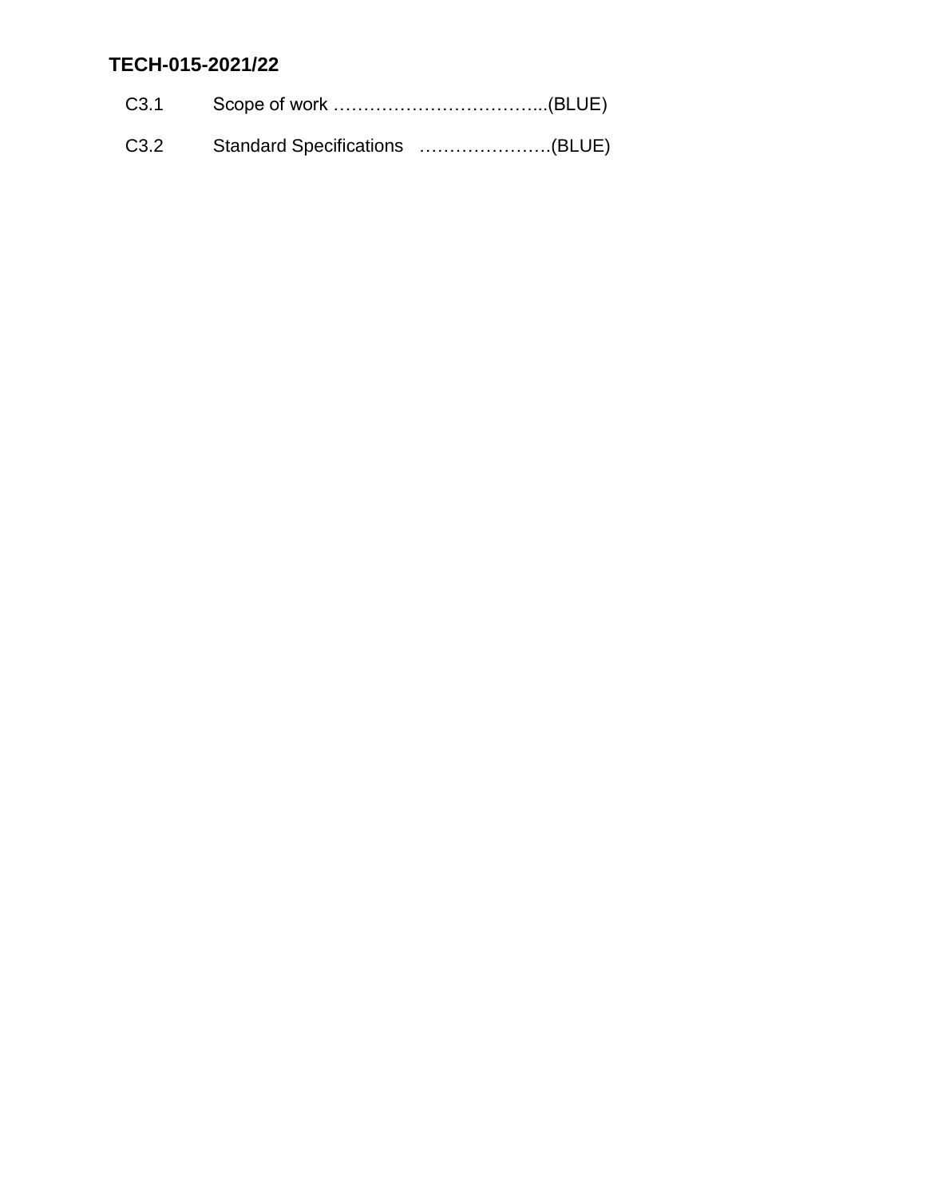**TECH-015-2021/22**

C3.1 Scope of work ……………………………...(BLUE)

C3.2 Standard Specifications …………………(BLUE)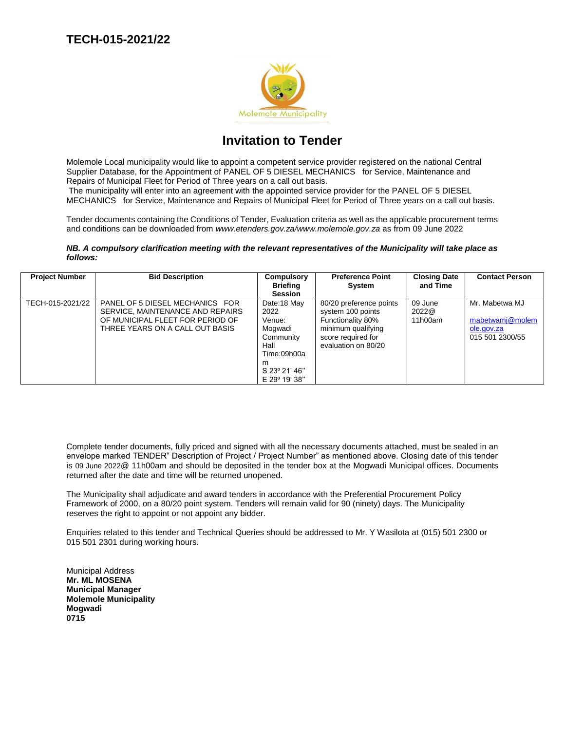## TECH-015-2021/22

# Invitation to Tender

Molemole Local municipality would like to appoint a competent service provider registered on the national Central Supplier Database, for the Appointment of PANEL OF 5 DIESEL MECHANICS for Service, Maintenance and Repairs of Municipal Fleet for Period of Three years on a call out basis.

The municipality will enter into an agreement with the appointed service provider for the PANEL OF 5 DIESEL MECHANICS for Service, Maintenance and Repairs of Municipal Fleet for Period of Three years on a call out basis.

Tender documents containing the Conditions of Tender, Evaluation criteria as well as the applicable procurement terms and conditions can be downloaded from *www.etenders.gov.za/www.molemole.gov.za* as from 09 June 2022

***NB. A compulsory clarification meeting with the relevant representatives of the Municipality will take place as follows:***

| Project Number | Bid Description | Compulsory Briefing Session | Preference Point System | Closing Date and Time | Contact Person |
|---|---|---|---|---|---|
| TECH-015-2021/22 | PANEL OF 5 DIESEL MECHANICS FOR SERVICE, MAINTENANCE AND REPAIRS OF MUNICIPAL FLEET FOR PERIOD OF THREE YEARS ON A CALL OUT BASIS | Date:18 May 2022 Venue: Mogwadi Community Hall Time:09h00am S 23º 21' 46'' E 29º 19' 38'' | 80/20 preference points system 100 points Functionality 80% minimum qualifying score required for evaluation on 80/20 | 09 June 2022@ 11h00am | Mr. Mabetwa MJ mabetwamj@molemole.gov.za 015 501 2300/55 |

Complete tender documents, fully priced and signed with all the necessary documents attached, must be sealed in an envelope marked TENDER" Description of Project / Project Number" as mentioned above. Closing date of this tender is 09 June 2022@ 11h00am and should be deposited in the tender box at the Mogwadi Municipal offices. Documents returned after the date and time will be returned unopened.

The Municipality shall adjudicate and award tenders in accordance with the Preferential Procurement Policy Framework of 2000, on a 80/20 point system. Tenders will remain valid for 90 (ninety) days. The Municipality reserves the right to appoint or not appoint any bidder.

Enquiries related to this tender and Technical Queries should be addressed to Mr. Y Wasilota at (015) 501 2300 or 015 501 2301 during working hours.

Municipal Address  
**Mr. ML MOSENA**  
**Municipal Manager**  
**Molemole Municipality**  
**Mogwadi**  
**0715**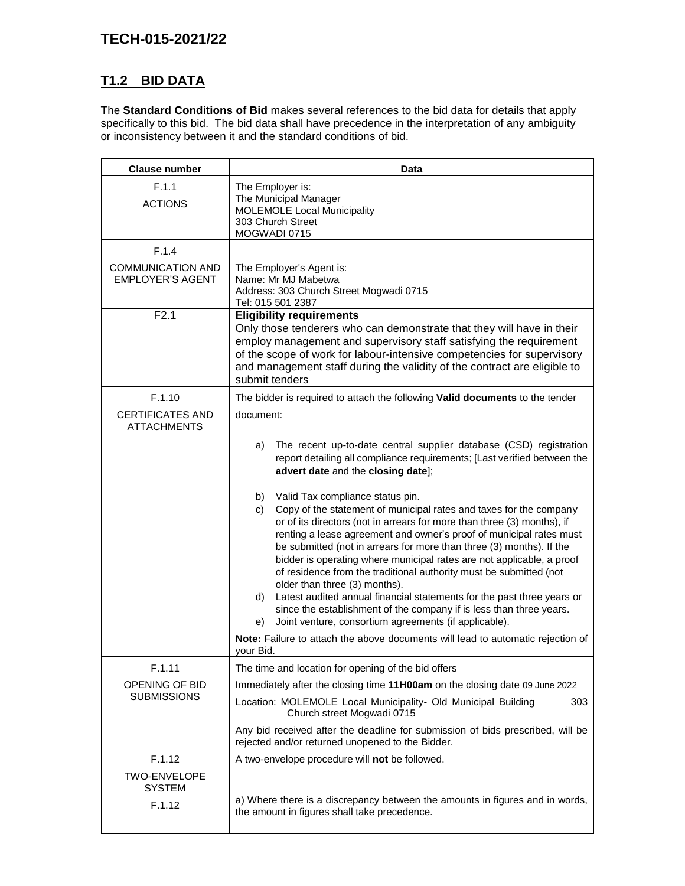## T1.2 BID DATA

The **Standard Conditions of Bid** makes several references to the bid data for details that apply specifically to this bid. The bid data shall have precedence in the interpretation of any ambiguity or inconsistency between it and the standard conditions of bid.

| Clause number | Data |
|---|---|
| F.1.1<br>ACTIONS | The Employer is:<br>The Municipal Manager<br>MOLEMOLE Local Municipality<br>303 Church Street<br>MOGWADI 0715 |
| F.1.4<br>COMMUNICATION AND EMPLOYER'S AGENT | The Employer's Agent is:<br>Name: Mr MJ Mabetwa<br>Address: 303 Church Street Mogwadi 0715<br>Tel: 015 501 2387 |
| F2.1 | **Eligibility requirements**<br>Only those tenderers who can demonstrate that they will have in their employ management and supervisory staff satisfying the requirement of the scope of work for labour-intensive competencies for supervisory and management staff during the validity of the contract are eligible to submit tenders |
| F.1.10<br>CERTIFICATES AND ATTACHMENTS | The bidder is required to attach the following **Valid documents** to the tender document:<br><br>a) The recent up-to-date central supplier database (CSD) registration report detailing all compliance requirements; [Last verified between the **advert date** and the **closing date**];<br><br>b) Valid Tax compliance status pin.<br>c) Copy of the statement of municipal rates and taxes for the company or of its directors (not in arrears for more than three (3) months), if renting a lease agreement and owner's proof of municipal rates must be submitted (not in arrears for more than three (3) months). If the bidder is operating where municipal rates are not applicable, a proof of residence from the traditional authority must be submitted (not older than three (3) months).<br>d) Latest audited annual financial statements for the past three years or since the establishment of the company if is less than three years.<br>e) Joint venture, consortium agreements (if applicable).<br><br>**Note:** Failure to attach the above documents will lead to automatic rejection of your Bid. |
| F.1.11<br>OPENING OF BID SUBMISSIONS | The time and location for opening of the bid offers<br>Immediately after the closing time **11H00am** on the closing date 09 June 2022<br>Location: MOLEMOLE Local Municipality- Old Municipal Building 303 Church street Mogwadi 0715<br>Any bid received after the deadline for submission of bids prescribed, will be rejected and/or returned unopened to the Bidder. |
| F.1.12<br>TWO-ENVELOPE SYSTEM | A two-envelope procedure will **not** be followed. |
| F.1.12 | a) Where there is a discrepancy between the amounts in figures and in words, the amount in figures shall take precedence. |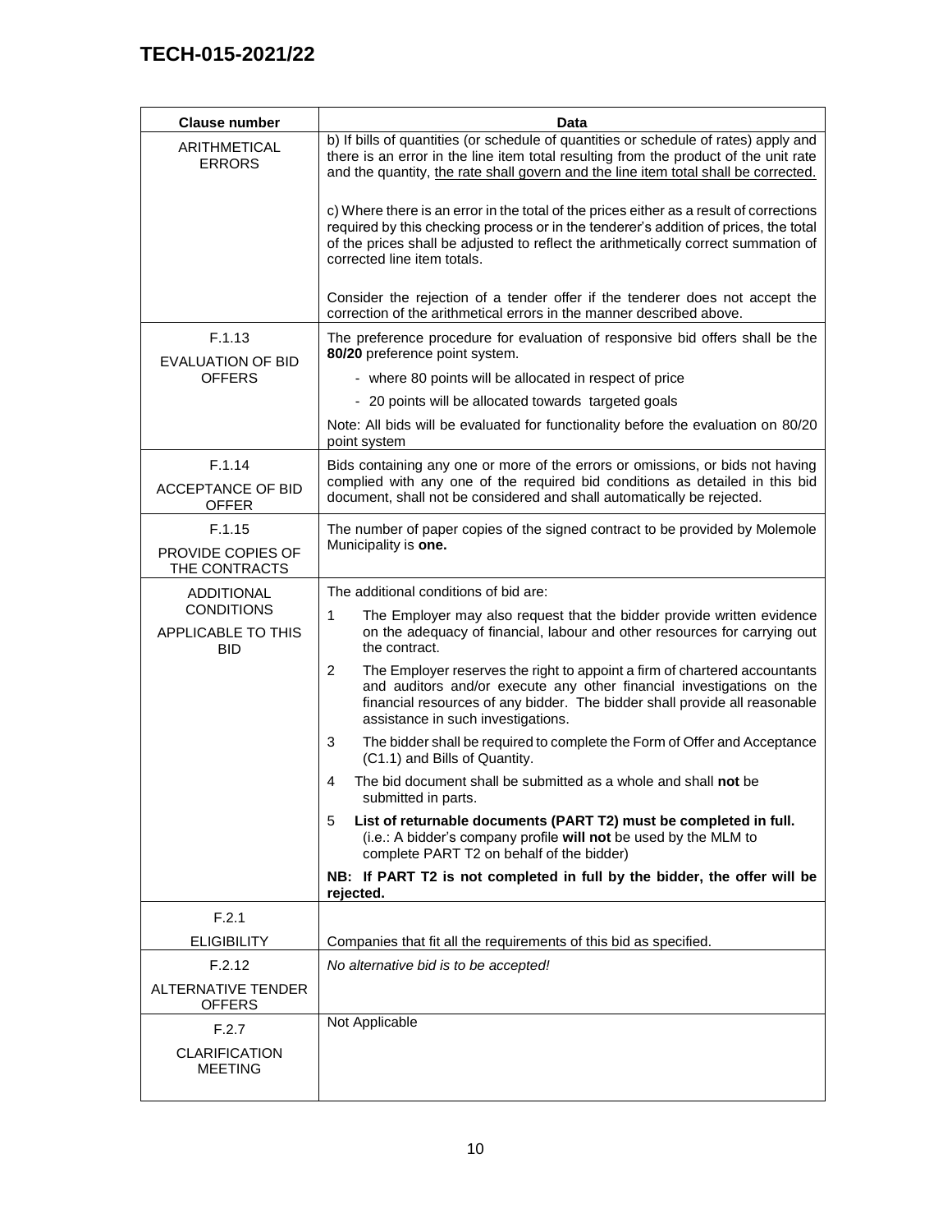| Clause number | Data |
| --- | --- |
| ARITHMETICAL ERRORS | b) If bills of quantities (or schedule of quantities or schedule of rates) apply and there is an error in the line item total resulting from the product of the unit rate and the quantity, the rate shall govern and the line item total shall be corrected.<br><br>c) Where there is an error in the total of the prices either as a result of corrections required by this checking process or in the tenderer's addition of prices, the total of the prices shall be adjusted to reflect the arithmetically correct summation of corrected line item totals.<br><br>Consider the rejection of a tender offer if the tenderer does not accept the correction of the arithmetical errors in the manner described above. |
| F.1.13<br><br>EVALUATION OF BID OFFERS | The preference procedure for evaluation of responsive bid offers shall be the **80/20** preference point system.<br>- where 80 points will be allocated in respect of price<br>- 20 points will be allocated towards targeted goals<br><br>Note: All bids will be evaluated for functionality before the evaluation on 80/20 point system |
| F.1.14<br><br>ACCEPTANCE OF BID OFFER | Bids containing any one or more of the errors or omissions, or bids not having complied with any one of the required bid conditions as detailed in this bid document, shall not be considered and shall automatically be rejected. |
| F.1.15<br><br>PROVIDE COPIES OF THE CONTRACTS | The number of paper copies of the signed contract to be provided by Molemole Municipality is **one.** |
| ADDITIONAL CONDITIONS<br><br>APPLICABLE TO THIS BID | The additional conditions of bid are:<br>1 The Employer may also request that the bidder provide written evidence on the adequacy of financial, labour and other resources for carrying out the contract.<br>2 The Employer reserves the right to appoint a firm of chartered accountants and auditors and/or execute any other financial investigations on the financial resources of any bidder. The bidder shall provide all reasonable assistance in such investigations.<br>3 The bidder shall be required to complete the Form of Offer and Acceptance (C1.1) and Bills of Quantity.<br>4 The bid document shall be submitted as a whole and shall **not** be submitted in parts.<br>5 **List of returnable documents (PART T2) must be completed in full.** (i.e.: A bidder's company profile **will not** be used by the MLM to complete PART T2 on behalf of the bidder)<br><br>**NB: If PART T2 is not completed in full by the bidder, the offer will be rejected.** |
| F.2.1<br><br>ELIGIBILITY | Companies that fit all the requirements of this bid as specified. |
| F.2.12<br><br>ALTERNATIVE TENDER OFFERS | *No alternative bid is to be accepted!* |
| F.2.7<br><br>CLARIFICATION MEETING | Not Applicable |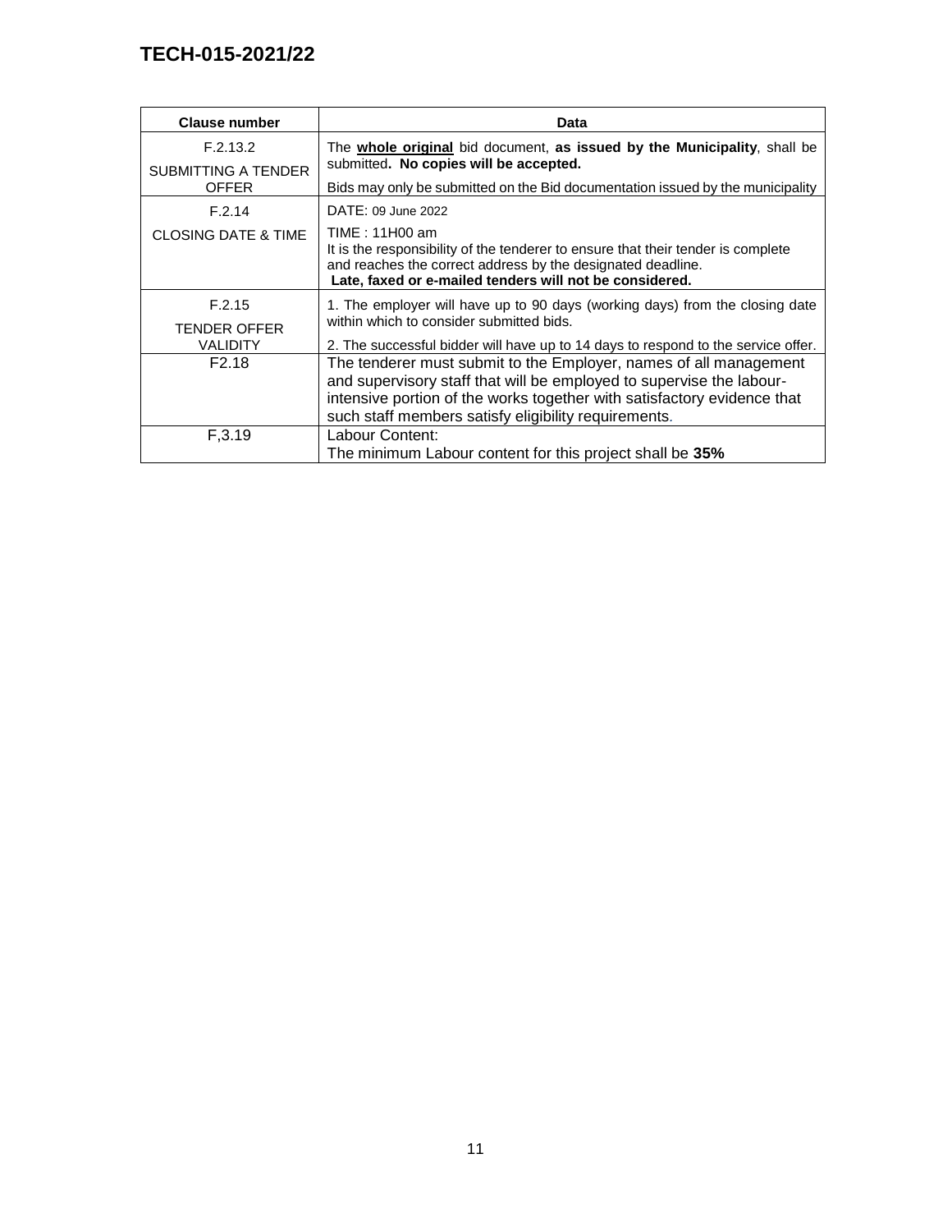| Clause number | Data |
|---|---|
| F.2.13.2 SUBMITTING A TENDER OFFER | The **whole original** bid document, **as issued by the Municipality**, shall be submitted**. No copies will be accepted.** Bids may only be submitted on the Bid documentation issued by the municipality |
| F.2.14 CLOSING DATE & TIME | DATE: 09 June 2022 TIME : 11H00 am It is the responsibility of the tenderer to ensure that their tender is complete and reaches the correct address by the designated deadline. **Late, faxed or e-mailed tenders will not be considered.** |
| F.2.15 TENDER OFFER VALIDITY | 1. The employer will have up to 90 days (working days) from the closing date within which to consider submitted bids. 2. The successful bidder will have up to 14 days to respond to the service offer. |
| F2.18 | The tenderer must submit to the Employer, names of all management and supervisory staff that will be employed to supervise the labour-intensive portion of the works together with satisfactory evidence that such staff members satisfy eligibility requirements. |
| F,3.19 | Labour Content: The minimum Labour content for this project shall be **35%** |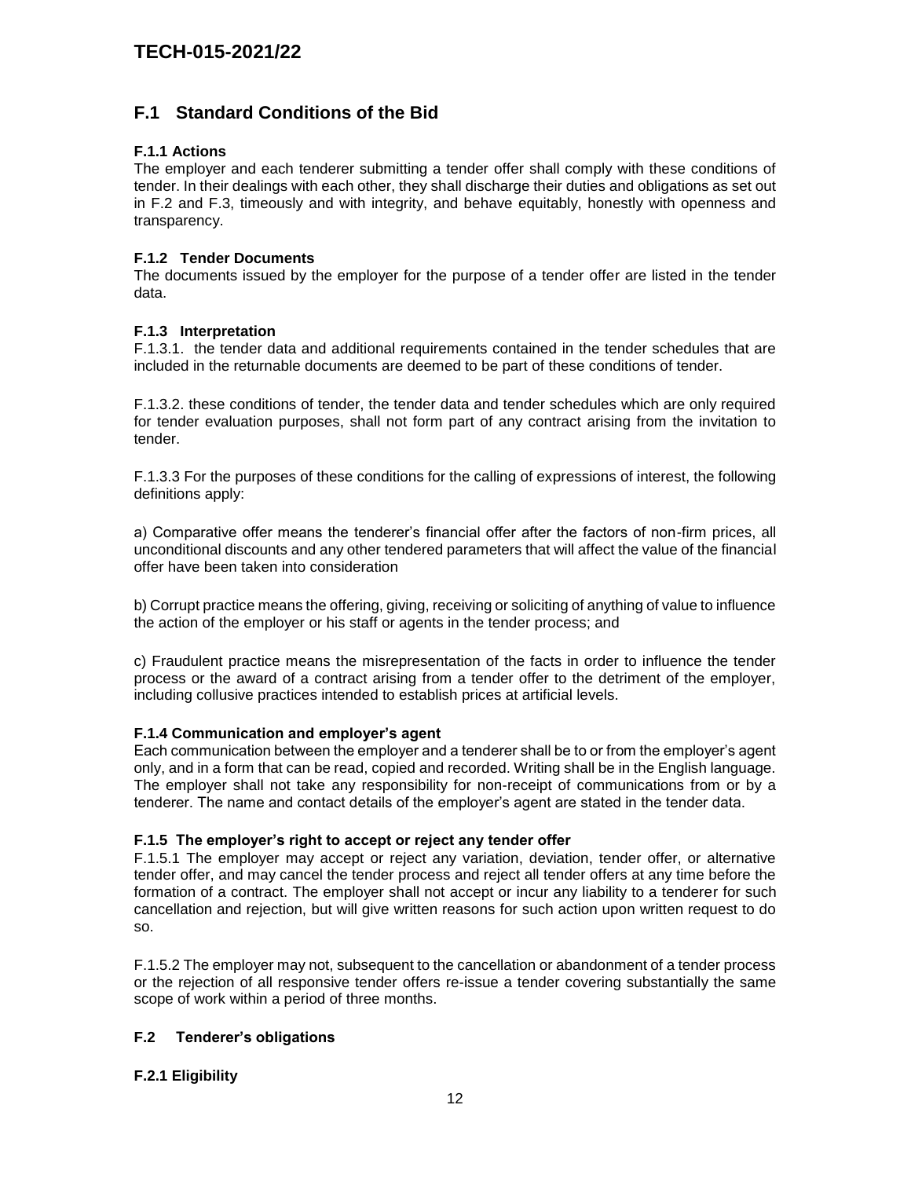## F.1 Standard Conditions of the Bid

### F.1.1 Actions

The employer and each tenderer submitting a tender offer shall comply with these conditions of tender. In their dealings with each other, they shall discharge their duties and obligations as set out in F.2 and F.3, timeously and with integrity, and behave equitably, honestly with openness and transparency.

### F.1.2 Tender Documents

The documents issued by the employer for the purpose of a tender offer are listed in the tender data.

### F.1.3 Interpretation

F.1.3.1. the tender data and additional requirements contained in the tender schedules that are included in the returnable documents are deemed to be part of these conditions of tender.

F.1.3.2. these conditions of tender, the tender data and tender schedules which are only required for tender evaluation purposes, shall not form part of any contract arising from the invitation to tender.

F.1.3.3 For the purposes of these conditions for the calling of expressions of interest, the following definitions apply:

a) Comparative offer means the tenderer's financial offer after the factors of non-firm prices, all unconditional discounts and any other tendered parameters that will affect the value of the financial offer have been taken into consideration

b) Corrupt practice means the offering, giving, receiving or soliciting of anything of value to influence the action of the employer or his staff or agents in the tender process; and

c) Fraudulent practice means the misrepresentation of the facts in order to influence the tender process or the award of a contract arising from a tender offer to the detriment of the employer, including collusive practices intended to establish prices at artificial levels.

### F.1.4 Communication and employer's agent

Each communication between the employer and a tenderer shall be to or from the employer's agent only, and in a form that can be read, copied and recorded. Writing shall be in the English language. The employer shall not take any responsibility for non-receipt of communications from or by a tenderer. The name and contact details of the employer's agent are stated in the tender data.

### F.1.5 The employer's right to accept or reject any tender offer

F.1.5.1 The employer may accept or reject any variation, deviation, tender offer, or alternative tender offer, and may cancel the tender process and reject all tender offers at any time before the formation of a contract. The employer shall not accept or incur any liability to a tenderer for such cancellation and rejection, but will give written reasons for such action upon written request to do so.

F.1.5.2 The employer may not, subsequent to the cancellation or abandonment of a tender process or the rejection of all responsive tender offers re-issue a tender covering substantially the same scope of work within a period of three months.

## F.2 Tenderer's obligations

### F.2.1 Eligibility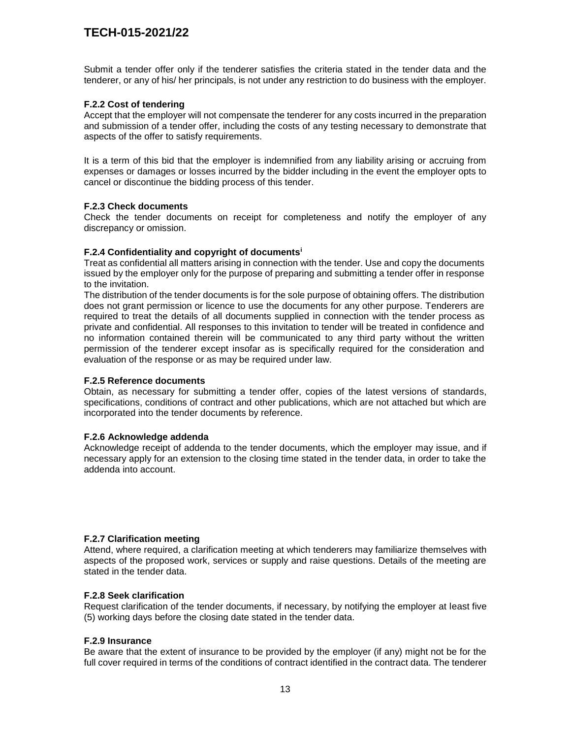Submit a tender offer only if the tenderer satisfies the criteria stated in the tender data and the tenderer, or any of his/ her principals, is not under any restriction to do business with the employer.

**F.2.2 Cost of tendering**

Accept that the employer will not compensate the tenderer for any costs incurred in the preparation and submission of a tender offer, including the costs of any testing necessary to demonstrate that aspects of the offer to satisfy requirements.

It is a term of this bid that the employer is indemnified from any liability arising or accruing from expenses or damages or losses incurred by the bidder including in the event the employer opts to cancel or discontinue the bidding process of this tender.

**F.2.3 Check documents**

Check the tender documents on receipt for completeness and notify the employer of any discrepancy or omission.

**F.2.4 Confidentiality and copyright of documents**[i]

Treat as confidential all matters arising in connection with the tender. Use and copy the documents issued by the employer only for the purpose of preparing and submitting a tender offer in response to the invitation.

The distribution of the tender documents is for the sole purpose of obtaining offers. The distribution does not grant permission or licence to use the documents for any other purpose. Tenderers are required to treat the details of all documents supplied in connection with the tender process as private and confidential. All responses to this invitation to tender will be treated in confidence and no information contained therein will be communicated to any third party without the written permission of the tenderer except insofar as is specifically required for the consideration and evaluation of the response or as may be required under law.

**F.2.5 Reference documents**

Obtain, as necessary for submitting a tender offer, copies of the latest versions of standards, specifications, conditions of contract and other publications, which are not attached but which are incorporated into the tender documents by reference.

**F.2.6 Acknowledge addenda**

Acknowledge receipt of addenda to the tender documents, which the employer may issue, and if necessary apply for an extension to the closing time stated in the tender data, in order to take the addenda into account.

**F.2.7 Clarification meeting**

Attend, where required, a clarification meeting at which tenderers may familiarize themselves with aspects of the proposed work, services or supply and raise questions. Details of the meeting are stated in the tender data.

**F.2.8 Seek clarification**

Request clarification of the tender documents, if necessary, by notifying the employer at least five (5) working days before the closing date stated in the tender data.

**F.2.9 Insurance**

Be aware that the extent of insurance to be provided by the employer (if any) might not be for the full cover required in terms of the conditions of contract identified in the contract data. The tenderer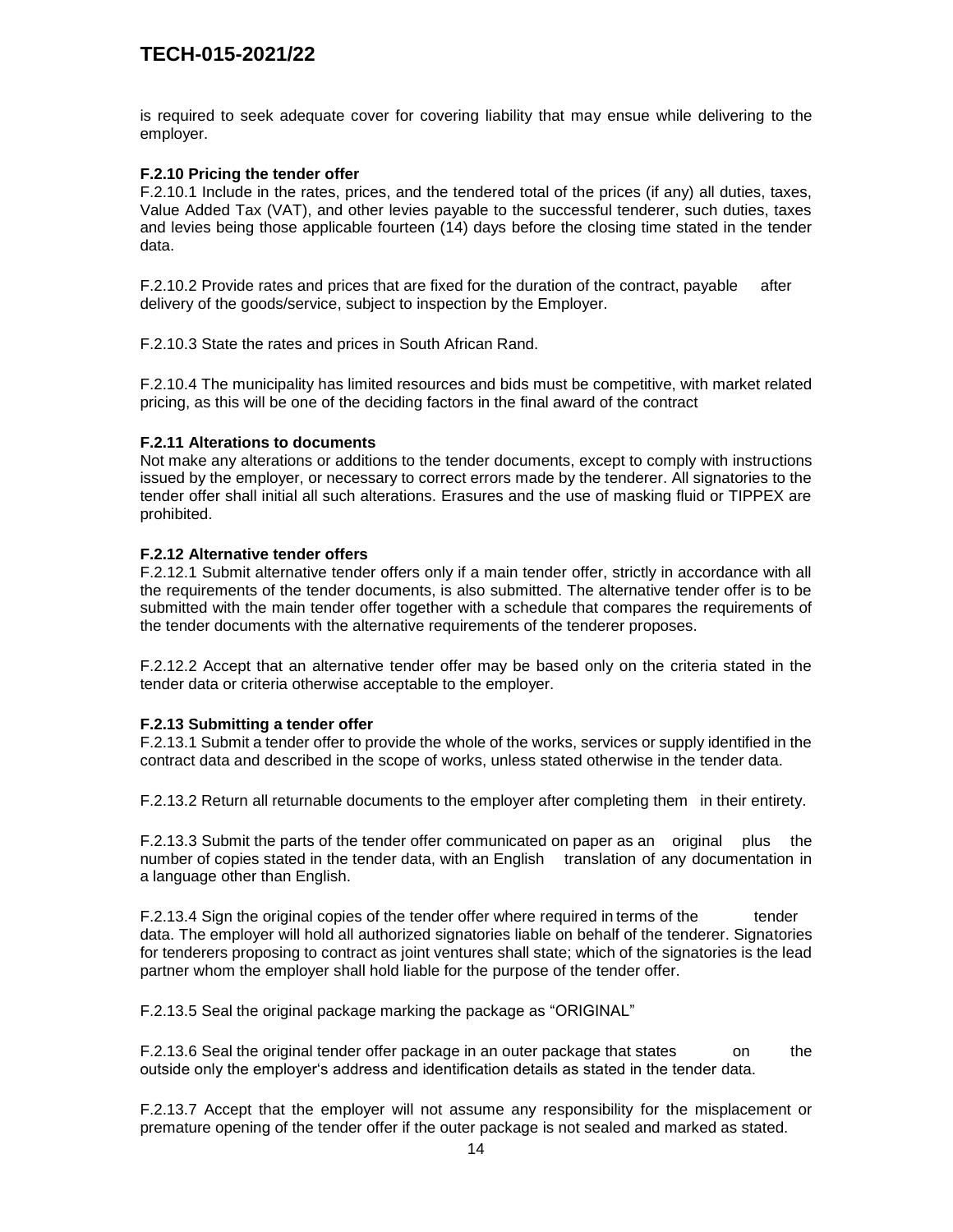is required to seek adequate cover for covering liability that may ensue while delivering to the employer.

**F.2.10 Pricing the tender offer**

F.2.10.1 Include in the rates, prices, and the tendered total of the prices (if any) all duties, taxes, Value Added Tax (VAT), and other levies payable to the successful tenderer, such duties, taxes and levies being those applicable fourteen (14) days before the closing time stated in the tender data.

F.2.10.2 Provide rates and prices that are fixed for the duration of the contract, payable after delivery of the goods/service, subject to inspection by the Employer.

F.2.10.3 State the rates and prices in South African Rand.

F.2.10.4 The municipality has limited resources and bids must be competitive, with market related pricing, as this will be one of the deciding factors in the final award of the contract

**F.2.11 Alterations to documents**

Not make any alterations or additions to the tender documents, except to comply with instructions issued by the employer, or necessary to correct errors made by the tenderer. All signatories to the tender offer shall initial all such alterations. Erasures and the use of masking fluid or TIPPEX are prohibited.

**F.2.12 Alternative tender offers**

F.2.12.1 Submit alternative tender offers only if a main tender offer, strictly in accordance with all the requirements of the tender documents, is also submitted. The alternative tender offer is to be submitted with the main tender offer together with a schedule that compares the requirements of the tender documents with the alternative requirements of the tenderer proposes.

F.2.12.2 Accept that an alternative tender offer may be based only on the criteria stated in the tender data or criteria otherwise acceptable to the employer.

**F.2.13 Submitting a tender offer**

F.2.13.1 Submit a tender offer to provide the whole of the works, services or supply identified in the contract data and described in the scope of works, unless stated otherwise in the tender data.

F.2.13.2 Return all returnable documents to the employer after completing them in their entirety.

F.2.13.3 Submit the parts of the tender offer communicated on paper as an original plus the number of copies stated in the tender data, with an English translation of any documentation in a language other than English.

F.2.13.4 Sign the original copies of the tender offer where required in terms of the tender data. The employer will hold all authorized signatories liable on behalf of the tenderer. Signatories for tenderers proposing to contract as joint ventures shall state; which of the signatories is the lead partner whom the employer shall hold liable for the purpose of the tender offer.

F.2.13.5 Seal the original package marking the package as "ORIGINAL"

F.2.13.6 Seal the original tender offer package in an outer package that states on the outside only the employer's address and identification details as stated in the tender data.

F.2.13.7 Accept that the employer will not assume any responsibility for the misplacement or premature opening of the tender offer if the outer package is not sealed and marked as stated.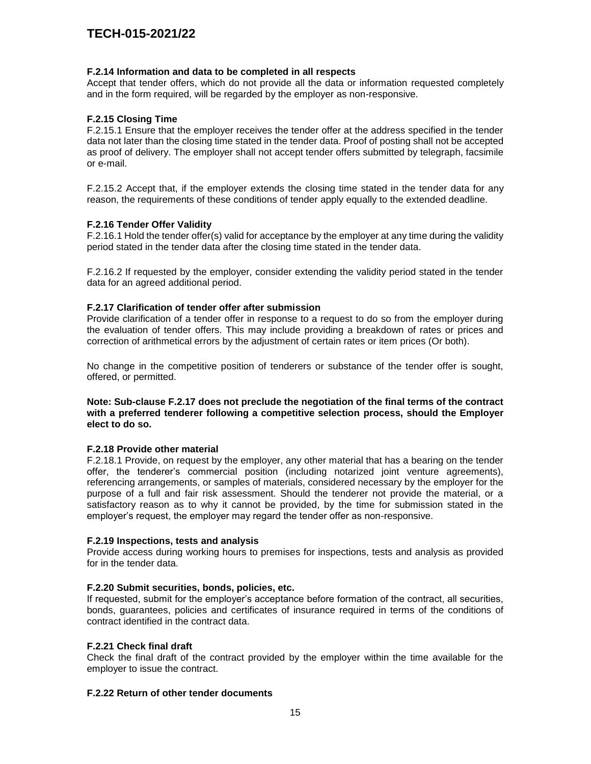#### F.2.14 Information and data to be completed in all respects

Accept that tender offers, which do not provide all the data or information requested completely and in the form required, will be regarded by the employer as non-responsive.

#### F.2.15 Closing Time

F.2.15.1 Ensure that the employer receives the tender offer at the address specified in the tender data not later than the closing time stated in the tender data. Proof of posting shall not be accepted as proof of delivery. The employer shall not accept tender offers submitted by telegraph, facsimile or e-mail.

F.2.15.2 Accept that, if the employer extends the closing time stated in the tender data for any reason, the requirements of these conditions of tender apply equally to the extended deadline.

#### F.2.16 Tender Offer Validity

F.2.16.1 Hold the tender offer(s) valid for acceptance by the employer at any time during the validity period stated in the tender data after the closing time stated in the tender data.

F.2.16.2 If requested by the employer, consider extending the validity period stated in the tender data for an agreed additional period.

#### F.2.17 Clarification of tender offer after submission

Provide clarification of a tender offer in response to a request to do so from the employer during the evaluation of tender offers. This may include providing a breakdown of rates or prices and correction of arithmetical errors by the adjustment of certain rates or item prices (Or both).

No change in the competitive position of tenderers or substance of the tender offer is sought, offered, or permitted.

**Note: Sub-clause F.2.17 does not preclude the negotiation of the final terms of the contract with a preferred tenderer following a competitive selection process, should the Employer elect to do so.**

#### F.2.18 Provide other material

F.2.18.1 Provide, on request by the employer, any other material that has a bearing on the tender offer, the tenderer's commercial position (including notarized joint venture agreements), referencing arrangements, or samples of materials, considered necessary by the employer for the purpose of a full and fair risk assessment. Should the tenderer not provide the material, or a satisfactory reason as to why it cannot be provided, by the time for submission stated in the employer's request, the employer may regard the tender offer as non-responsive.

#### F.2.19 Inspections, tests and analysis

Provide access during working hours to premises for inspections, tests and analysis as provided for in the tender data.

#### F.2.20 Submit securities, bonds, policies, etc.

If requested, submit for the employer's acceptance before formation of the contract, all securities, bonds, guarantees, policies and certificates of insurance required in terms of the conditions of contract identified in the contract data.

#### F.2.21 Check final draft

Check the final draft of the contract provided by the employer within the time available for the employer to issue the contract.

#### F.2.22 Return of other tender documents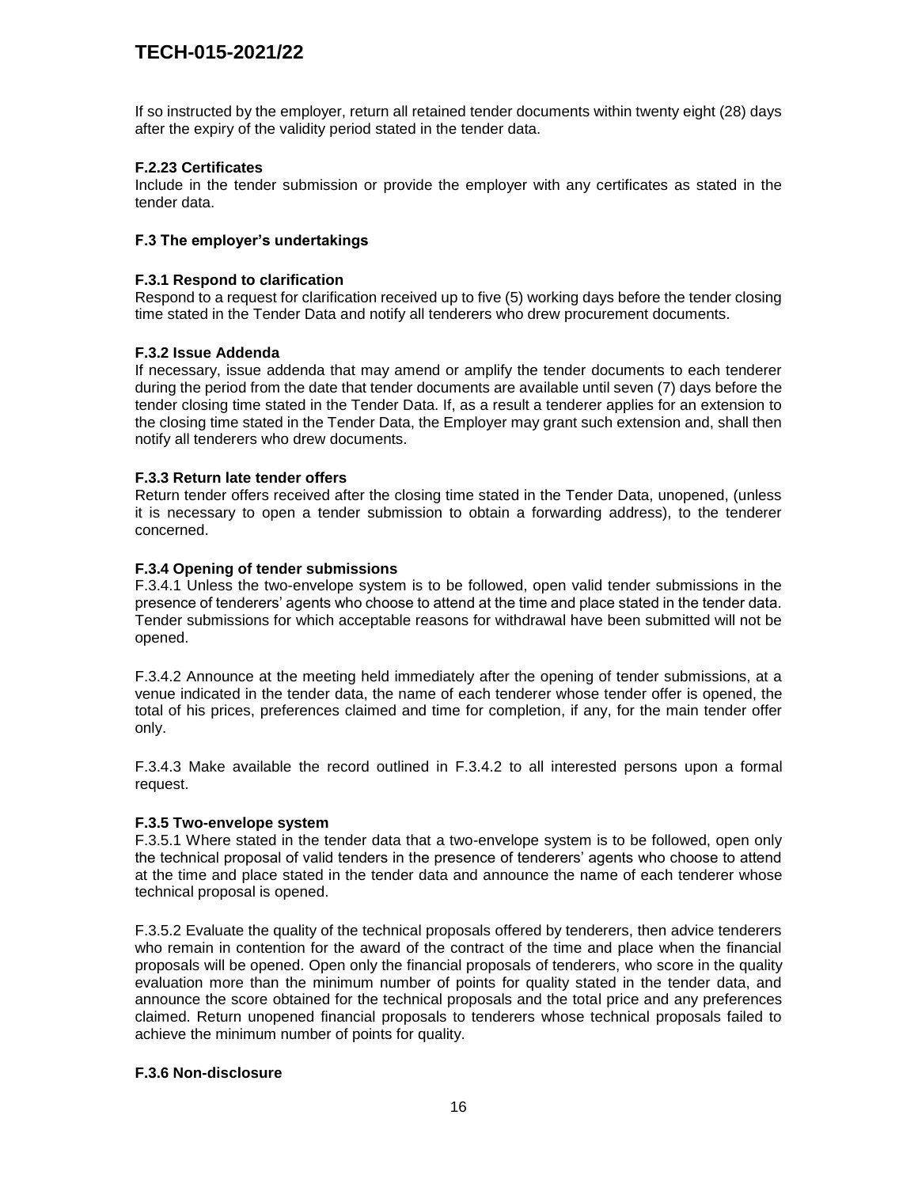If so instructed by the employer, return all retained tender documents within twenty eight (28) days after the expiry of the validity period stated in the tender data.

#### F.2.23 Certificates

Include in the tender submission or provide the employer with any certificates as stated in the tender data.

### F.3 The employer's undertakings

#### F.3.1 Respond to clarification

Respond to a request for clarification received up to five (5) working days before the tender closing time stated in the Tender Data and notify all tenderers who drew procurement documents.

#### F.3.2 Issue Addenda

If necessary, issue addenda that may amend or amplify the tender documents to each tenderer during the period from the date that tender documents are available until seven (7) days before the tender closing time stated in the Tender Data. If, as a result a tenderer applies for an extension to the closing time stated in the Tender Data, the Employer may grant such extension and, shall then notify all tenderers who drew documents.

#### F.3.3 Return late tender offers

Return tender offers received after the closing time stated in the Tender Data, unopened, (unless it is necessary to open a tender submission to obtain a forwarding address), to the tenderer concerned.

#### F.3.4 Opening of tender submissions

F.3.4.1 Unless the two-envelope system is to be followed, open valid tender submissions in the presence of tenderers' agents who choose to attend at the time and place stated in the tender data. Tender submissions for which acceptable reasons for withdrawal have been submitted will not be opened.

F.3.4.2 Announce at the meeting held immediately after the opening of tender submissions, at a venue indicated in the tender data, the name of each tenderer whose tender offer is opened, the total of his prices, preferences claimed and time for completion, if any, for the main tender offer only.

F.3.4.3 Make available the record outlined in F.3.4.2 to all interested persons upon a formal request.

#### F.3.5 Two-envelope system

F.3.5.1 Where stated in the tender data that a two-envelope system is to be followed, open only the technical proposal of valid tenders in the presence of tenderers' agents who choose to attend at the time and place stated in the tender data and announce the name of each tenderer whose technical proposal is opened.

F.3.5.2 Evaluate the quality of the technical proposals offered by tenderers, then advice tenderers who remain in contention for the award of the contract of the time and place when the financial proposals will be opened. Open only the financial proposals of tenderers, who score in the quality evaluation more than the minimum number of points for quality stated in the tender data, and announce the score obtained for the technical proposals and the total price and any preferences claimed. Return unopened financial proposals to tenderers whose technical proposals failed to achieve the minimum number of points for quality.

#### F.3.6 Non-disclosure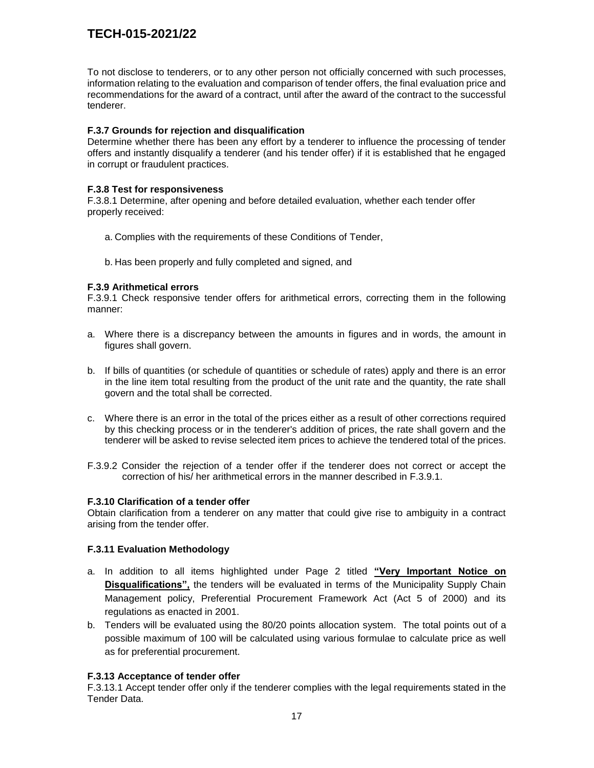To not disclose to tenderers, or to any other person not officially concerned with such processes, information relating to the evaluation and comparison of tender offers, the final evaluation price and recommendations for the award of a contract, until after the award of the contract to the successful tenderer.

**F.3.7 Grounds for rejection and disqualification**

Determine whether there has been any effort by a tenderer to influence the processing of tender offers and instantly disqualify a tenderer (and his tender offer) if it is established that he engaged in corrupt or fraudulent practices.

**F.3.8 Test for responsiveness**

F.3.8.1 Determine, after opening and before detailed evaluation, whether each tender offer properly received:

a. Complies with the requirements of these Conditions of Tender,

b. Has been properly and fully completed and signed, and

**F.3.9 Arithmetical errors**

F.3.9.1 Check responsive tender offers for arithmetical errors, correcting them in the following manner:

a. Where there is a discrepancy between the amounts in figures and in words, the amount in figures shall govern.

b. If bills of quantities (or schedule of quantities or schedule of rates) apply and there is an error in the line item total resulting from the product of the unit rate and the quantity, the rate shall govern and the total shall be corrected.

c. Where there is an error in the total of the prices either as a result of other corrections required by this checking process or in the tenderer's addition of prices, the rate shall govern and the tenderer will be asked to revise selected item prices to achieve the tendered total of the prices.

F.3.9.2 Consider the rejection of a tender offer if the tenderer does not correct or accept the correction of his/ her arithmetical errors in the manner described in F.3.9.1.

**F.3.10 Clarification of a tender offer**

Obtain clarification from a tenderer on any matter that could give rise to ambiguity in a contract arising from the tender offer.

**F.3.11 Evaluation Methodology**

a. In addition to all items highlighted under Page 2 titled **"Very Important Notice on Disqualifications",** the tenders will be evaluated in terms of the Municipality Supply Chain Management policy, Preferential Procurement Framework Act (Act 5 of 2000) and its regulations as enacted in 2001.

b. Tenders will be evaluated using the 80/20 points allocation system. The total points out of a possible maximum of 100 will be calculated using various formulae to calculate price as well as for preferential procurement.

**F.3.13 Acceptance of tender offer**

F.3.13.1 Accept tender offer only if the tenderer complies with the legal requirements stated in the Tender Data.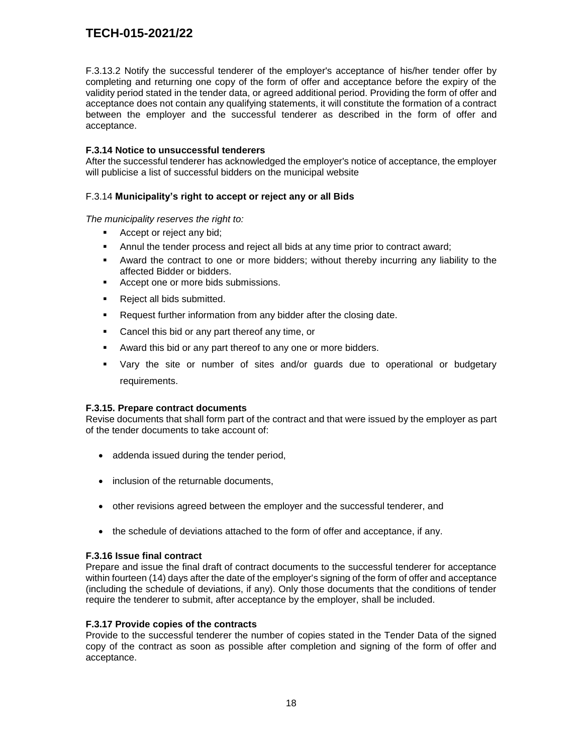F.3.13.2 Notify the successful tenderer of the employer's acceptance of his/her tender offer by completing and returning one copy of the form of offer and acceptance before the expiry of the validity period stated in the tender data, or agreed additional period. Providing the form of offer and acceptance does not contain any qualifying statements, it will constitute the formation of a contract between the employer and the successful tenderer as described in the form of offer and acceptance.

**F.3.14 Notice to unsuccessful tenderers**
After the successful tenderer has acknowledged the employer's notice of acceptance, the employer will publicise a list of successful bidders on the municipal website

F.3.14 **Municipality's right to accept or reject any or all Bids**

*The municipality reserves the right to:*

- Accept or reject any bid;
- Annul the tender process and reject all bids at any time prior to contract award;
- Award the contract to one or more bidders; without thereby incurring any liability to the affected Bidder or bidders.
- Accept one or more bids submissions.
- Reject all bids submitted.
- Request further information from any bidder after the closing date.
- Cancel this bid or any part thereof any time, or
- Award this bid or any part thereof to any one or more bidders.
- Vary the site or number of sites and/or guards due to operational or budgetary requirements.

**F.3.15. Prepare contract documents**
Revise documents that shall form part of the contract and that were issued by the employer as part of the tender documents to take account of:

- addenda issued during the tender period,
- inclusion of the returnable documents,
- other revisions agreed between the employer and the successful tenderer, and
- the schedule of deviations attached to the form of offer and acceptance, if any.

**F.3.16 Issue final contract**
Prepare and issue the final draft of contract documents to the successful tenderer for acceptance within fourteen (14) days after the date of the employer's signing of the form of offer and acceptance (including the schedule of deviations, if any). Only those documents that the conditions of tender require the tenderer to submit, after acceptance by the employer, shall be included.

**F.3.17 Provide copies of the contracts**
Provide to the successful tenderer the number of copies stated in the Tender Data of the signed copy of the contract as soon as possible after completion and signing of the form of offer and acceptance.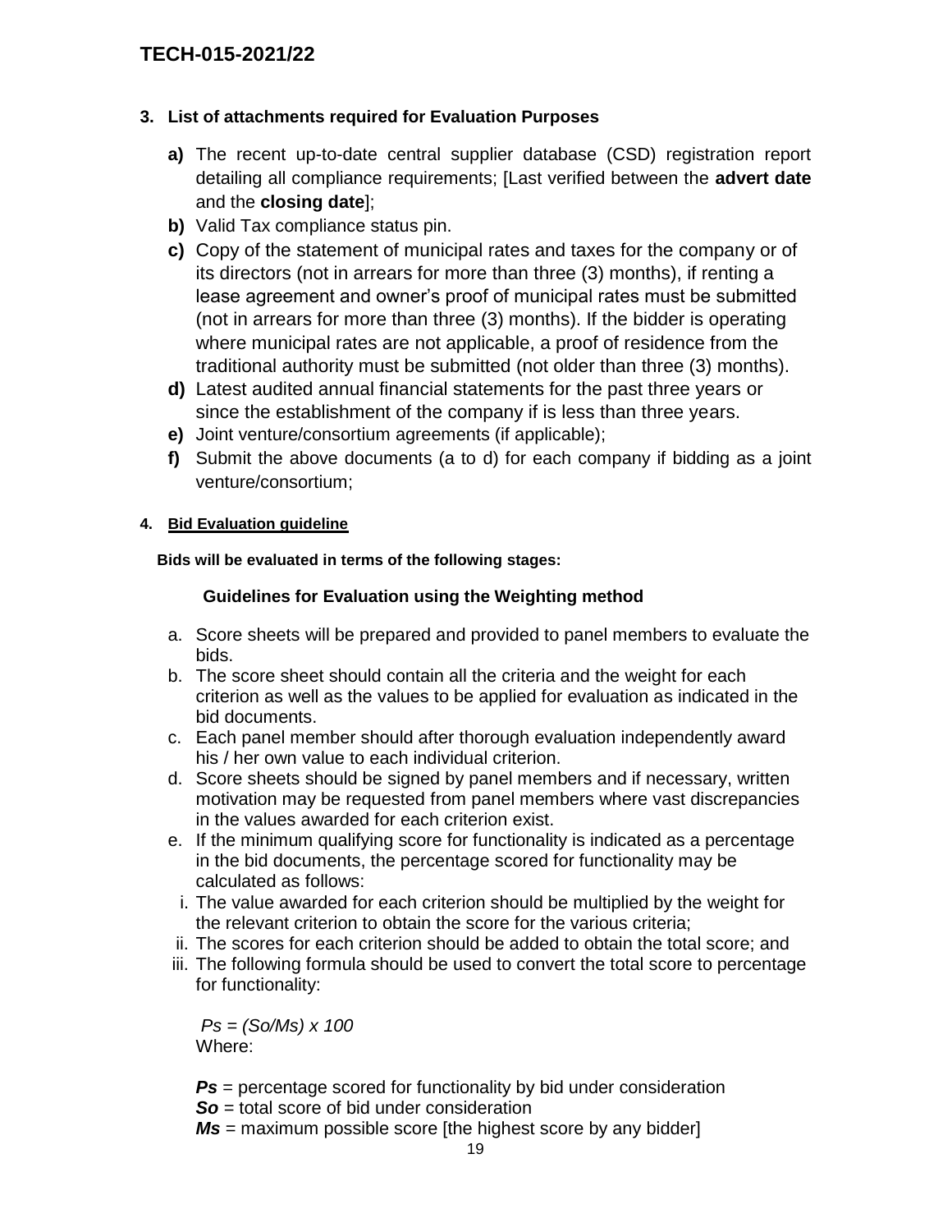## 3. List of attachments required for Evaluation Purposes

- **a)** The recent up-to-date central supplier database (CSD) registration report detailing all compliance requirements; [Last verified between the **advert date** and the **closing date**];
- **b)** Valid Tax compliance status pin.
- **c)** Copy of the statement of municipal rates and taxes for the company or of its directors (not in arrears for more than three (3) months), if renting a lease agreement and owner's proof of municipal rates must be submitted (not in arrears for more than three (3) months). If the bidder is operating where municipal rates are not applicable, a proof of residence from the traditional authority must be submitted (not older than three (3) months).
- **d)** Latest audited annual financial statements for the past three years or since the establishment of the company if is less than three years.
- **e)** Joint venture/consortium agreements (if applicable);
- **f)** Submit the above documents (a to d) for each company if bidding as a joint venture/consortium;

## 4. Bid Evaluation guideline

**Bids will be evaluated in terms of the following stages:**

### Guidelines for Evaluation using the Weighting method

a. Score sheets will be prepared and provided to panel members to evaluate the bids.

b. The score sheet should contain all the criteria and the weight for each criterion as well as the values to be applied for evaluation as indicated in the bid documents.

c. Each panel member should after thorough evaluation independently award his / her own value to each individual criterion.

d. Score sheets should be signed by panel members and if necessary, written motivation may be requested from panel members where vast discrepancies in the values awarded for each criterion exist.

e. If the minimum qualifying score for functionality is indicated as a percentage in the bid documents, the percentage scored for functionality may be calculated as follows:

   i. The value awarded for each criterion should be multiplied by the weight for the relevant criterion to obtain the score for the various criteria;

   ii. The scores for each criterion should be added to obtain the total score; and

   iii. The following formula should be used to convert the total score to percentage for functionality:

$$Ps = (So/Ms) \times 100$$

Where:

$Ps$ = percentage scored for functionality by bid under consideration

$So$ = total score of bid under consideration

$Ms$ = maximum possible score [the highest score by any bidder]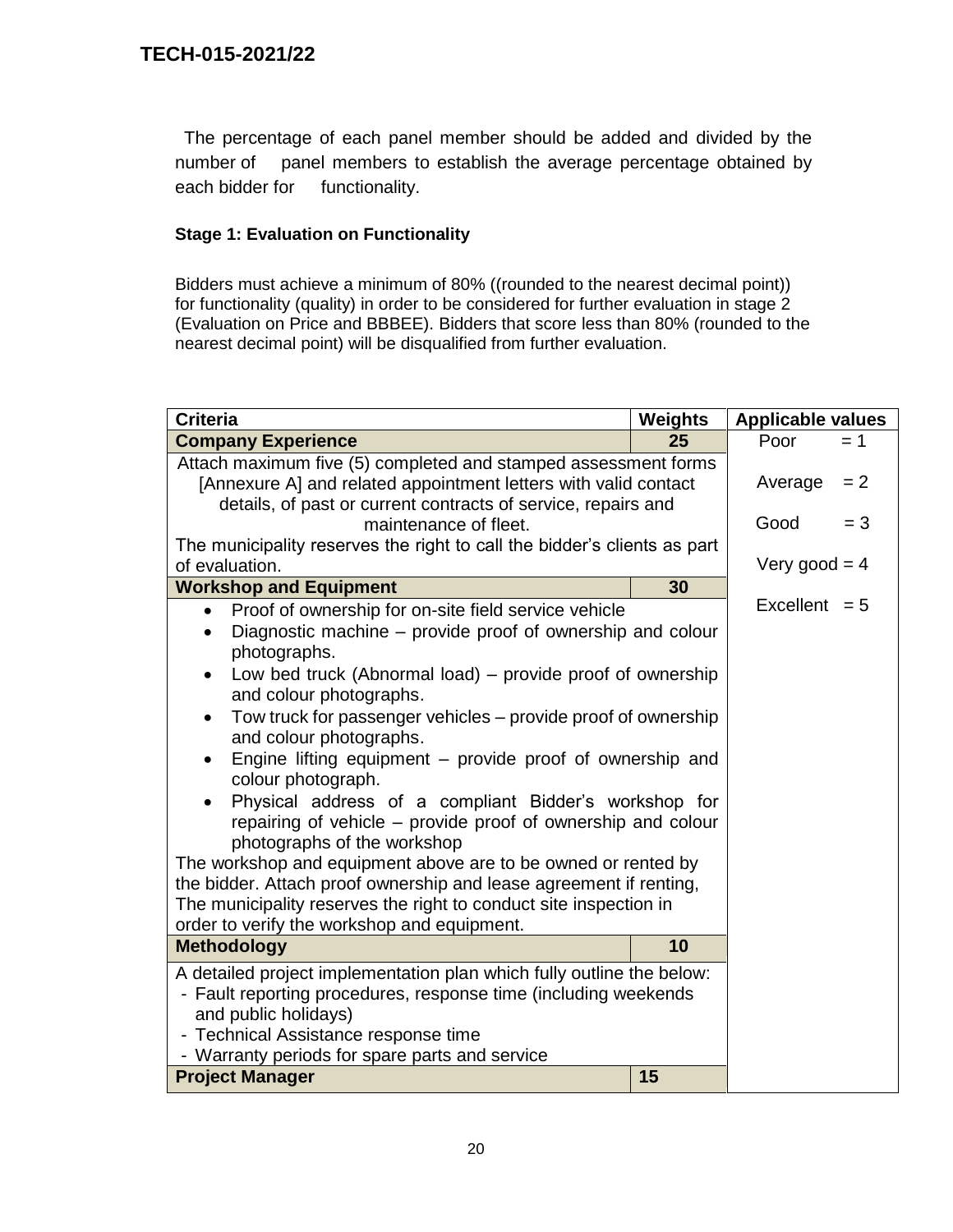The percentage of each panel member should be added and divided by the number of panel members to establish the average percentage obtained by each bidder for functionality.

**Stage 1: Evaluation on Functionality**

Bidders must achieve a minimum of 80% ((rounded to the nearest decimal point)) for functionality (quality) in order to be considered for further evaluation in stage 2 (Evaluation on Price and BBBEE). Bidders that score less than 80% (rounded to the nearest decimal point) will be disqualified from further evaluation.

| Criteria | Weights | Applicable values |
|---|---|---|
| **Company Experience** | **25** | Poor = 1<br>Average = 2<br>Good = 3<br>Very good = 4<br>Excellent = 5 |
| Attach maximum five (5) completed and stamped assessment forms [Annexure A] and related appointment letters with valid contact details, of past or current contracts of service, repairs and maintenance of fleet.<br>The municipality reserves the right to call the bidder's clients as part of evaluation. | | |
| **Workshop and Equipment** | **30** | |
| • Proof of ownership for on-site field service vehicle<br>• Diagnostic machine – provide proof of ownership and colour photographs.<br>• Low bed truck (Abnormal load) – provide proof of ownership and colour photographs.<br>• Tow truck for passenger vehicles – provide proof of ownership and colour photographs.<br>• Engine lifting equipment – provide proof of ownership and colour photograph.<br>• Physical address of a compliant Bidder's workshop for repairing of vehicle – provide proof of ownership and colour photographs of the workshop<br>The workshop and equipment above are to be owned or rented by the bidder. Attach proof ownership and lease agreement if renting, The municipality reserves the right to conduct site inspection in order to verify the workshop and equipment. | | |
| **Methodology** | **10** | |
| A detailed project implementation plan which fully outline the below:<br>- Fault reporting procedures, response time (including weekends and public holidays)<br>- Technical Assistance response time<br>- Warranty periods for spare parts and service | | |
| **Project Manager** | **15** | |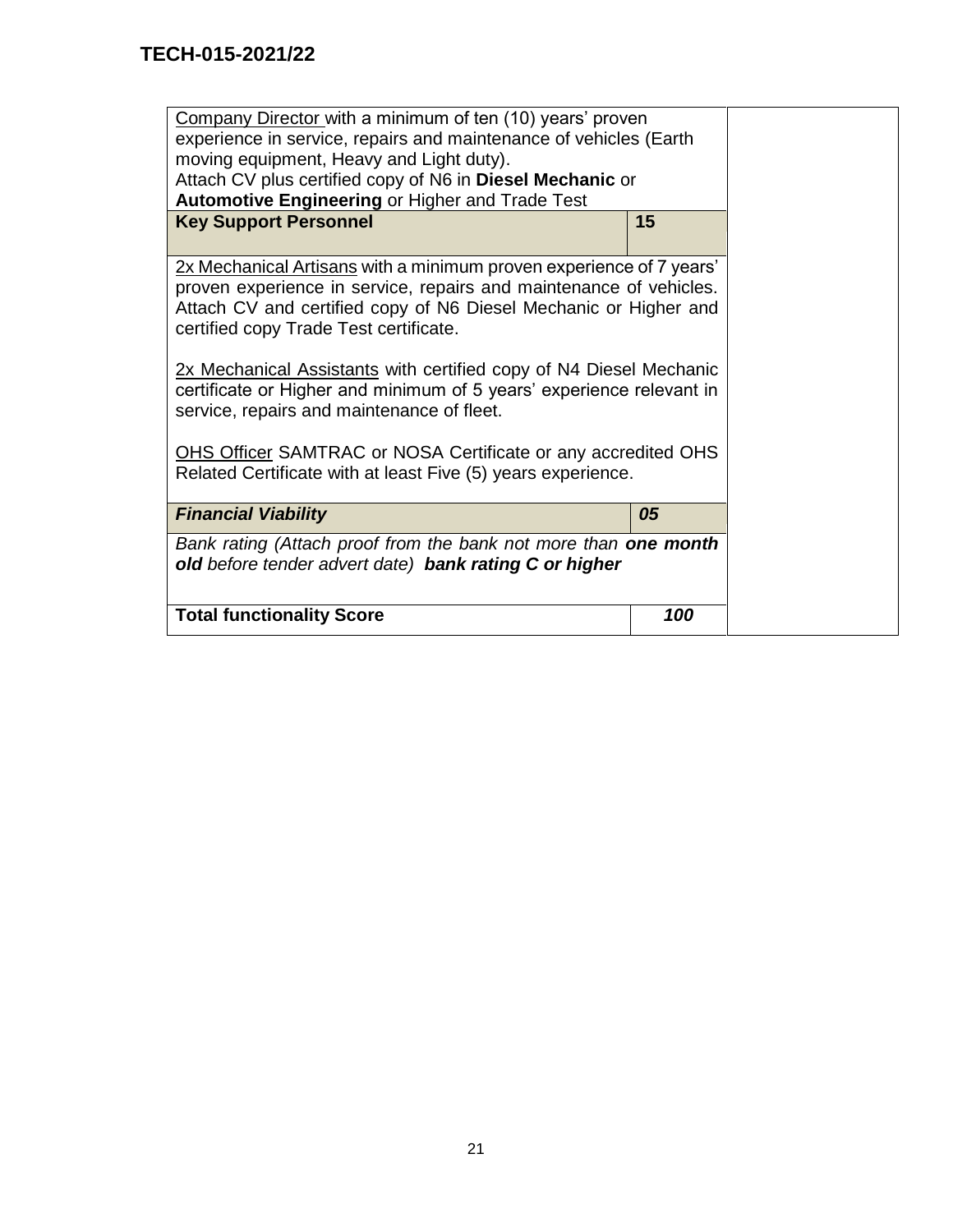| | | |
|---|---|---|
| Company Director with a minimum of ten (10) years' proven experience in service, repairs and maintenance of vehicles (Earth moving equipment, Heavy and Light duty).<br>Attach CV plus certified copy of N6 in **Diesel Mechanic** or **Automotive Engineering** or Higher and Trade Test | | |
| **Key Support Personnel** | **15** | |
| 2x Mechanical Artisans with a minimum proven experience of 7 years' proven experience in service, repairs and maintenance of vehicles. Attach CV and certified copy of N6 Diesel Mechanic or Higher and certified copy Trade Test certificate.<br><br>2x Mechanical Assistants with certified copy of N4 Diesel Mechanic certificate or Higher and minimum of 5 years' experience relevant in service, repairs and maintenance of fleet.<br><br>OHS Officer SAMTRAC or NOSA Certificate or any accredited OHS Related Certificate with at least Five (5) years experience. | | |
| ***Financial Viability*** | ***05*** | |
| *Bank rating (Attach proof from the bank not more than **one month old** before tender advert date) **bank rating C or higher*** | | |
| **Total functionality Score** | ***100*** | |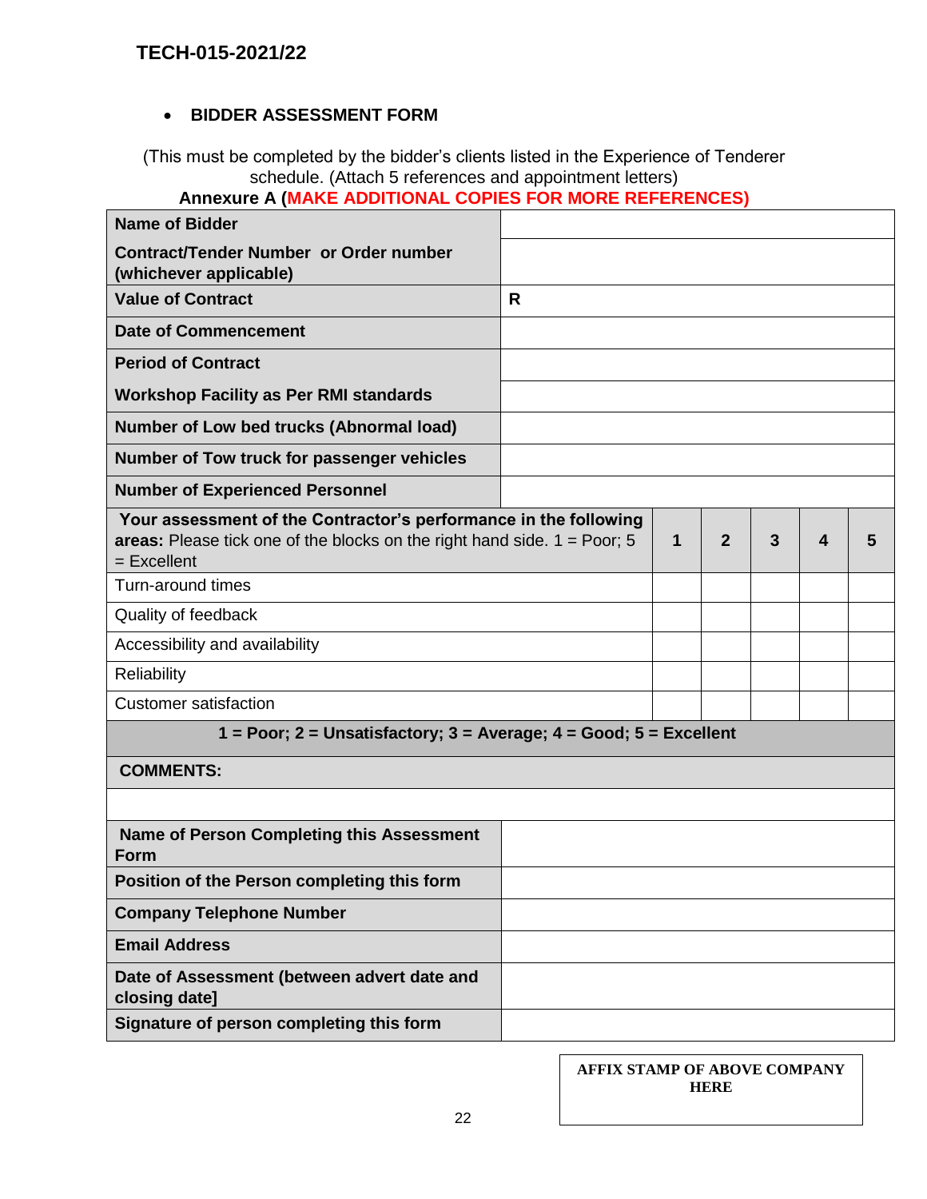TECH-015-2021/22

- **BIDDER ASSESSMENT FORM**

(This must be completed by the bidder's clients listed in the Experience of Tenderer schedule. (Attach 5 references and appointment letters)

**Annexure A (MAKE ADDITIONAL COPIES FOR MORE REFERENCES)**

| **Name of Bidder** | | | | | |
|---|---|---|---|---|---|
| **Contract/Tender Number or Order number (whichever applicable)** | | | | | |
| **Value of Contract** | **R** | | | | |
| **Date of Commencement** | | | | | |
| **Period of Contract** | | | | | |
| **Workshop Facility as Per RMI standards** | | | | | |
| **Number of Low bed trucks (Abnormal load)** | | | | | |
| **Number of Tow truck for passenger vehicles** | | | | | |
| **Number of Experienced Personnel** | | | | | |
| **Your assessment of the Contractor's performance in the following areas:** Please tick one of the blocks on the right hand side. 1 = Poor; 5 = Excellent | **1** | **2** | **3** | **4** | **5** |
| Turn-around times | | | | | |
| Quality of feedback | | | | | |
| Accessibility and availability | | | | | |
| Reliability | | | | | |
| Customer satisfaction | | | | | |
| **1 = Poor; 2 = Unsatisfactory; 3 = Average; 4 = Good; 5 = Excellent** | | | | | |
| **COMMENTS:** | | | | | |
| | | | | | |
| **Name of Person Completing this Assessment Form** | | | | | |
| **Position of the Person completing this form** | | | | | |
| **Company Telephone Number** | | | | | |
| **Email Address** | | | | | |
| **Date of Assessment (between advert date and closing date]** | | | | | |
| **Signature of person completing this form** | | | | | |

**AFFIX STAMP OF ABOVE COMPANY HERE**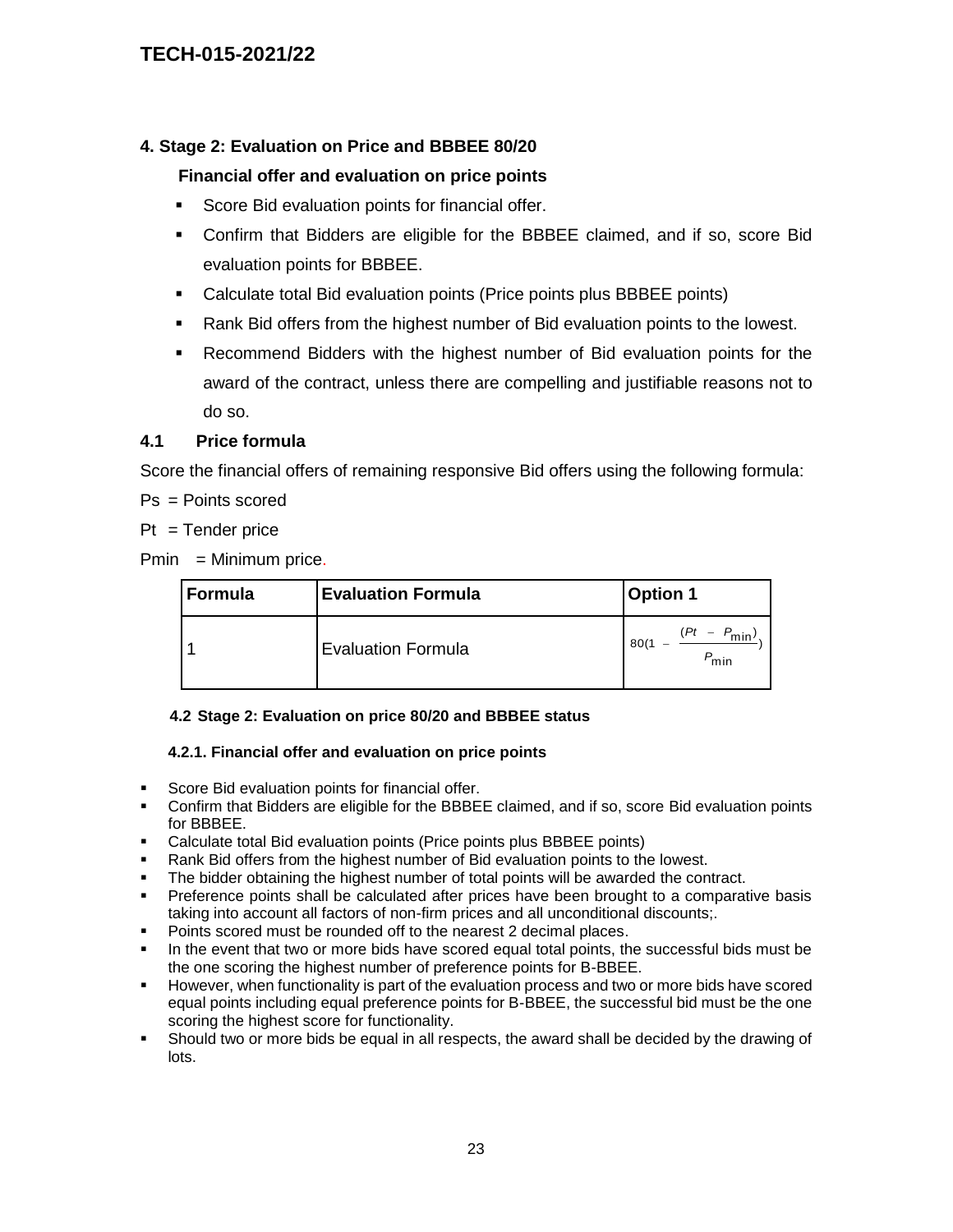## 4. Stage 2: Evaluation on Price and BBBEE 80/20

**Financial offer and evaluation on price points**

- Score Bid evaluation points for financial offer.
- Confirm that Bidders are eligible for the BBBEE claimed, and if so, score Bid evaluation points for BBBEE.
- Calculate total Bid evaluation points (Price points plus BBBEE points)
- Rank Bid offers from the highest number of Bid evaluation points to the lowest.
- Recommend Bidders with the highest number of Bid evaluation points for the award of the contract, unless there are compelling and justifiable reasons not to do so.

### 4.1 Price formula

Score the financial offers of remaining responsive Bid offers using the following formula:

Ps = Points scored

Pt = Tender price

Pmin = Minimum price.

| Formula | Evaluation Formula | Option 1 |
|---|---|---|
| 1 | Evaluation Formula | $80\left(1 - \frac{(Pt - P_{\min})}{P_{\min}}\right)$ |

#### 4.2 Stage 2: Evaluation on price 80/20 and BBBEE status

**4.2.1. Financial offer and evaluation on price points**

- Score Bid evaluation points for financial offer.
- Confirm that Bidders are eligible for the BBBEE claimed, and if so, score Bid evaluation points for BBBEE.
- Calculate total Bid evaluation points (Price points plus BBBEE points)
- Rank Bid offers from the highest number of Bid evaluation points to the lowest.
- The bidder obtaining the highest number of total points will be awarded the contract.
- Preference points shall be calculated after prices have been brought to a comparative basis taking into account all factors of non-firm prices and all unconditional discounts;.
- Points scored must be rounded off to the nearest 2 decimal places.
- In the event that two or more bids have scored equal total points, the successful bids must be the one scoring the highest number of preference points for B-BBEE.
- However, when functionality is part of the evaluation process and two or more bids have scored equal points including equal preference points for B-BBEE, the successful bid must be the one scoring the highest score for functionality.
- Should two or more bids be equal in all respects, the award shall be decided by the drawing of lots.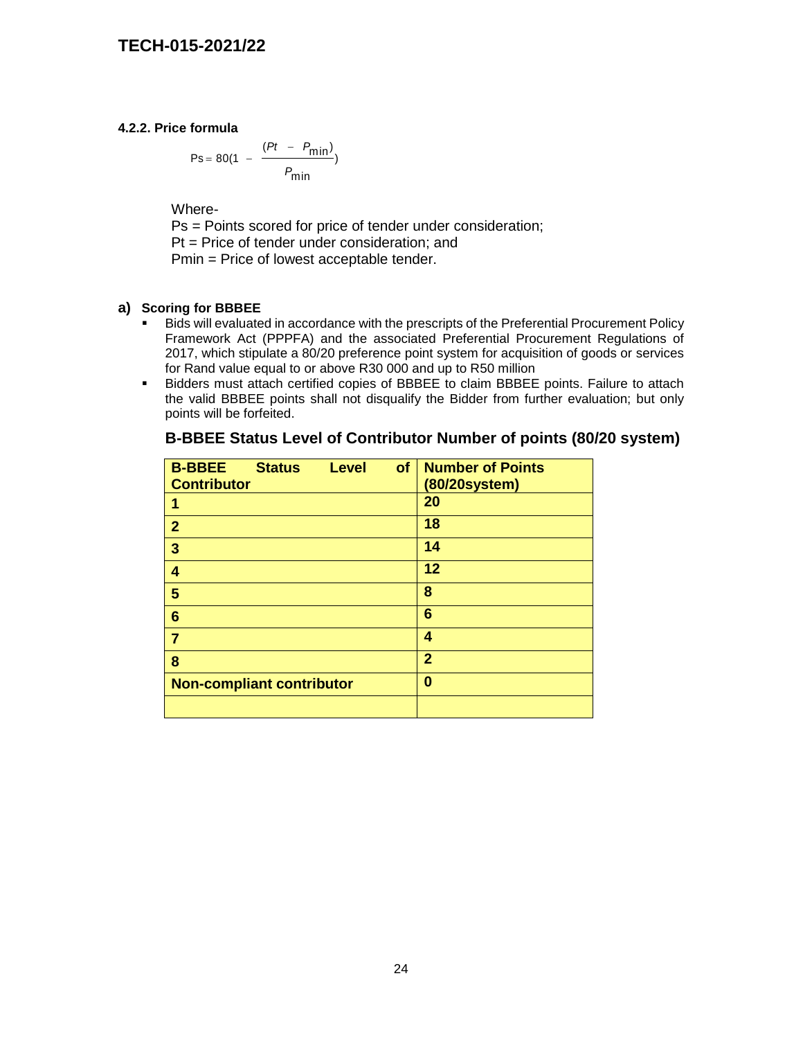#### 4.2.2. Price formula

$$Ps = 80\left(1 - \frac{(Pt - P_{\min})}{P_{\min}}\right)$$

Where-

Ps = Points scored for price of tender under consideration;
Pt = Price of tender under consideration; and
Pmin = Price of lowest acceptable tender.

**a) Scoring for BBBEE**

- Bids will evaluated in accordance with the prescripts of the Preferential Procurement Policy Framework Act (PPPFA) and the associated Preferential Procurement Regulations of 2017, which stipulate a 80/20 preference point system for acquisition of goods or services for Rand value equal to or above R30 000 and up to R50 million
- Bidders must attach certified copies of BBBEE to claim BBBEE points. Failure to attach the valid BBBEE points shall not disqualify the Bidder from further evaluation; but only points will be forfeited.

**B-BBEE Status Level of Contributor Number of points (80/20 system)**

| B-BBEE Status Level of Contributor | Number of Points (80/20system) |
|---|---|
| 1 | 20 |
| 2 | 18 |
| 3 | 14 |
| 4 | 12 |
| 5 | 8 |
| 6 | 6 |
| 7 | 4 |
| 8 | 2 |
| Non-compliant contributor | 0 |
| | |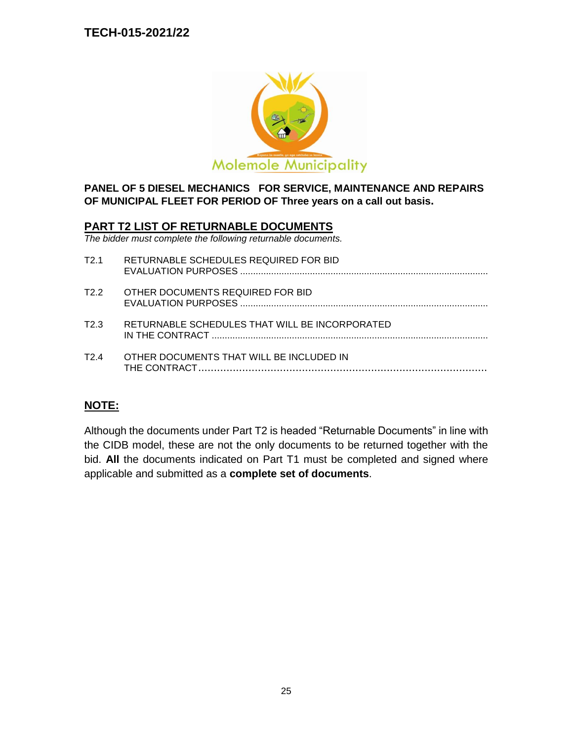PANEL OF 5 DIESEL MECHANICS FOR SERVICE, MAINTENANCE AND REPAIRS OF MUNICIPAL FLEET FOR PERIOD OF Three years on a call out basis.

## PART T2 LIST OF RETURNABLE DOCUMENTS

*The bidder must complete the following returnable documents.*

T2.1 RETURNABLE SCHEDULES REQUIRED FOR BID EVALUATION PURPOSES ..............................................................................................

T2.2 OTHER DOCUMENTS REQUIRED FOR BID EVALUATION PURPOSES ..............................................................................................

T2.3 RETURNABLE SCHEDULES THAT WILL BE INCORPORATED IN THE CONTRACT ..........................................................................................................

T2.4 OTHER DOCUMENTS THAT WILL BE INCLUDED IN THE CONTRACT..............................................................................................

## NOTE:

Although the documents under Part T2 is headed "Returnable Documents" in line with the CIDB model, these are not the only documents to be returned together with the bid. **All** the documents indicated on Part T1 must be completed and signed where applicable and submitted as a **complete set of documents**.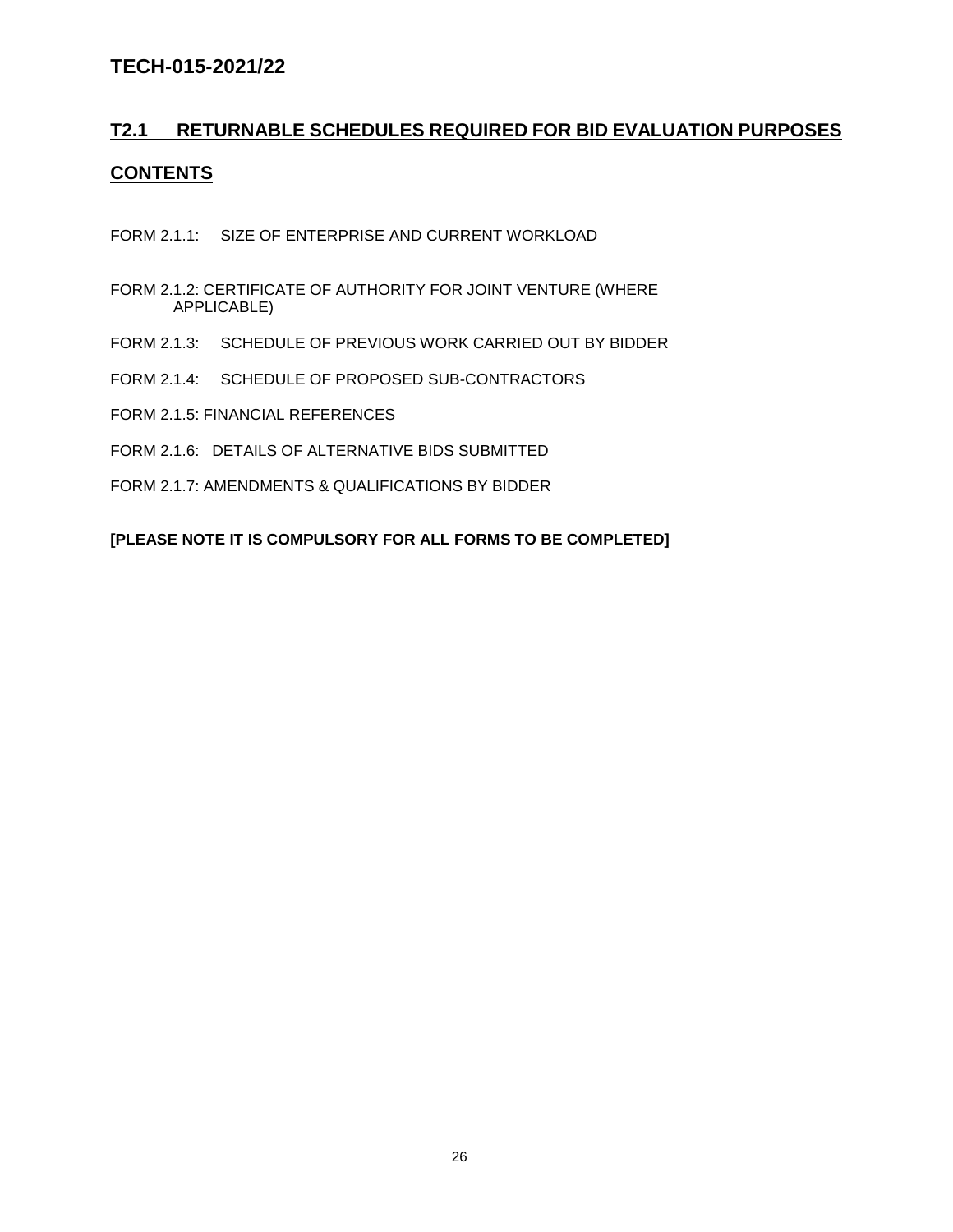## T2.1 RETURNABLE SCHEDULES REQUIRED FOR BID EVALUATION PURPOSES

## CONTENTS

FORM 2.1.1: SIZE OF ENTERPRISE AND CURRENT WORKLOAD

FORM 2.1.2: CERTIFICATE OF AUTHORITY FOR JOINT VENTURE (WHERE APPLICABLE)

FORM 2.1.3: SCHEDULE OF PREVIOUS WORK CARRIED OUT BY BIDDER

FORM 2.1.4: SCHEDULE OF PROPOSED SUB-CONTRACTORS

FORM 2.1.5: FINANCIAL REFERENCES

FORM 2.1.6: DETAILS OF ALTERNATIVE BIDS SUBMITTED

FORM 2.1.7: AMENDMENTS & QUALIFICATIONS BY BIDDER

**[PLEASE NOTE IT IS COMPULSORY FOR ALL FORMS TO BE COMPLETED]**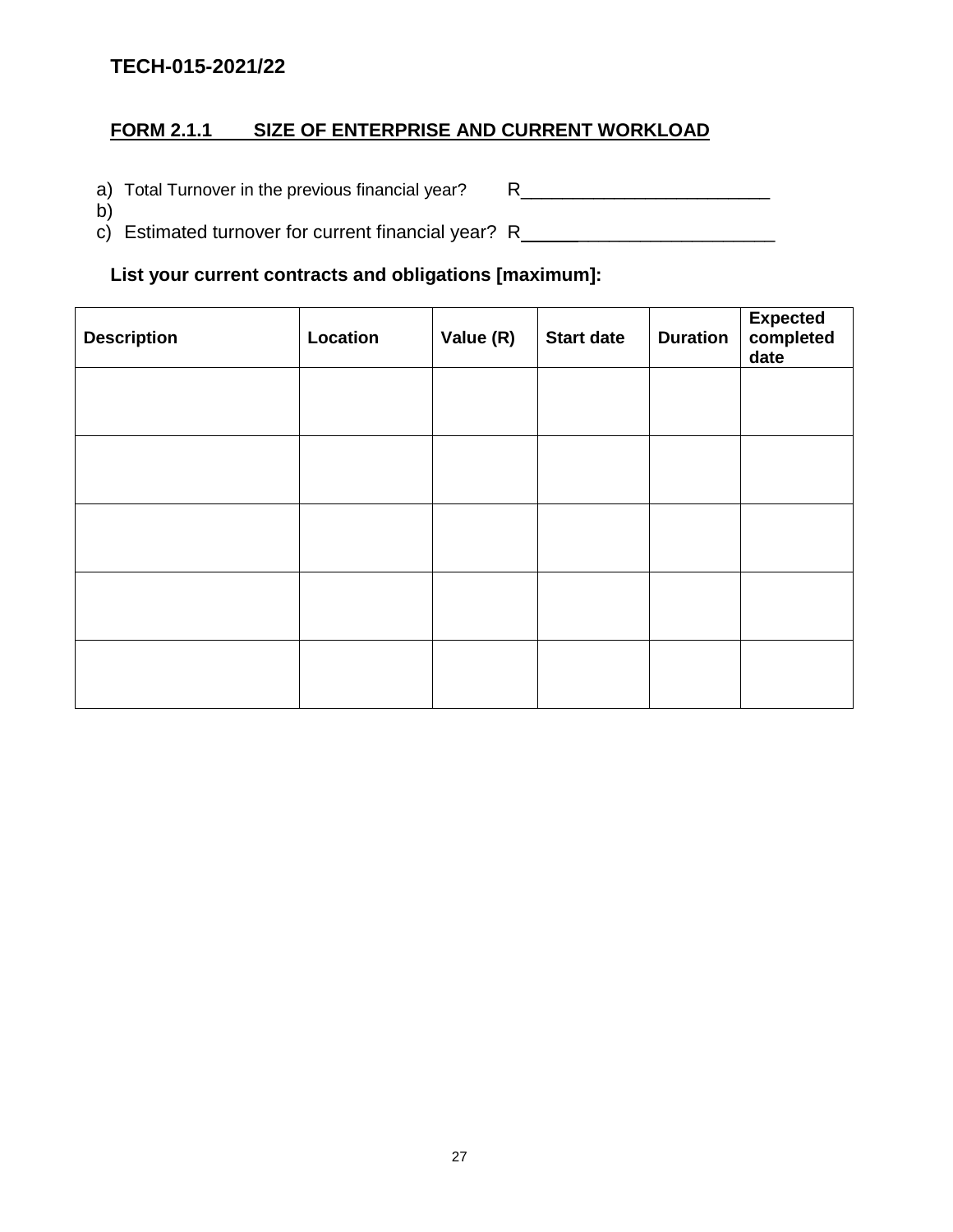TECH-015-2021/22

## FORM 2.1.1 SIZE OF ENTERPRISE AND CURRENT WORKLOAD

a) Total Turnover in the previous financial year? R_________________________
b)
c) Estimated turnover for current financial year? R_________________________

**List your current contracts and obligations [maximum]:**

| Description | Location | Value (R) | Start date | Duration | Expected completed date |
|---|---|---|---|---|---|
| | | | | | |
| | | | | | |
| | | | | | |
| | | | | | |
| | | | | | |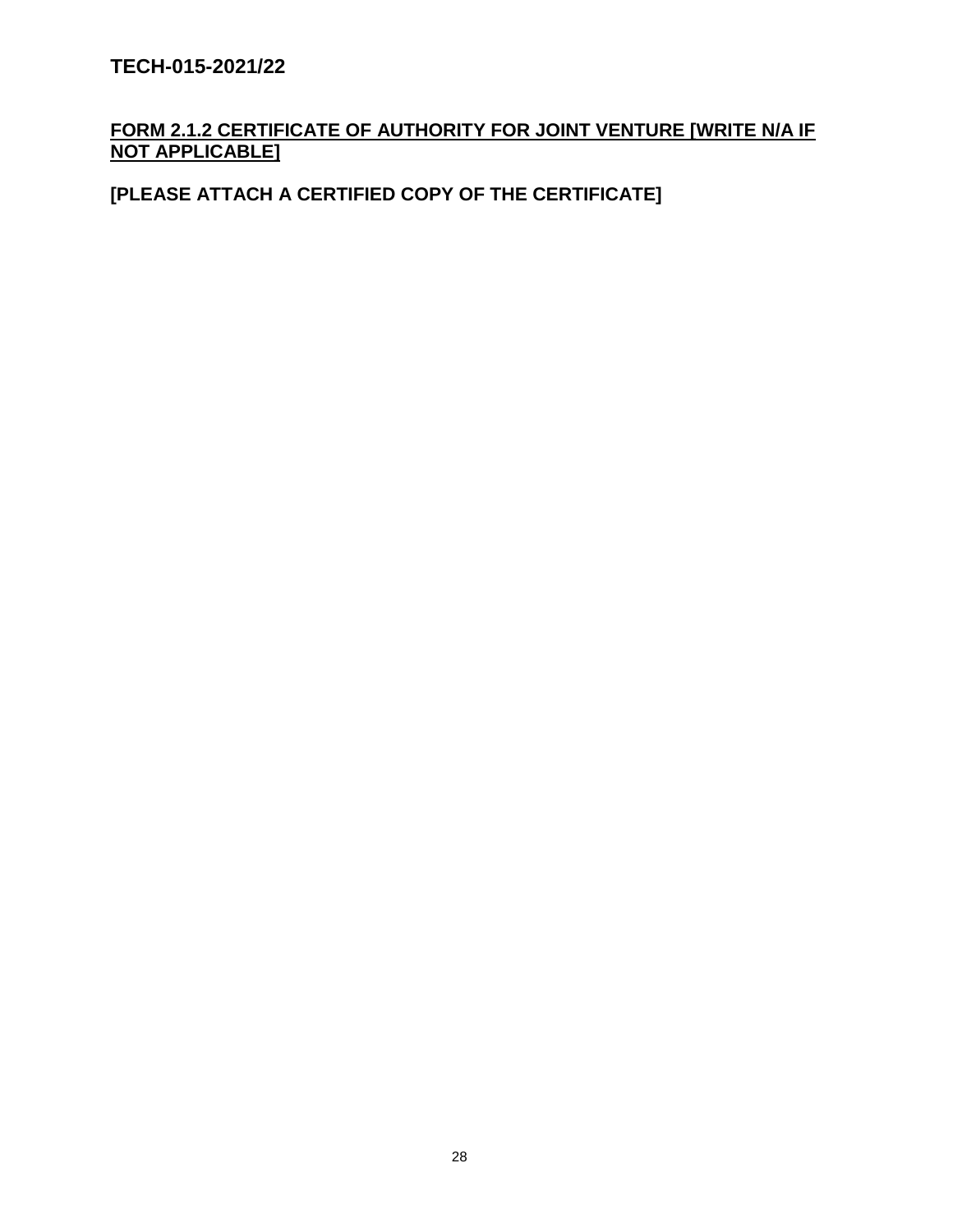## FORM 2.1.2 CERTIFICATE OF AUTHORITY FOR JOINT VENTURE [WRITE N/A IF NOT APPLICABLE]

**[PLEASE ATTACH A CERTIFIED COPY OF THE CERTIFICATE]**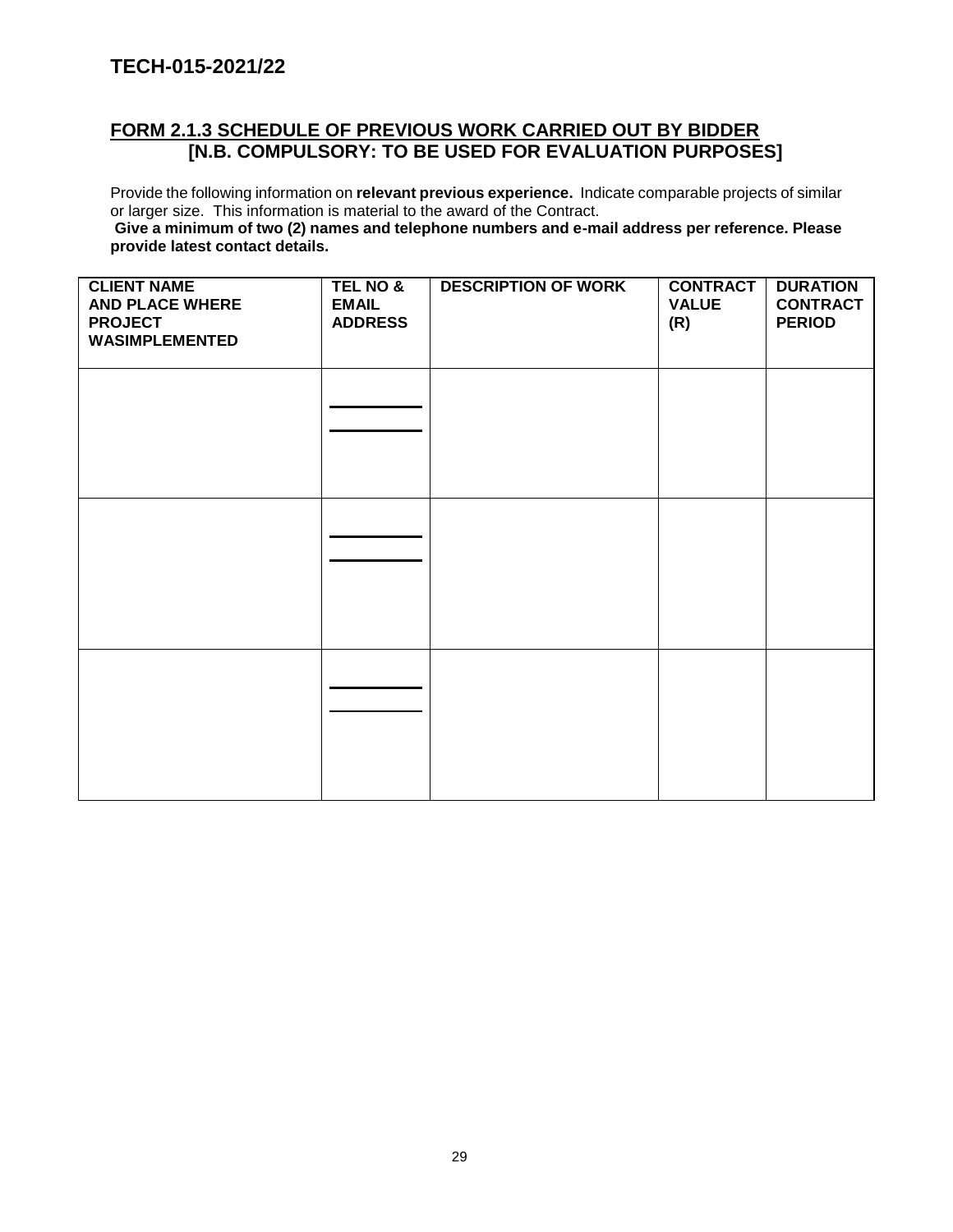# TECH-015-2021/22

## FORM 2.1.3 SCHEDULE OF PREVIOUS WORK CARRIED OUT BY BIDDER [N.B. COMPULSORY: TO BE USED FOR EVALUATION PURPOSES]

Provide the following information on **relevant previous experience.** Indicate comparable projects of similar or larger size. This information is material to the award of the Contract.

**Give a minimum of two (2) names and telephone numbers and e-mail address per reference. Please provide latest contact details.**

| CLIENT NAME AND PLACE WHERE PROJECT WASIMPLEMENTED | TEL NO & EMAIL ADDRESS | DESCRIPTION OF WORK | CONTRACT VALUE (R) | DURATION CONTRACT PERIOD |
|---|---|---|---|---|
| | ________<br>________ | | | |
| | ________<br>________ | | | |
| | ________<br>________ | | | |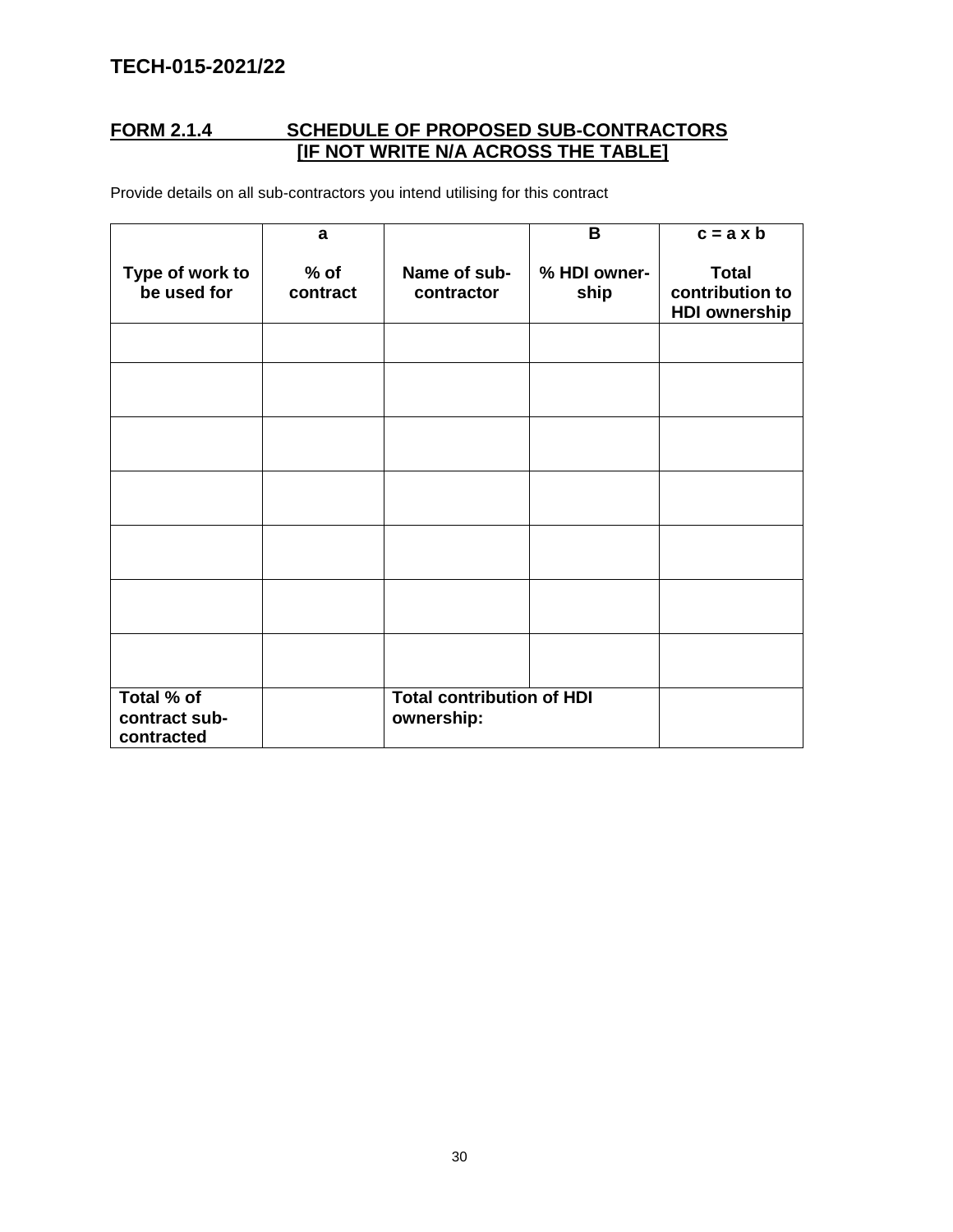# TECH-015-2021/22

## FORM 2.1.4 SCHEDULE OF PROPOSED SUB-CONTRACTORS [IF NOT WRITE N/A ACROSS THE TABLE]

Provide details on all sub-contractors you intend utilising for this contract

| | a | | B | c = a x b |
|---|---|---|---|---|
| **Type of work to be used for** | **% of contract** | **Name of sub-contractor** | **% HDI owner-ship** | **Total contribution to HDI ownership** |
| | | | | |
| | | | | |
| | | | | |
| | | | | |
| | | | | |
| | | | | |
| | | | | |
| **Total % of contract sub-contracted** | | **Total contribution of HDI ownership:** | | |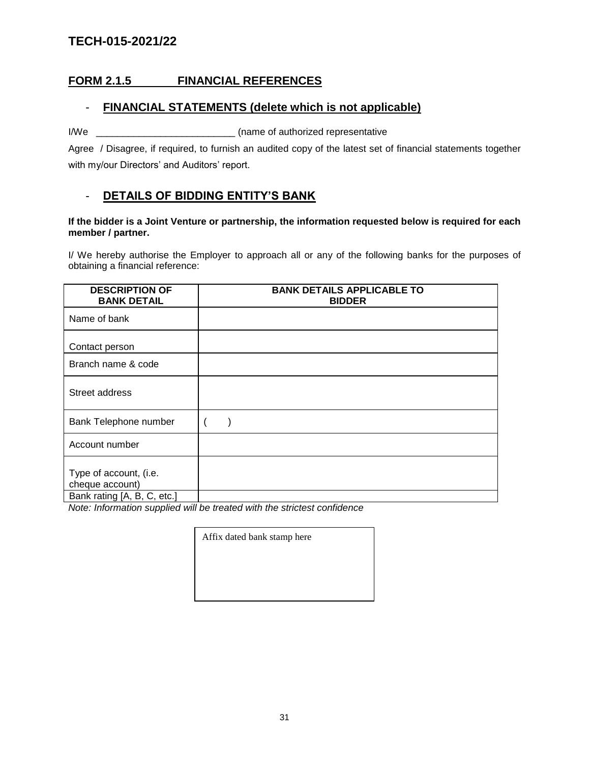# TECH-015-2021/22

## FORM 2.1.5 FINANCIAL REFERENCES

### - FINANCIAL STATEMENTS (delete which is not applicable)

I/We __________________________ (name of authorized representative

Agree / Disagree, if required, to furnish an audited copy of the latest set of financial statements together with my/our Directors' and Auditors' report.

### - DETAILS OF BIDDING ENTITY'S BANK

**If the bidder is a Joint Venture or partnership, the information requested below is required for each member / partner.**

I/ We hereby authorise the Employer to approach all or any of the following banks for the purposes of obtaining a financial reference:

| DESCRIPTION OF BANK DETAIL | BANK DETAILS APPLICABLE TO BIDDER |
|---|---|
| Name of bank | |
| Contact person | |
| Branch name & code | |
| Street address | |
| Bank Telephone number | ( ) |
| Account number | |
| Type of account, (i.e. cheque account) | |
| Bank rating [A, B, C, etc.] | |

*Note: Information supplied will be treated with the strictest confidence*

| Affix dated bank stamp here |
|---|
| |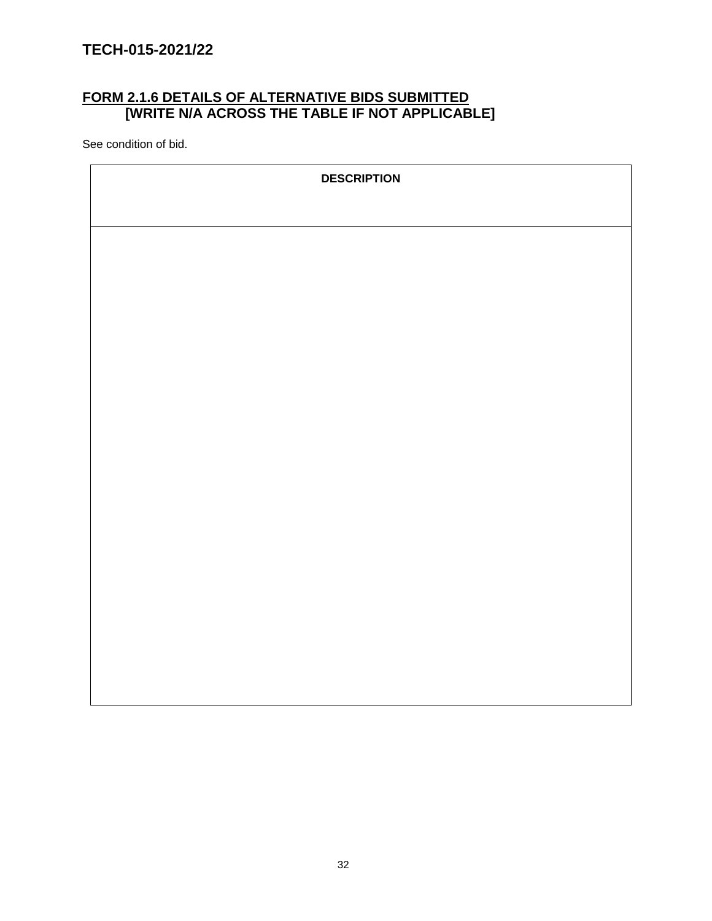TECH-015-2021/22

## FORM 2.1.6 DETAILS OF ALTERNATIVE BIDS SUBMITTED [WRITE N/A ACROSS THE TABLE IF NOT APPLICABLE]

See condition of bid.

| DESCRIPTION |
| --- |
| |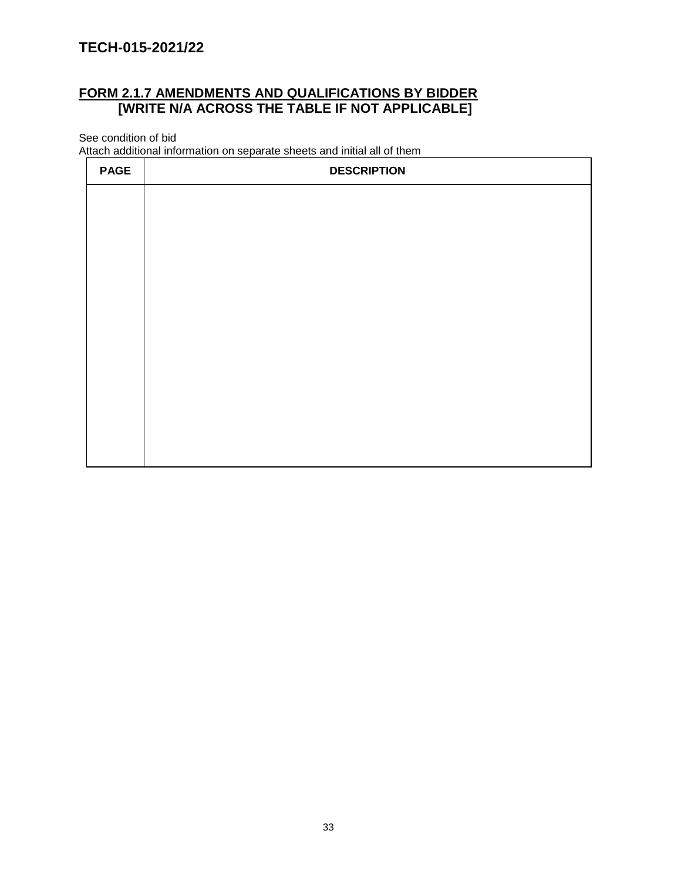# TECH-015-2021/22

## FORM 2.1.7 AMENDMENTS AND QUALIFICATIONS BY BIDDER
## [WRITE N/A ACROSS THE TABLE IF NOT APPLICABLE]

See condition of bid
Attach additional information on separate sheets and initial all of them

| PAGE | DESCRIPTION |
|---|---|
| | |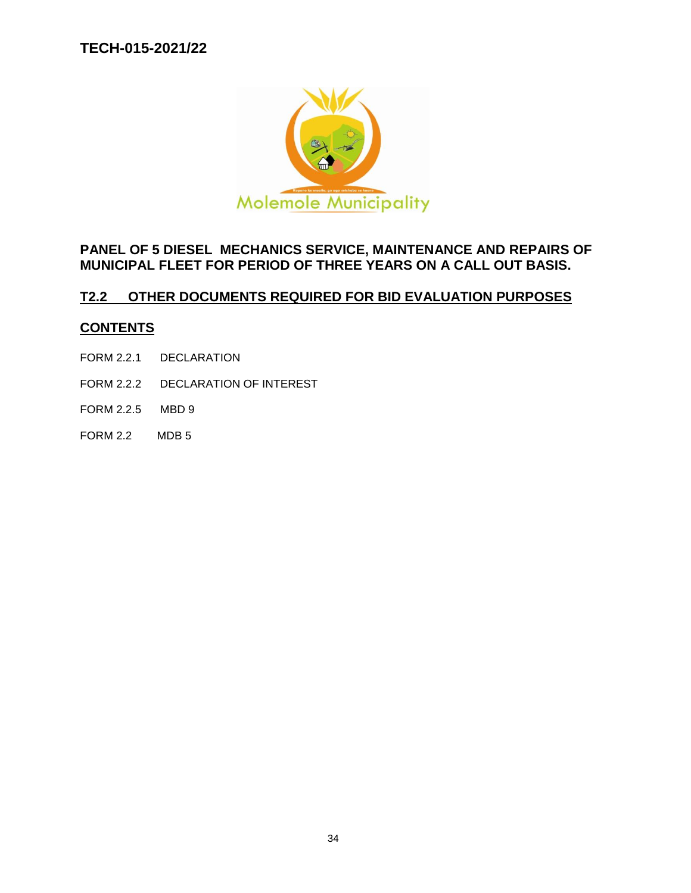**TECH-015-2021/22**

Molemole Municipality

**PANEL OF 5 DIESEL MECHANICS SERVICE, MAINTENANCE AND REPAIRS OF MUNICIPAL FLEET FOR PERIOD OF THREE YEARS ON A CALL OUT BASIS.**

## T2.2 OTHER DOCUMENTS REQUIRED FOR BID EVALUATION PURPOSES

## CONTENTS

FORM 2.2.1 DECLARATION

FORM 2.2.2 DECLARATION OF INTEREST

FORM 2.2.5 MBD 9

FORM 2.2 MDB 5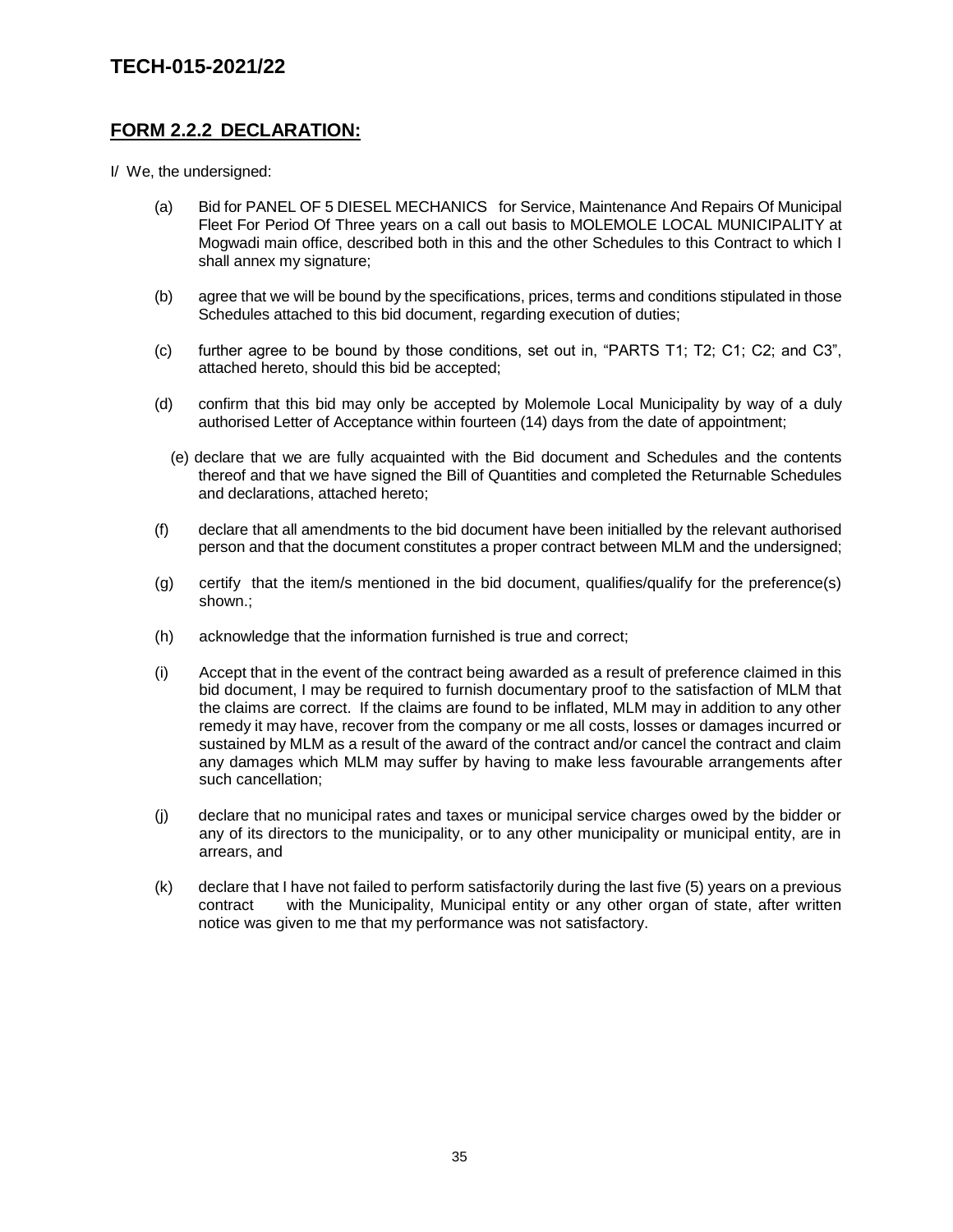## FORM 2.2.2 DECLARATION:

I/ We, the undersigned:

(a) Bid for PANEL OF 5 DIESEL MECHANICS for Service, Maintenance And Repairs Of Municipal Fleet For Period Of Three years on a call out basis to MOLEMOLE LOCAL MUNICIPALITY at Mogwadi main office, described both in this and the other Schedules to this Contract to which I shall annex my signature;

(b) agree that we will be bound by the specifications, prices, terms and conditions stipulated in those Schedules attached to this bid document, regarding execution of duties;

(c) further agree to be bound by those conditions, set out in, "PARTS T1; T2; C1; C2; and C3", attached hereto, should this bid be accepted;

(d) confirm that this bid may only be accepted by Molemole Local Municipality by way of a duly authorised Letter of Acceptance within fourteen (14) days from the date of appointment;

(e) declare that we are fully acquainted with the Bid document and Schedules and the contents thereof and that we have signed the Bill of Quantities and completed the Returnable Schedules and declarations, attached hereto;

(f) declare that all amendments to the bid document have been initialled by the relevant authorised person and that the document constitutes a proper contract between MLM and the undersigned;

(g) certify that the item/s mentioned in the bid document, qualifies/qualify for the preference(s) shown.;

(h) acknowledge that the information furnished is true and correct;

(i) Accept that in the event of the contract being awarded as a result of preference claimed in this bid document, I may be required to furnish documentary proof to the satisfaction of MLM that the claims are correct. If the claims are found to be inflated, MLM may in addition to any other remedy it may have, recover from the company or me all costs, losses or damages incurred or sustained by MLM as a result of the award of the contract and/or cancel the contract and claim any damages which MLM may suffer by having to make less favourable arrangements after such cancellation;

(j) declare that no municipal rates and taxes or municipal service charges owed by the bidder or any of its directors to the municipality, or to any other municipality or municipal entity, are in arrears, and

(k) declare that I have not failed to perform satisfactorily during the last five (5) years on a previous contract with the Municipality, Municipal entity or any other organ of state, after written notice was given to me that my performance was not satisfactory.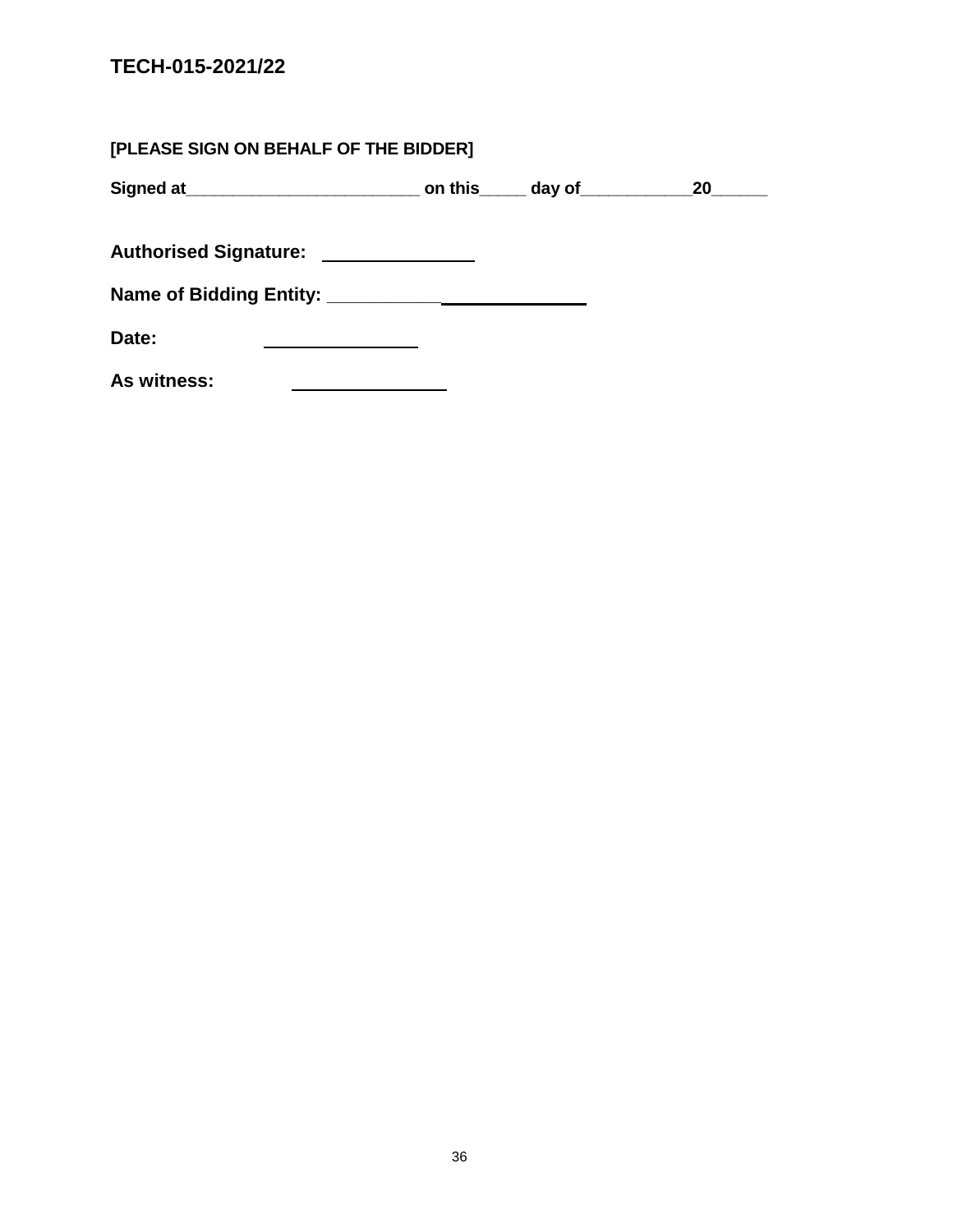**TECH-015-2021/22**

**[PLEASE SIGN ON BEHALF OF THE BIDDER]**

**Signed at__________________________ on this_____ day of____________20______**

**Authorised Signature:** _______________

**Name of Bidding Entity:** ___________________________

**Date:** _______________

**As witness:** _______________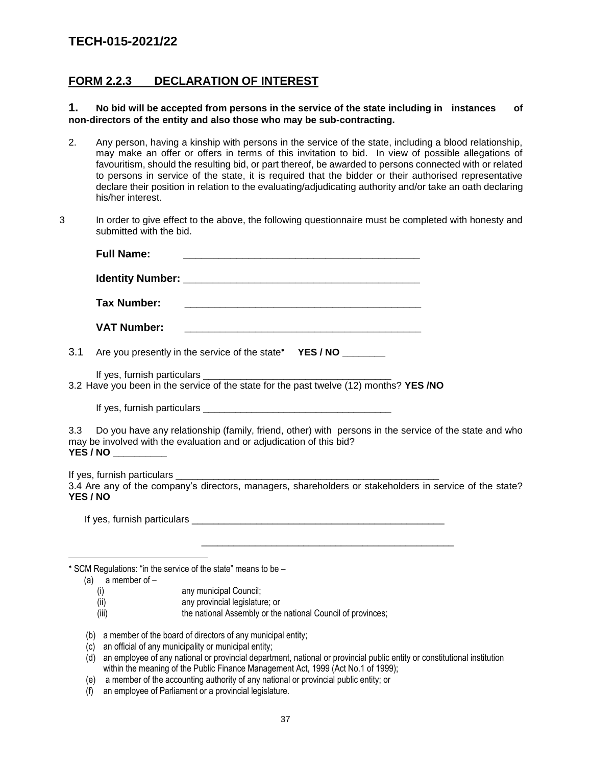## TECH-015-2021/22

## FORM 2.2.3 DECLARATION OF INTEREST

**1. No bid will be accepted from persons in the service of the state including in instances of non-directors of the entity and also those who may be sub-contracting.**

2. Any person, having a kinship with persons in the service of the state, including a blood relationship, may make an offer or offers in terms of this invitation to bid. In view of possible allegations of favouritism, should the resulting bid, or part thereof, be awarded to persons connected with or related to persons in service of the state, it is required that the bidder or their authorised representative declare their position in relation to the evaluating/adjudicating authority and/or take an oath declaring his/her interest.

3 In order to give effect to the above, the following questionnaire must be completed with honesty and submitted with the bid.

**Full Name:** ___________________________________________

**Identity Number:** ___________________________________________

**Tax Number:** ___________________________________________

**VAT Number:** ___________________________________________

3.1 Are you presently in the service of the state* **YES / NO** ________

If yes, furnish particulars ___________________________________

3.2 Have you been in the service of the state for the past twelve (12) months? **YES /NO**

If yes, furnish particulars ___________________________________

3.3 Do you have any relationship (family, friend, other) with persons in the service of the state and who may be involved with the evaluation and or adjudication of this bid?
**YES / NO** __________

If yes, furnish particulars ___________________________________________________

3.4 Are any of the company's directors, managers, shareholders or stakeholders in service of the state? **YES / NO**

If yes, furnish particulars _________________________________________________

_________________________________________________

---

* SCM Regulations: "in the service of the state" means to be –

(a) a member of –
  (i) any municipal Council;
  (ii) any provincial legislature; or
  (iii) the national Assembly or the national Council of provinces;

(b) a member of the board of directors of any municipal entity;
(c) an official of any municipality or municipal entity;
(d) an employee of any national or provincial department, national or provincial public entity or constitutional institution within the meaning of the Public Finance Management Act, 1999 (Act No.1 of 1999);
(e) a member of the accounting authority of any national or provincial public entity; or
(f) an employee of Parliament or a provincial legislature.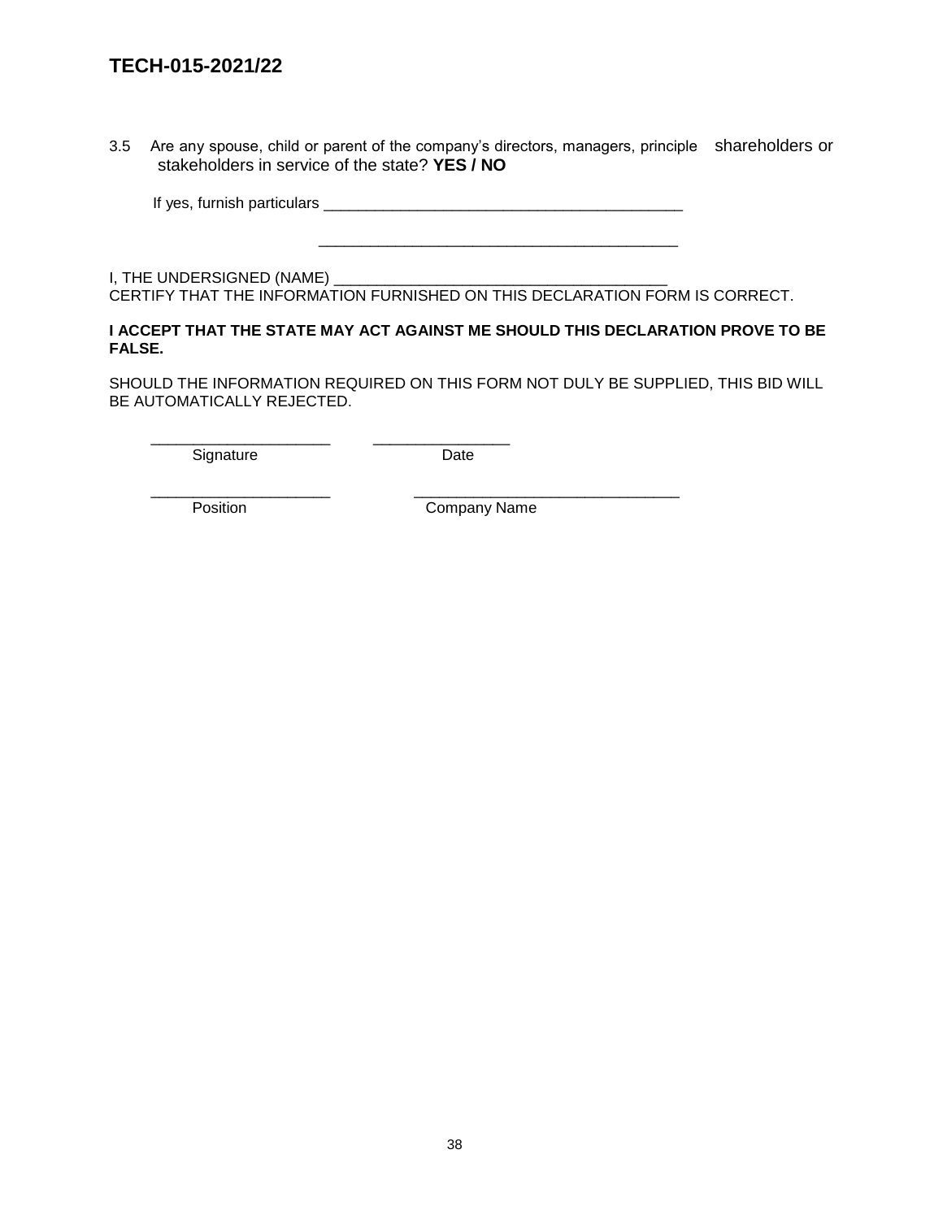3.5 Are any spouse, child or parent of the company's directors, managers, principle shareholders or stakeholders in service of the state? **YES / NO**

If yes, furnish particulars ___________________________________________

___________________________________________

I, THE UNDERSIGNED (NAME) _______________________________________
CERTIFY THAT THE INFORMATION FURNISHED ON THIS DECLARATION FORM IS CORRECT.

**I ACCEPT THAT THE STATE MAY ACT AGAINST ME SHOULD THIS DECLARATION PROVE TO BE FALSE.**

SHOULD THE INFORMATION REQUIRED ON THIS FORM NOT DULY BE SUPPLIED, THIS BID WILL BE AUTOMATICALLY REJECTED.

_____________________ ________________
Signature Date

_____________________ _______________________________
Position Company Name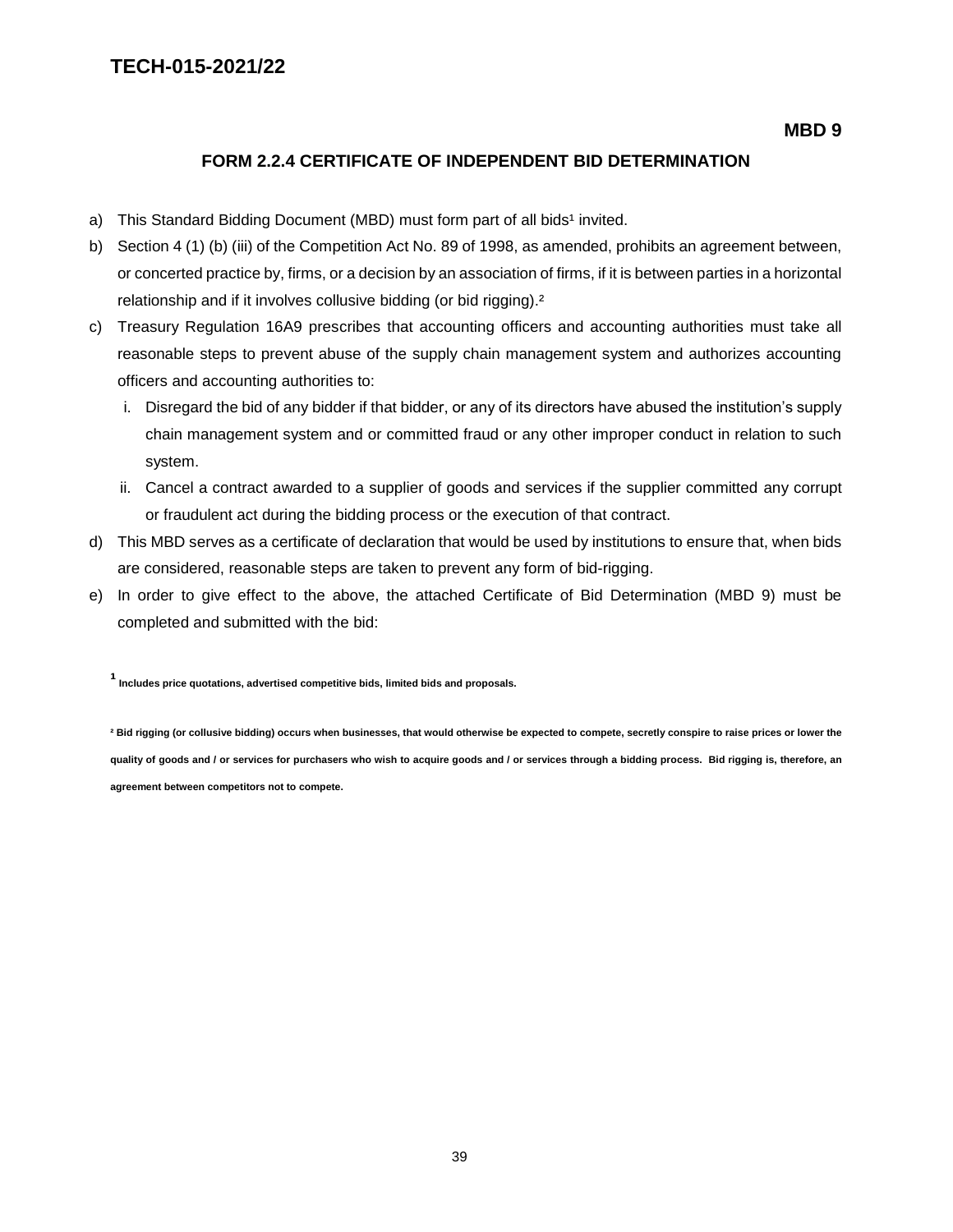**TECH-015-2021/22**

**MBD 9**

## FORM 2.2.4 CERTIFICATE OF INDEPENDENT BID DETERMINATION

a) This Standard Bidding Document (MBD) must form part of all bids[1] invited.

b) Section 4 (1) (b) (iii) of the Competition Act No. 89 of 1998, as amended, prohibits an agreement between, or concerted practice by, firms, or a decision by an association of firms, if it is between parties in a horizontal relationship and if it involves collusive bidding (or bid rigging).[2]

c) Treasury Regulation 16A9 prescribes that accounting officers and accounting authorities must take all reasonable steps to prevent abuse of the supply chain management system and authorizes accounting officers and accounting authorities to:

   i. Disregard the bid of any bidder if that bidder, or any of its directors have abused the institution's supply chain management system and or committed fraud or any other improper conduct in relation to such system.

   ii. Cancel a contract awarded to a supplier of goods and services if the supplier committed any corrupt or fraudulent act during the bidding process or the execution of that contract.

d) This MBD serves as a certificate of declaration that would be used by institutions to ensure that, when bids are considered, reasonable steps are taken to prevent any form of bid-rigging.

e) In order to give effect to the above, the attached Certificate of Bid Determination (MBD 9) must be completed and submitted with the bid:

**[1] Includes price quotations, advertised competitive bids, limited bids and proposals.**

**[2] Bid rigging (or collusive bidding) occurs when businesses, that would otherwise be expected to compete, secretly conspire to raise prices or lower the quality of goods and / or services for purchasers who wish to acquire goods and / or services through a bidding process. Bid rigging is, therefore, an agreement between competitors not to compete.**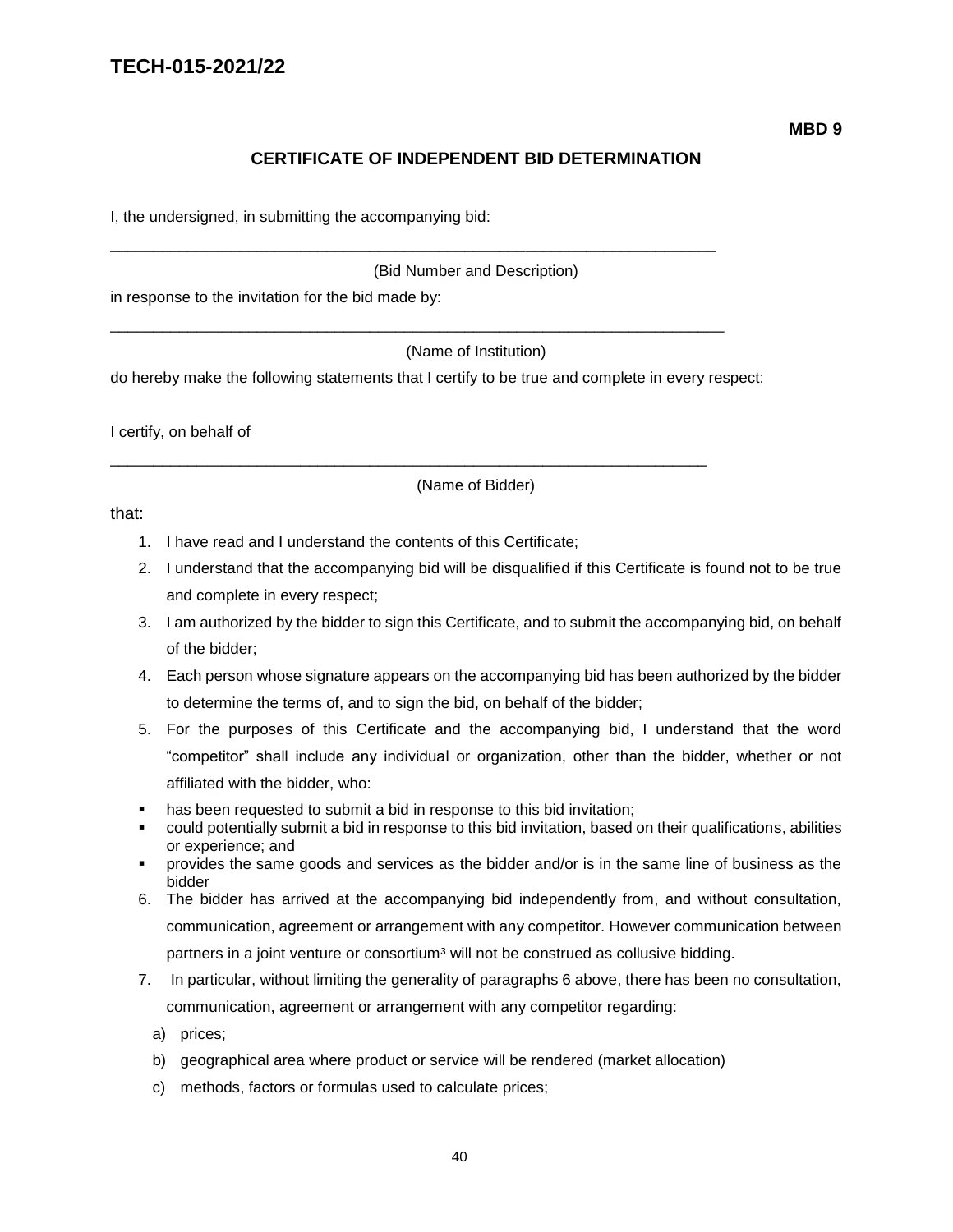# TECH-015-2021/22

**MBD 9**

## CERTIFICATE OF INDEPENDENT BID DETERMINATION

I, the undersigned, in submitting the accompanying bid:

\_\_\_\_\_\_\_\_\_\_\_\_\_\_\_\_\_\_\_\_\_\_\_\_\_\_\_\_\_\_\_\_\_\_\_\_\_\_\_\_\_\_\_\_\_\_\_\_\_\_\_\_\_\_\_\_\_\_\_\_\_\_\_\_\_\_\_\_\_\_\_\_

(Bid Number and Description)

in response to the invitation for the bid made by:

\_\_\_\_\_\_\_\_\_\_\_\_\_\_\_\_\_\_\_\_\_\_\_\_\_\_\_\_\_\_\_\_\_\_\_\_\_\_\_\_\_\_\_\_\_\_\_\_\_\_\_\_\_\_\_\_\_\_\_\_\_\_\_\_\_\_\_\_\_\_\_\_

(Name of Institution)

do hereby make the following statements that I certify to be true and complete in every respect:

I certify, on behalf of

\_\_\_\_\_\_\_\_\_\_\_\_\_\_\_\_\_\_\_\_\_\_\_\_\_\_\_\_\_\_\_\_\_\_\_\_\_\_\_\_\_\_\_\_\_\_\_\_\_\_\_\_\_\_\_\_\_\_\_\_\_\_\_\_\_\_\_\_\_\_\_\_

(Name of Bidder)

that:

1. I have read and I understand the contents of this Certificate;
2. I understand that the accompanying bid will be disqualified if this Certificate is found not to be true and complete in every respect;
3. I am authorized by the bidder to sign this Certificate, and to submit the accompanying bid, on behalf of the bidder;
4. Each person whose signature appears on the accompanying bid has been authorized by the bidder to determine the terms of, and to sign the bid, on behalf of the bidder;
5. For the purposes of this Certificate and the accompanying bid, I understand that the word "competitor" shall include any individual or organization, other than the bidder, whether or not affiliated with the bidder, who:

- has been requested to submit a bid in response to this bid invitation;
- could potentially submit a bid in response to this bid invitation, based on their qualifications, abilities or experience; and
- provides the same goods and services as the bidder and/or is in the same line of business as the bidder

6. The bidder has arrived at the accompanying bid independently from, and without consultation, communication, agreement or arrangement with any competitor. However communication between partners in a joint venture or consortium[3] will not be construed as collusive bidding.
7. In particular, without limiting the generality of paragraphs 6 above, there has been no consultation, communication, agreement or arrangement with any competitor regarding:

   a) prices;

   b) geographical area where product or service will be rendered (market allocation)

   c) methods, factors or formulas used to calculate prices;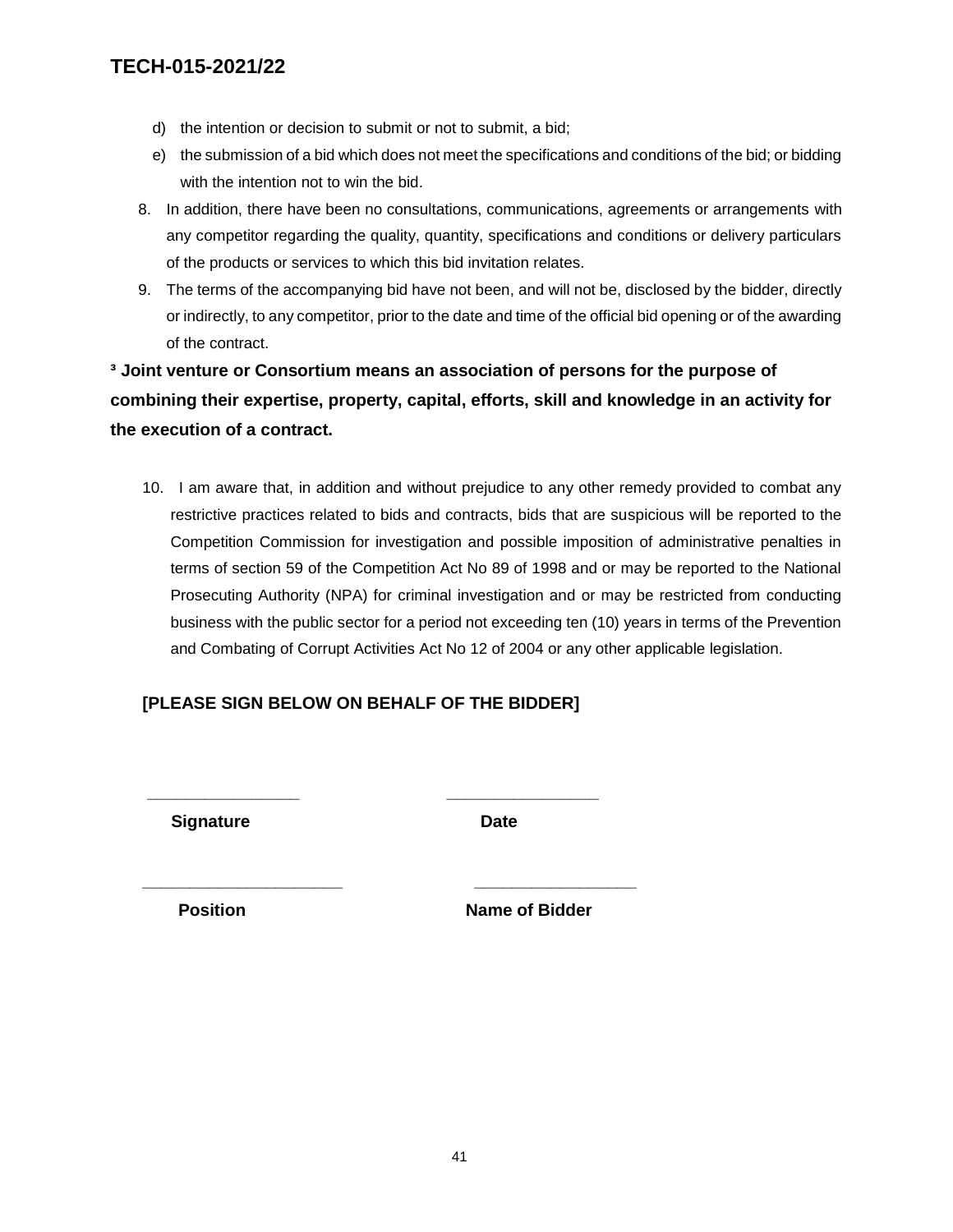d) the intention or decision to submit or not to submit, a bid;
e) the submission of a bid which does not meet the specifications and conditions of the bid; or bidding with the intention not to win the bid.

8. In addition, there have been no consultations, communications, agreements or arrangements with any competitor regarding the quality, quantity, specifications and conditions or delivery particulars of the products or services to which this bid invitation relates.
9. The terms of the accompanying bid have not been, and will not be, disclosed by the bidder, directly or indirectly, to any competitor, prior to the date and time of the official bid opening or of the awarding of the contract.

**[3] Joint venture or Consortium means an association of persons for the purpose of combining their expertise, property, capital, efforts, skill and knowledge in an activity for the execution of a contract.**

10. I am aware that, in addition and without prejudice to any other remedy provided to combat any restrictive practices related to bids and contracts, bids that are suspicious will be reported to the Competition Commission for investigation and possible imposition of administrative penalties in terms of section 59 of the Competition Act No 89 of 1998 and or may be reported to the National Prosecuting Authority (NPA) for criminal investigation and or may be restricted from conducting business with the public sector for a period not exceeding ten (10) years in terms of the Prevention and Combating of Corrupt Activities Act No 12 of 2004 or any other applicable legislation.

**[PLEASE SIGN BELOW ON BEHALF OF THE BIDDER]**

________________ ________________

**Signature** **Date**

______________________ _________________

**Position** **Name of Bidder**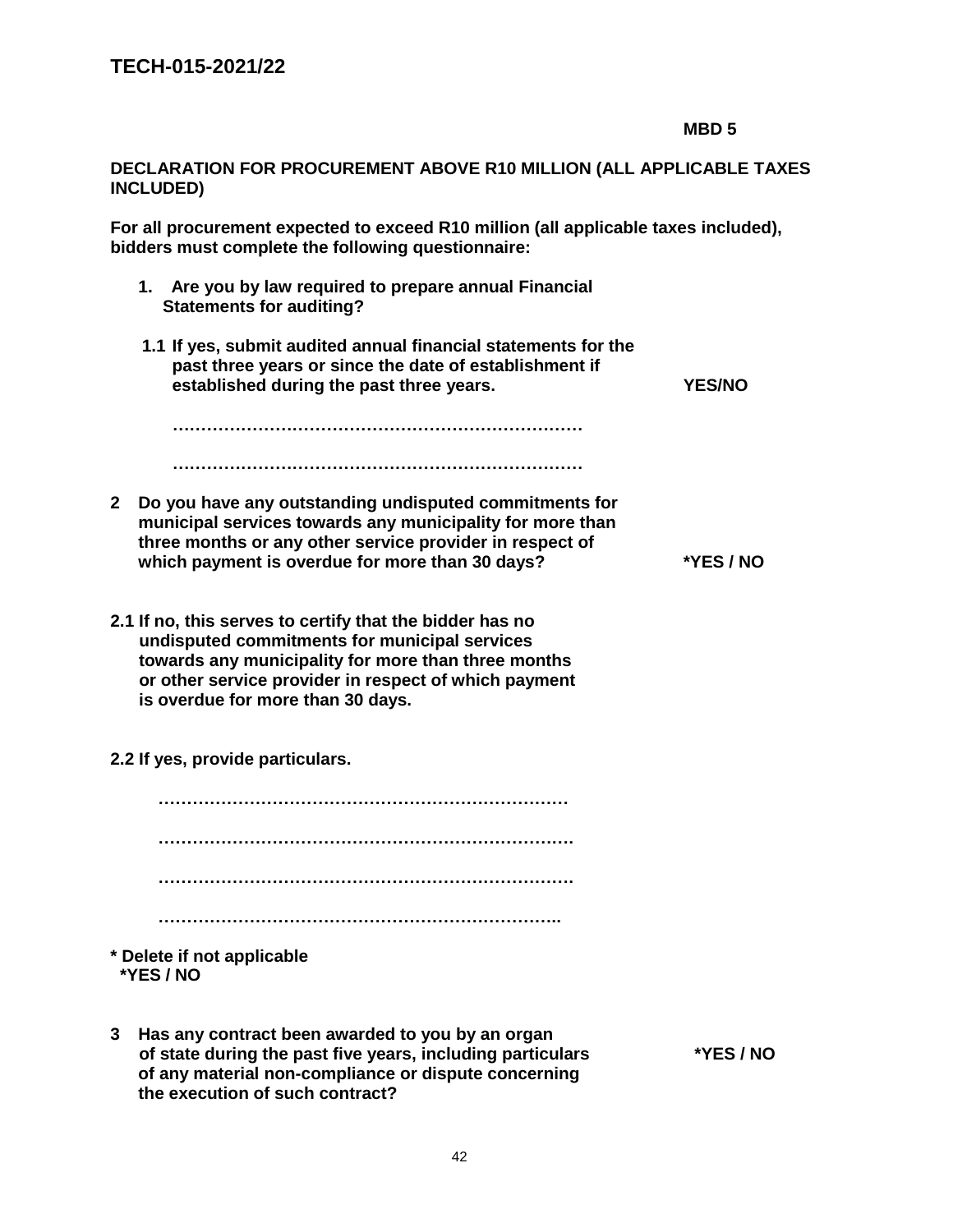**TECH-015-2021/22**

**MBD 5**

**DECLARATION FOR PROCUREMENT ABOVE R10 MILLION (ALL APPLICABLE TAXES INCLUDED)**

**For all procurement expected to exceed R10 million (all applicable taxes included), bidders must complete the following questionnaire:**

**1. Are you by law required to prepare annual Financial Statements for auditing?**

**1.1 If yes, submit audited annual financial statements for the past three years or since the date of establishment if established during the past three years.** **YES/NO**

………………………………………………………………

………………………………………………………………

**2 Do you have any outstanding undisputed commitments for municipal services towards any municipality for more than three months or any other service provider in respect of which payment is overdue for more than 30 days?** **\*YES / NO**

**2.1 If no, this serves to certify that the bidder has no undisputed commitments for municipal services towards any municipality for more than three months or other service provider in respect of which payment is overdue for more than 30 days.**

**2.2 If yes, provide particulars.**

………………………………………………………………

………………………………………………………………

………………………………………………………………

……………………………………………………………..

**\* Delete if not applicable**
**\*YES / NO**

**3 Has any contract been awarded to you by an organ of state during the past five years, including particulars of any material non-compliance or dispute concerning the execution of such contract?** **\*YES / NO**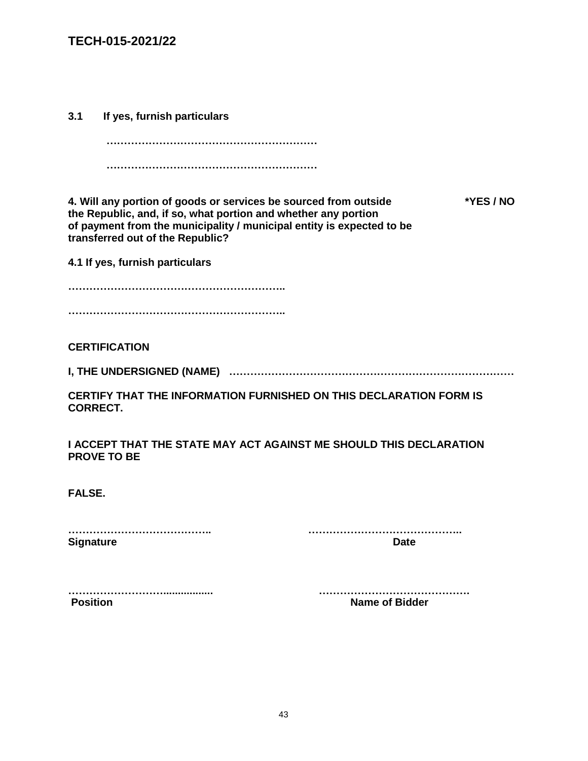**3.1 If yes, furnish particulars**

**……………………………………………………**

**……………………………………………………**

**4. Will any portion of goods or services be sourced from outside the Republic, and, if so, what portion and whether any portion of payment from the municipality / municipal entity is expected to be transferred out of the Republic?** **\*YES / NO**

**4.1 If yes, furnish particulars**

**……………………………………………………..**

**……………………………………………………..**

**CERTIFICATION**

**I, THE UNDERSIGNED (NAME) ………………………………………………………………………**

**CERTIFY THAT THE INFORMATION FURNISHED ON THIS DECLARATION FORM IS CORRECT.**

**I ACCEPT THAT THE STATE MAY ACT AGAINST ME SHOULD THIS DECLARATION PROVE TO BE**

**FALSE.**

| | |
|---|---|
| **…………………………………..** | **……………………………………..** |
| **Signature** | **Date** |
| **………………………................** | **……………………………………** |
| **Position** | **Name of Bidder** |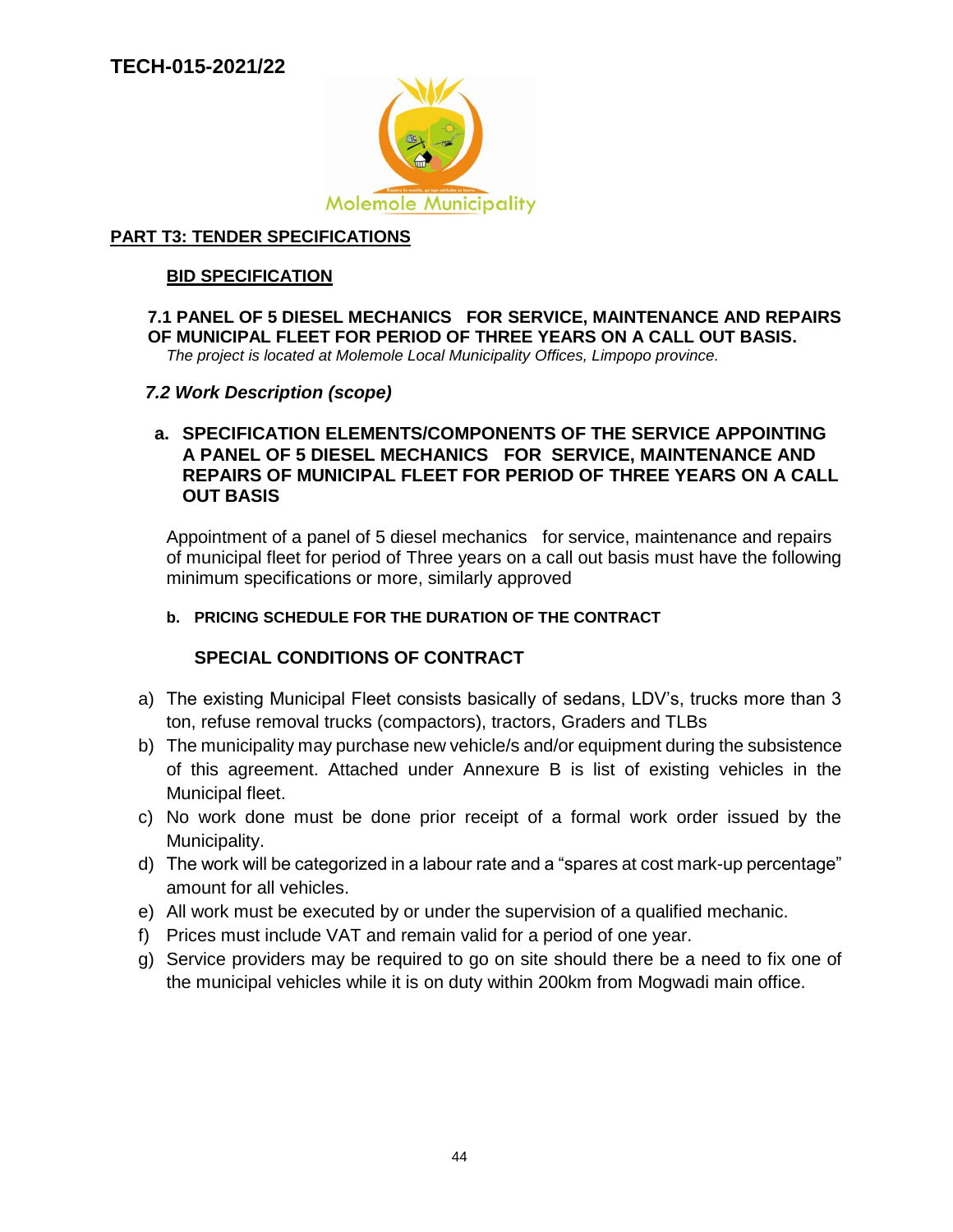TECH-015-2021/22

Molemole Municipality

## PART T3: TENDER SPECIFICATIONS

### BID SPECIFICATION

**7.1 PANEL OF 5 DIESEL MECHANICS FOR SERVICE, MAINTENANCE AND REPAIRS OF MUNICIPAL FLEET FOR PERIOD OF THREE YEARS ON A CALL OUT BASIS.**

*The project is located at Molemole Local Municipality Offices, Limpopo province.*

### *7.2 Work Description (scope)*

**a. SPECIFICATION ELEMENTS/COMPONENTS OF THE SERVICE APPOINTING A PANEL OF 5 DIESEL MECHANICS FOR SERVICE, MAINTENANCE AND REPAIRS OF MUNICIPAL FLEET FOR PERIOD OF THREE YEARS ON A CALL OUT BASIS**

Appointment of a panel of 5 diesel mechanics for service, maintenance and repairs of municipal fleet for period of Three years on a call out basis must have the following minimum specifications or more, similarly approved

**b. PRICING SCHEDULE FOR THE DURATION OF THE CONTRACT**

**SPECIAL CONDITIONS OF CONTRACT**

a) The existing Municipal Fleet consists basically of sedans, LDV's, trucks more than 3 ton, refuse removal trucks (compactors), tractors, Graders and TLBs

b) The municipality may purchase new vehicle/s and/or equipment during the subsistence of this agreement. Attached under Annexure B is list of existing vehicles in the Municipal fleet.

c) No work done must be done prior receipt of a formal work order issued by the Municipality.

d) The work will be categorized in a labour rate and a "spares at cost mark-up percentage" amount for all vehicles.

e) All work must be executed by or under the supervision of a qualified mechanic.

f) Prices must include VAT and remain valid for a period of one year.

g) Service providers may be required to go on site should there be a need to fix one of the municipal vehicles while it is on duty within 200km from Mogwadi main office.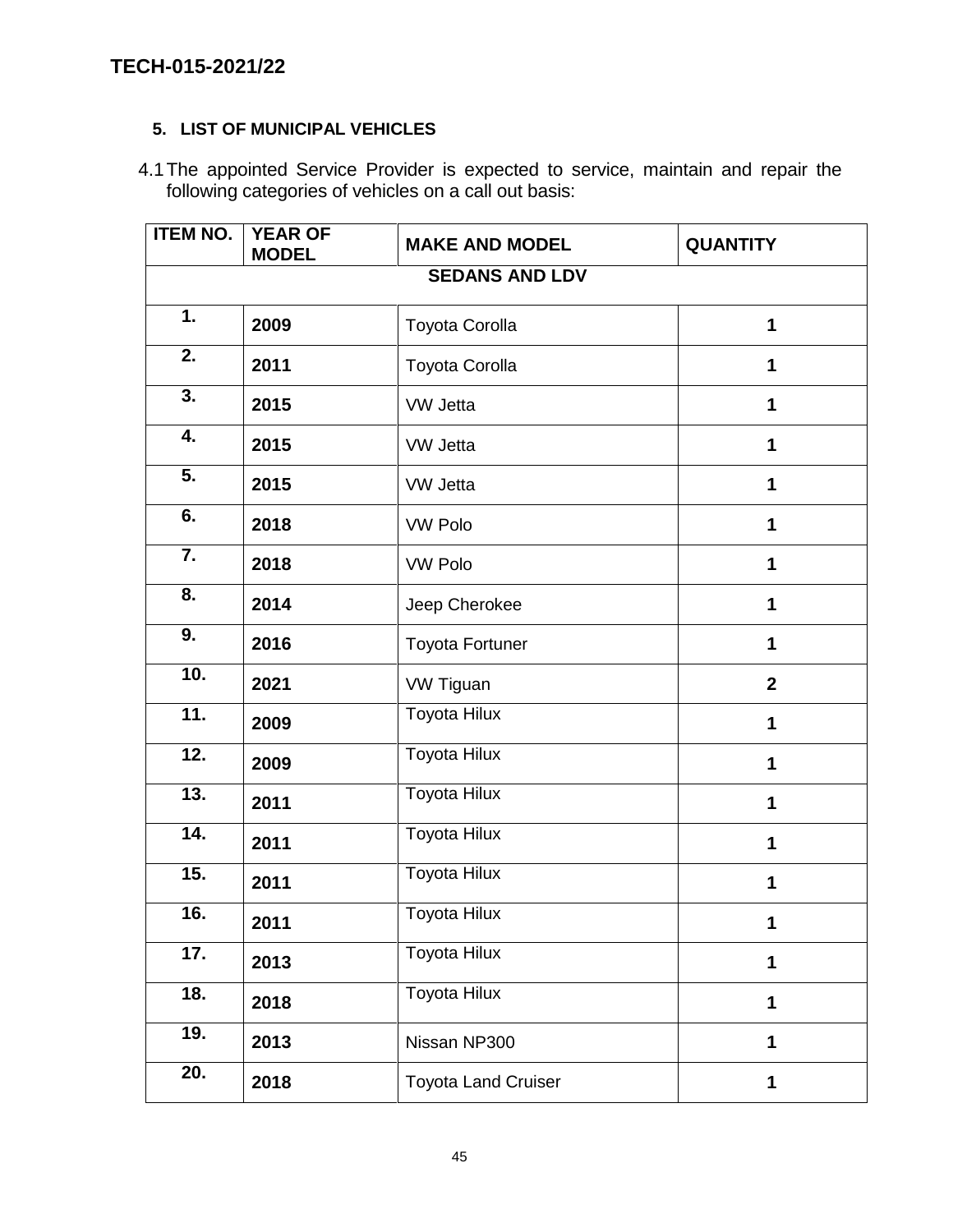## 5. LIST OF MUNICIPAL VEHICLES

4.1 The appointed Service Provider is expected to service, maintain and repair the following categories of vehicles on a call out basis:

| ITEM NO. | YEAR OF MODEL | MAKE AND MODEL | QUANTITY |
|---|---|---|---|
| **SEDANS AND LDV** | | | |
| 1. | 2009 | Toyota Corolla | 1 |
| 2. | 2011 | Toyota Corolla | 1 |
| 3. | 2015 | VW Jetta | 1 |
| 4. | 2015 | VW Jetta | 1 |
| 5. | 2015 | VW Jetta | 1 |
| 6. | 2018 | VW Polo | 1 |
| 7. | 2018 | VW Polo | 1 |
| 8. | 2014 | Jeep Cherokee | 1 |
| 9. | 2016 | Toyota Fortuner | 1 |
| 10. | 2021 | VW Tiguan | 2 |
| 11. | 2009 | Toyota Hilux | 1 |
| 12. | 2009 | Toyota Hilux | 1 |
| 13. | 2011 | Toyota Hilux | 1 |
| 14. | 2011 | Toyota Hilux | 1 |
| 15. | 2011 | Toyota Hilux | 1 |
| 16. | 2011 | Toyota Hilux | 1 |
| 17. | 2013 | Toyota Hilux | 1 |
| 18. | 2018 | Toyota Hilux | 1 |
| 19. | 2013 | Nissan NP300 | 1 |
| 20. | 2018 | Toyota Land Cruiser | 1 |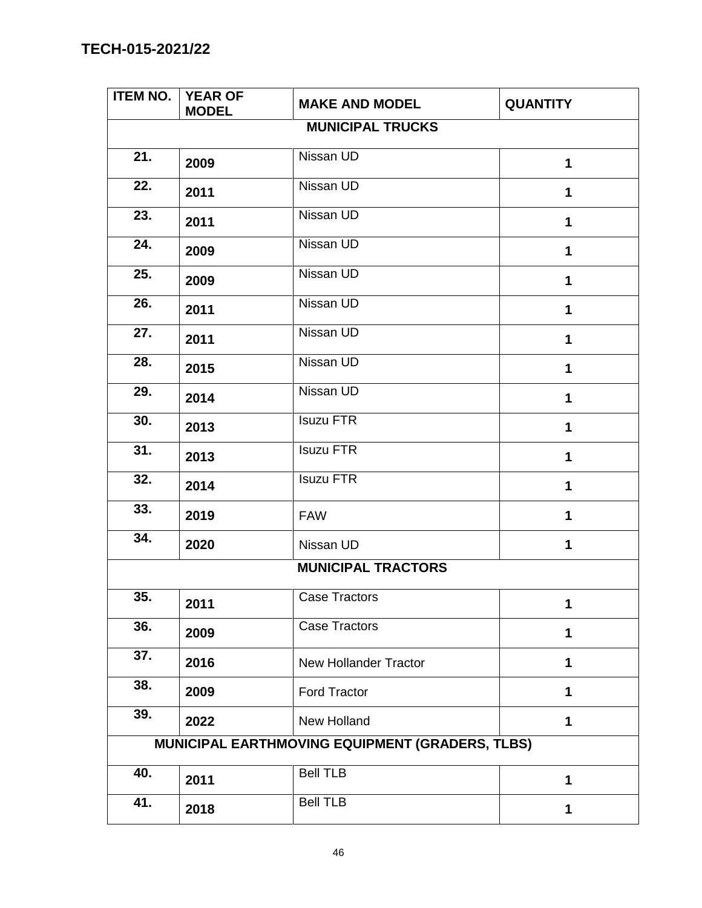**TECH-015-2021/22**

| ITEM NO. | YEAR OF MODEL | MAKE AND MODEL | QUANTITY |
|---|---|---|---|
| | | **MUNICIPAL TRUCKS** | |
| 21. | 2009 | Nissan UD | 1 |
| 22. | 2011 | Nissan UD | 1 |
| 23. | 2011 | Nissan UD | 1 |
| 24. | 2009 | Nissan UD | 1 |
| 25. | 2009 | Nissan UD | 1 |
| 26. | 2011 | Nissan UD | 1 |
| 27. | 2011 | Nissan UD | 1 |
| 28. | 2015 | Nissan UD | 1 |
| 29. | 2014 | Nissan UD | 1 |
| 30. | 2013 | Isuzu FTR | 1 |
| 31. | 2013 | Isuzu FTR | 1 |
| 32. | 2014 | Isuzu FTR | 1 |
| 33. | 2019 | FAW | 1 |
| 34. | 2020 | Nissan UD | 1 |
| | | **MUNICIPAL TRACTORS** | |
| 35. | 2011 | Case Tractors | 1 |
| 36. | 2009 | Case Tractors | 1 |
| 37. | 2016 | New Hollander Tractor | 1 |
| 38. | 2009 | Ford Tractor | 1 |
| 39. | 2022 | New Holland | 1 |
| | | **MUNICIPAL EARTHMOVING EQUIPMENT (GRADERS, TLBS)** | |
| 40. | 2011 | Bell TLB | 1 |
| 41. | 2018 | Bell TLB | 1 |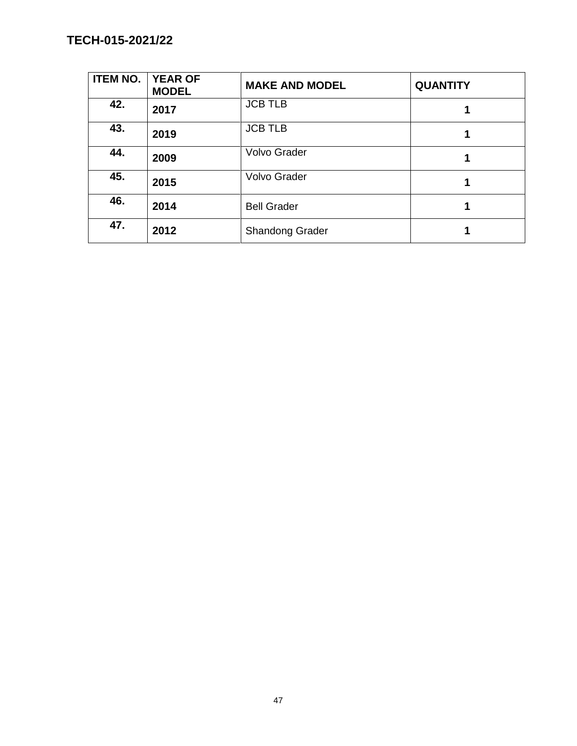**TECH-015-2021/22**

| ITEM NO. | YEAR OF MODEL | MAKE AND MODEL | QUANTITY |
|---|---|---|---|
| **42.** | **2017** | JCB TLB | **1** |
| **43.** | **2019** | JCB TLB | **1** |
| **44.** | **2009** | Volvo Grader | **1** |
| **45.** | **2015** | Volvo Grader | **1** |
| **46.** | **2014** | Bell Grader | **1** |
| **47.** | **2012** | Shandong Grader | **1** |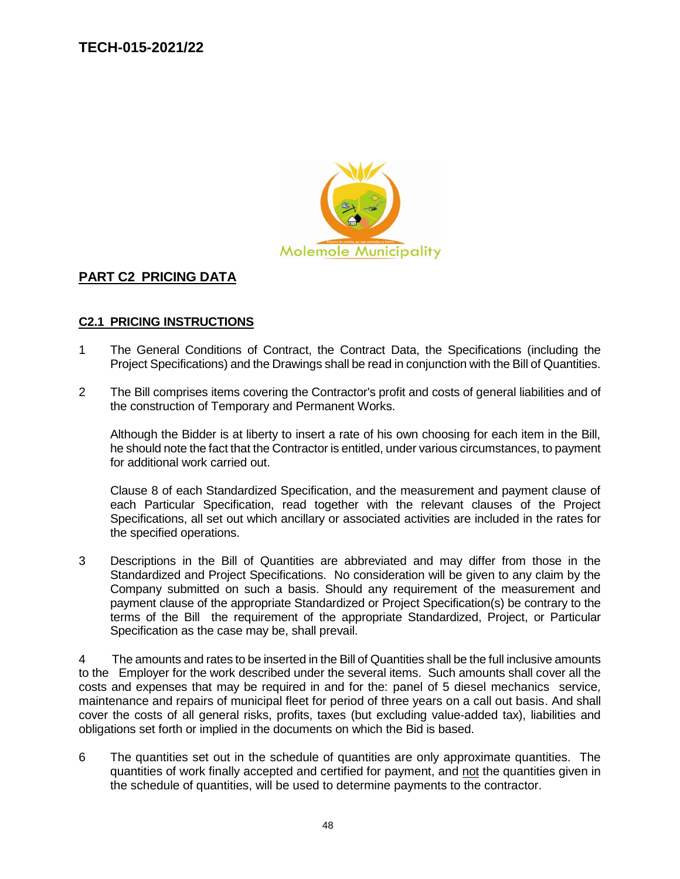# TECH-015-2021/22

Molemole Municipality

## PART C2 PRICING DATA

### C2.1 PRICING INSTRUCTIONS

1. The General Conditions of Contract, the Contract Data, the Specifications (including the Project Specifications) and the Drawings shall be read in conjunction with the Bill of Quantities.

2. The Bill comprises items covering the Contractor's profit and costs of general liabilities and of the construction of Temporary and Permanent Works.

   Although the Bidder is at liberty to insert a rate of his own choosing for each item in the Bill, he should note the fact that the Contractor is entitled, under various circumstances, to payment for additional work carried out.

   Clause 8 of each Standardized Specification, and the measurement and payment clause of each Particular Specification, read together with the relevant clauses of the Project Specifications, all set out which ancillary or associated activities are included in the rates for the specified operations.

3. Descriptions in the Bill of Quantities are abbreviated and may differ from those in the Standardized and Project Specifications. No consideration will be given to any claim by the Company submitted on such a basis. Should any requirement of the measurement and payment clause of the appropriate Standardized or Project Specification(s) be contrary to the terms of the Bill the requirement of the appropriate Standardized, Project, or Particular Specification as the case may be, shall prevail.

4 The amounts and rates to be inserted in the Bill of Quantities shall be the full inclusive amounts to the Employer for the work described under the several items. Such amounts shall cover all the costs and expenses that may be required in and for the: panel of 5 diesel mechanics service, maintenance and repairs of municipal fleet for period of three years on a call out basis. And shall cover the costs of all general risks, profits, taxes (but excluding value-added tax), liabilities and obligations set forth or implied in the documents on which the Bid is based.

6 The quantities set out in the schedule of quantities are only approximate quantities. The quantities of work finally accepted and certified for payment, and not the quantities given in the schedule of quantities, will be used to determine payments to the contractor.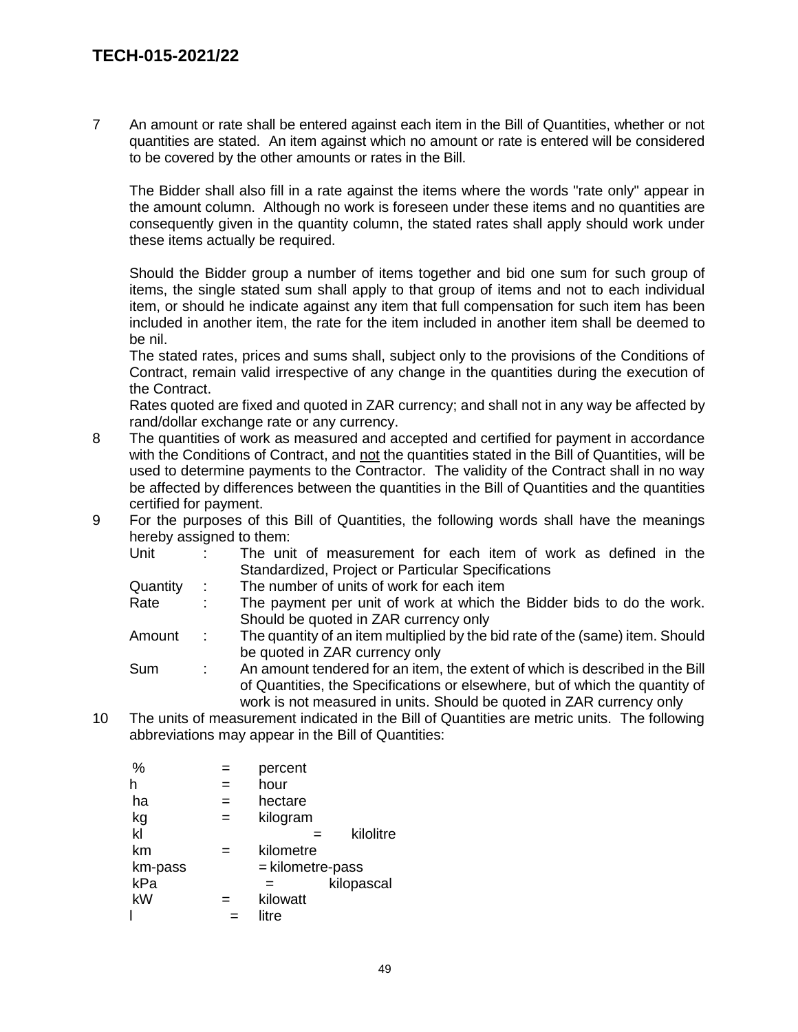7 An amount or rate shall be entered against each item in the Bill of Quantities, whether or not quantities are stated. An item against which no amount or rate is entered will be considered to be covered by the other amounts or rates in the Bill.

   The Bidder shall also fill in a rate against the items where the words "rate only" appear in the amount column. Although no work is foreseen under these items and no quantities are consequently given in the quantity column, the stated rates shall apply should work under these items actually be required.

   Should the Bidder group a number of items together and bid one sum for such group of items, the single stated sum shall apply to that group of items and not to each individual item, or should he indicate against any item that full compensation for such item has been included in another item, the rate for the item included in another item shall be deemed to be nil.

   The stated rates, prices and sums shall, subject only to the provisions of the Conditions of Contract, remain valid irrespective of any change in the quantities during the execution of the Contract.

   Rates quoted are fixed and quoted in ZAR currency; and shall not in any way be affected by rand/dollar exchange rate or any currency.

8 The quantities of work as measured and accepted and certified for payment in accordance with the Conditions of Contract, and not the quantities stated in the Bill of Quantities, will be used to determine payments to the Contractor. The validity of the Contract shall in no way be affected by differences between the quantities in the Bill of Quantities and the quantities certified for payment.

9 For the purposes of this Bill of Quantities, the following words shall have the meanings hereby assigned to them:

| | | |
|---|---|---|
| Unit | : | The unit of measurement for each item of work as defined in the Standardized, Project or Particular Specifications |
| Quantity | : | The number of units of work for each item |
| Rate | : | The payment per unit of work at which the Bidder bids to do the work. Should be quoted in ZAR currency only |
| Amount | : | The quantity of an item multiplied by the bid rate of the (same) item. Should be quoted in ZAR currency only |
| Sum | : | An amount tendered for an item, the extent of which is described in the Bill of Quantities, the Specifications or elsewhere, but of which the quantity of work is not measured in units. Should be quoted in ZAR currency only |

10 The units of measurement indicated in the Bill of Quantities are metric units. The following abbreviations may appear in the Bill of Quantities:

| | | |
|---|---|---|
| % | = | percent |
| h | = | hour |
| ha | = | hectare |
| kg | = | kilogram |
| kl | = | kilolitre |
| km | = | kilometre |
| km-pass | = | kilometre-pass |
| kPa | = | kilopascal |
| kW | = | kilowatt |
| l | = | litre |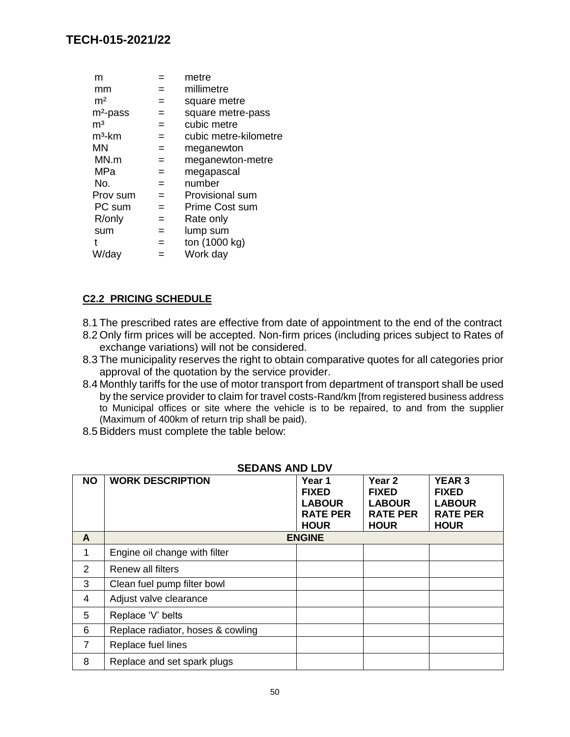| | | |
|---|---|---|
| m | = | metre |
| mm | = | millimetre |
| $m^2$ | = | square metre |
| $m^2$-pass | = | square metre-pass |
| $m^3$ | = | cubic metre |
| $m^3$-km | = | cubic metre-kilometre |
| MN | = | meganewton |
| MN.m | = | meganewton-metre |
| MPa | = | megapascal |
| No. | = | number |
| Prov sum | = | Provisional sum |
| PC sum | = | Prime Cost sum |
| R/only | = | Rate only |
| sum | = | lump sum |
| t | = | ton (1000 kg) |
| W/day | = | Work day |

## C2.2 PRICING SCHEDULE

8.1 The prescribed rates are effective from date of appointment to the end of the contract

8.2 Only firm prices will be accepted. Non-firm prices (including prices subject to Rates of exchange variations) will not be considered.

8.3 The municipality reserves the right to obtain comparative quotes for all categories prior approval of the quotation by the service provider.

8.4 Monthly tariffs for the use of motor transport from department of transport shall be used by the service provider to claim for travel costs-Rand/km [from registered business address to Municipal offices or site where the vehicle is to be repaired, to and from the supplier (Maximum of 400km of return trip shall be paid).

8.5 Bidders must complete the table below:

**SEDANS AND LDV**

| NO | WORK DESCRIPTION | Year 1 FIXED LABOUR RATE PER HOUR | Year 2 FIXED LABOUR RATE PER HOUR | YEAR 3 FIXED LABOUR RATE PER HOUR |
|---|---|---|---|---|
| **A** | **ENGINE** | | | |
| 1 | Engine oil change with filter | | | |
| 2 | Renew all filters | | | |
| 3 | Clean fuel pump filter bowl | | | |
| 4 | Adjust valve clearance | | | |
| 5 | Replace 'V' belts | | | |
| 6 | Replace radiator, hoses & cowling | | | |
| 7 | Replace fuel lines | | | |
| 8 | Replace and set spark plugs | | | |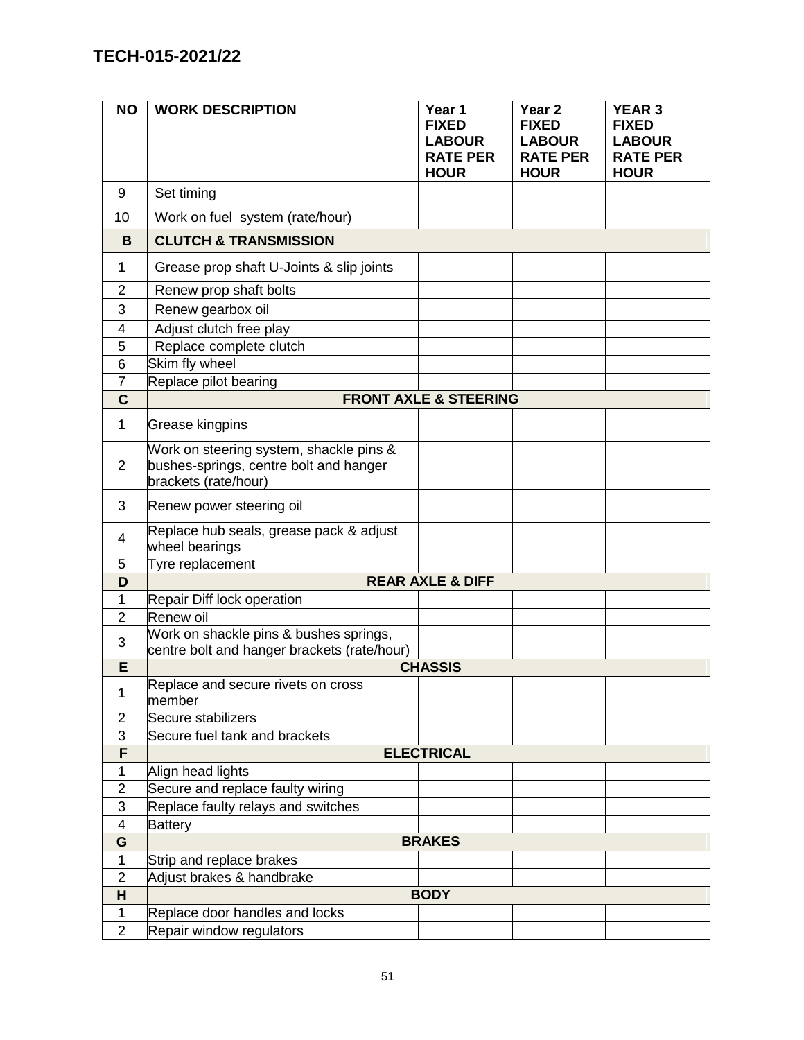**TECH-015-2021/22**

| NO | WORK DESCRIPTION | Year 1 FIXED LABOUR RATE PER HOUR | Year 2 FIXED LABOUR RATE PER HOUR | YEAR 3 FIXED LABOUR RATE PER HOUR |
|---|---|---|---|---|
| 9 | Set timing | | | |
| 10 | Work on fuel system (rate/hour) | | | |
| **B** | **CLUTCH & TRANSMISSION** | | | |
| 1 | Grease prop shaft U-Joints & slip joints | | | |
| 2 | Renew prop shaft bolts | | | |
| 3 | Renew gearbox oil | | | |
| 4 | Adjust clutch free play | | | |
| 5 | Replace complete clutch | | | |
| 6 | Skim fly wheel | | | |
| 7 | Replace pilot bearing | | | |
| **C** | **FRONT AXLE & STEERING** | | | |
| 1 | Grease kingpins | | | |
| 2 | Work on steering system, shackle pins & bushes-springs, centre bolt and hanger brackets (rate/hour) | | | |
| 3 | Renew power steering oil | | | |
| 4 | Replace hub seals, grease pack & adjust wheel bearings | | | |
| 5 | Tyre replacement | | | |
| **D** | **REAR AXLE & DIFF** | | | |
| 1 | Repair Diff lock operation | | | |
| 2 | Renew oil | | | |
| 3 | Work on shackle pins & bushes springs, centre bolt and hanger brackets (rate/hour) | | | |
| **E** | **CHASSIS** | | | |
| 1 | Replace and secure rivets on cross member | | | |
| 2 | Secure stabilizers | | | |
| 3 | Secure fuel tank and brackets | | | |
| **F** | **ELECTRICAL** | | | |
| 1 | Align head lights | | | |
| 2 | Secure and replace faulty wiring | | | |
| 3 | Replace faulty relays and switches | | | |
| 4 | Battery | | | |
| **G** | **BRAKES** | | | |
| 1 | Strip and replace brakes | | | |
| 2 | Adjust brakes & handbrake | | | |
| **H** | **BODY** | | | |
| 1 | Replace door handles and locks | | | |
| 2 | Repair window regulators | | | |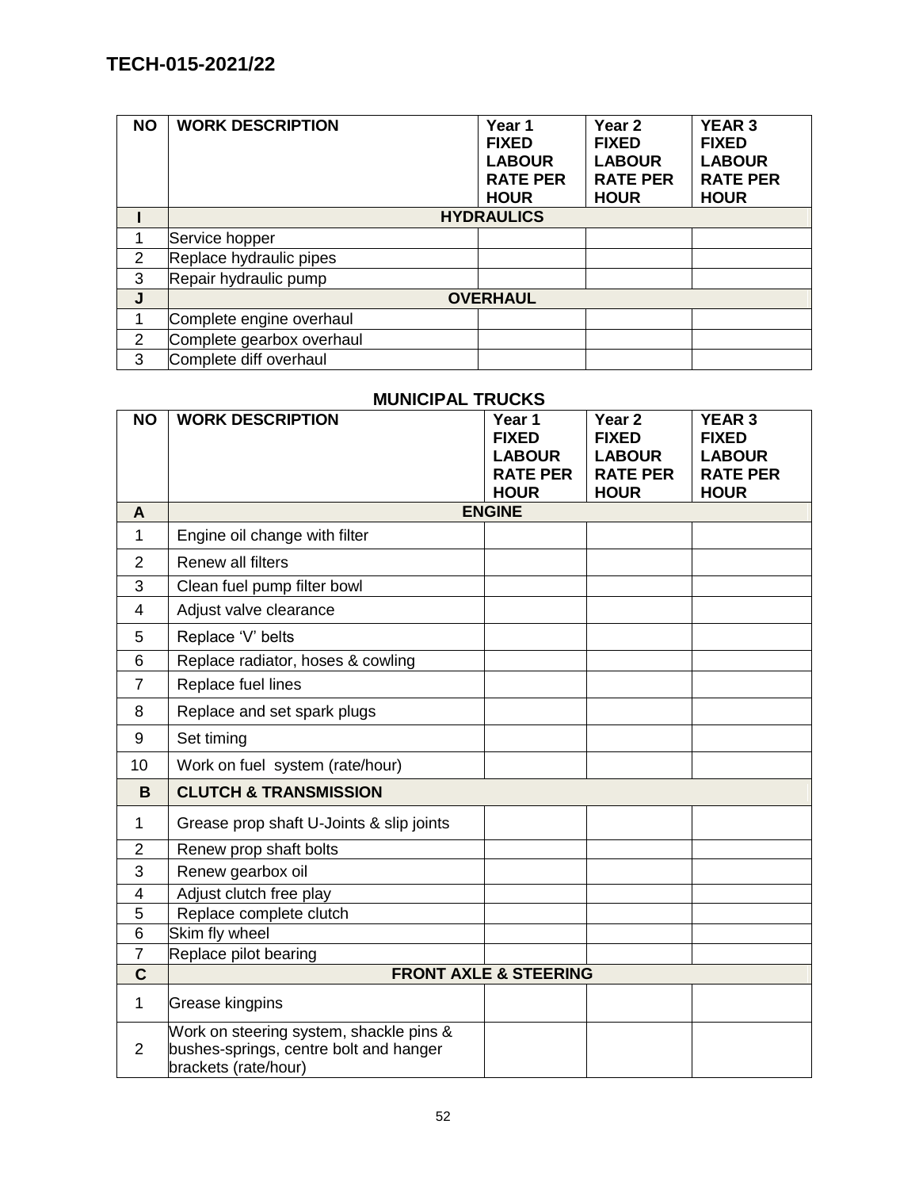**TECH-015-2021/22**

| NO | WORK DESCRIPTION | Year 1 FIXED LABOUR RATE PER HOUR | Year 2 FIXED LABOUR RATE PER HOUR | YEAR 3 FIXED LABOUR RATE PER HOUR |
|---|---|---|---|---|
| **I** | **HYDRAULICS** | | | |
| 1 | Service hopper | | | |
| 2 | Replace hydraulic pipes | | | |
| 3 | Repair hydraulic pump | | | |
| **J** | **OVERHAUL** | | | |
| 1 | Complete engine overhaul | | | |
| 2 | Complete gearbox overhaul | | | |
| 3 | Complete diff overhaul | | | |

## MUNICIPAL TRUCKS

| NO | WORK DESCRIPTION | Year 1 FIXED LABOUR RATE PER HOUR | Year 2 FIXED LABOUR RATE PER HOUR | YEAR 3 FIXED LABOUR RATE PER HOUR |
|---|---|---|---|---|
| **A** | **ENGINE** | | | |
| 1 | Engine oil change with filter | | | |
| 2 | Renew all filters | | | |
| 3 | Clean fuel pump filter bowl | | | |
| 4 | Adjust valve clearance | | | |
| 5 | Replace 'V' belts | | | |
| 6 | Replace radiator, hoses & cowling | | | |
| 7 | Replace fuel lines | | | |
| 8 | Replace and set spark plugs | | | |
| 9 | Set timing | | | |
| 10 | Work on fuel system (rate/hour) | | | |
| **B** | **CLUTCH & TRANSMISSION** | | | |
| 1 | Grease prop shaft U-Joints & slip joints | | | |
| 2 | Renew prop shaft bolts | | | |
| 3 | Renew gearbox oil | | | |
| 4 | Adjust clutch free play | | | |
| 5 | Replace complete clutch | | | |
| 6 | Skim fly wheel | | | |
| 7 | Replace pilot bearing | | | |
| **C** | **FRONT AXLE & STEERING** | | | |
| 1 | Grease kingpins | | | |
| 2 | Work on steering system, shackle pins & bushes-springs, centre bolt and hanger brackets (rate/hour) | | | |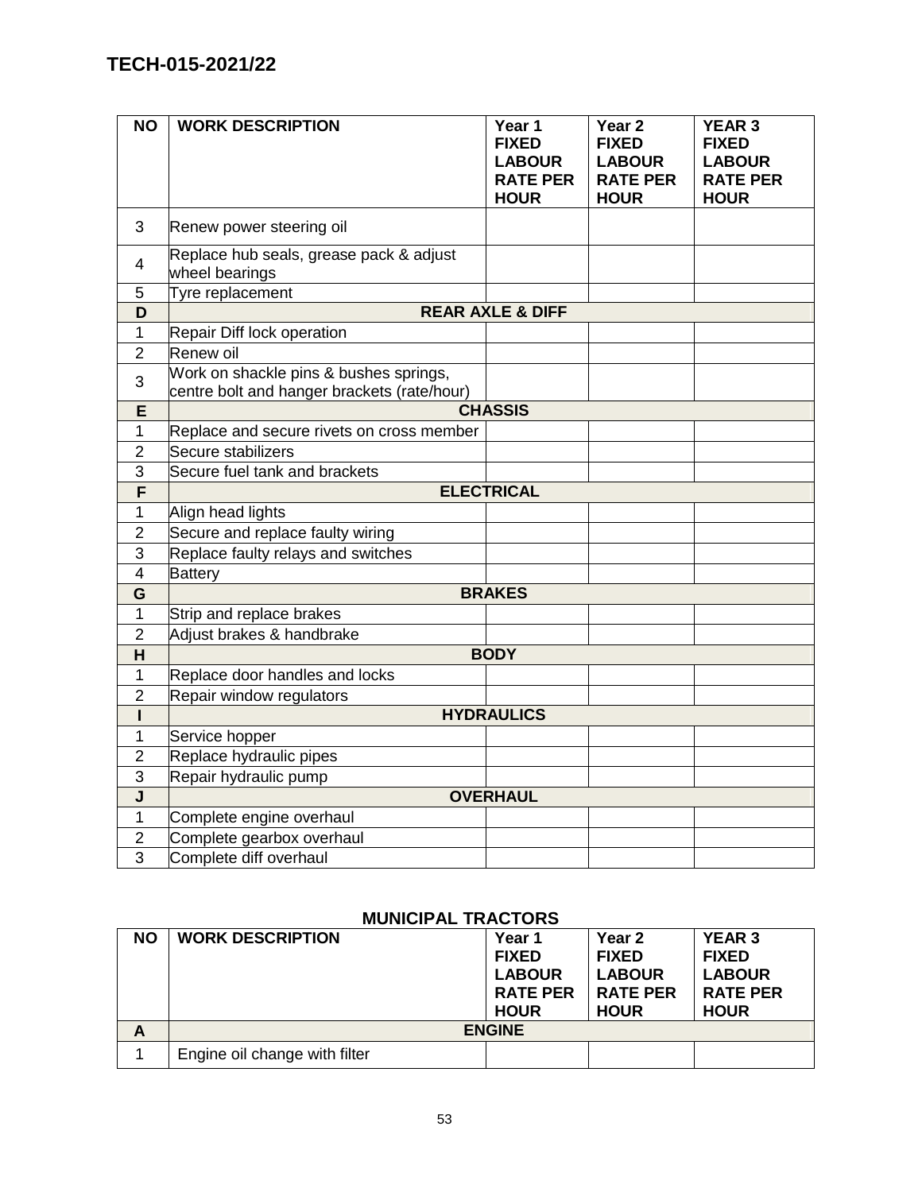# TECH-015-2021/22

| NO | WORK DESCRIPTION | Year 1 FIXED LABOUR RATE PER HOUR | Year 2 FIXED LABOUR RATE PER HOUR | YEAR 3 FIXED LABOUR RATE PER HOUR |
|---|---|---|---|---|
| 3 | Renew power steering oil | | | |
| 4 | Replace hub seals, grease pack & adjust wheel bearings | | | |
| 5 | Tyre replacement | | | |
| **D** | **REAR AXLE & DIFF** | | | |
| 1 | Repair Diff lock operation | | | |
| 2 | Renew oil | | | |
| 3 | Work on shackle pins & bushes springs, centre bolt and hanger brackets (rate/hour) | | | |
| **E** | **CHASSIS** | | | |
| 1 | Replace and secure rivets on cross member | | | |
| 2 | Secure stabilizers | | | |
| 3 | Secure fuel tank and brackets | | | |
| **F** | **ELECTRICAL** | | | |
| 1 | Align head lights | | | |
| 2 | Secure and replace faulty wiring | | | |
| 3 | Replace faulty relays and switches | | | |
| 4 | Battery | | | |
| **G** | **BRAKES** | | | |
| 1 | Strip and replace brakes | | | |
| 2 | Adjust brakes & handbrake | | | |
| **H** | **BODY** | | | |
| 1 | Replace door handles and locks | | | |
| 2 | Repair window regulators | | | |
| **I** | **HYDRAULICS** | | | |
| 1 | Service hopper | | | |
| 2 | Replace hydraulic pipes | | | |
| 3 | Repair hydraulic pump | | | |
| **J** | **OVERHAUL** | | | |
| 1 | Complete engine overhaul | | | |
| 2 | Complete gearbox overhaul | | | |
| 3 | Complete diff overhaul | | | |

## MUNICIPAL TRACTORS

| NO | WORK DESCRIPTION | Year 1 FIXED LABOUR RATE PER HOUR | Year 2 FIXED LABOUR RATE PER HOUR | YEAR 3 FIXED LABOUR RATE PER HOUR |
|---|---|---|---|---|
| **A** | **ENGINE** | | | |
| 1 | Engine oil change with filter | | | |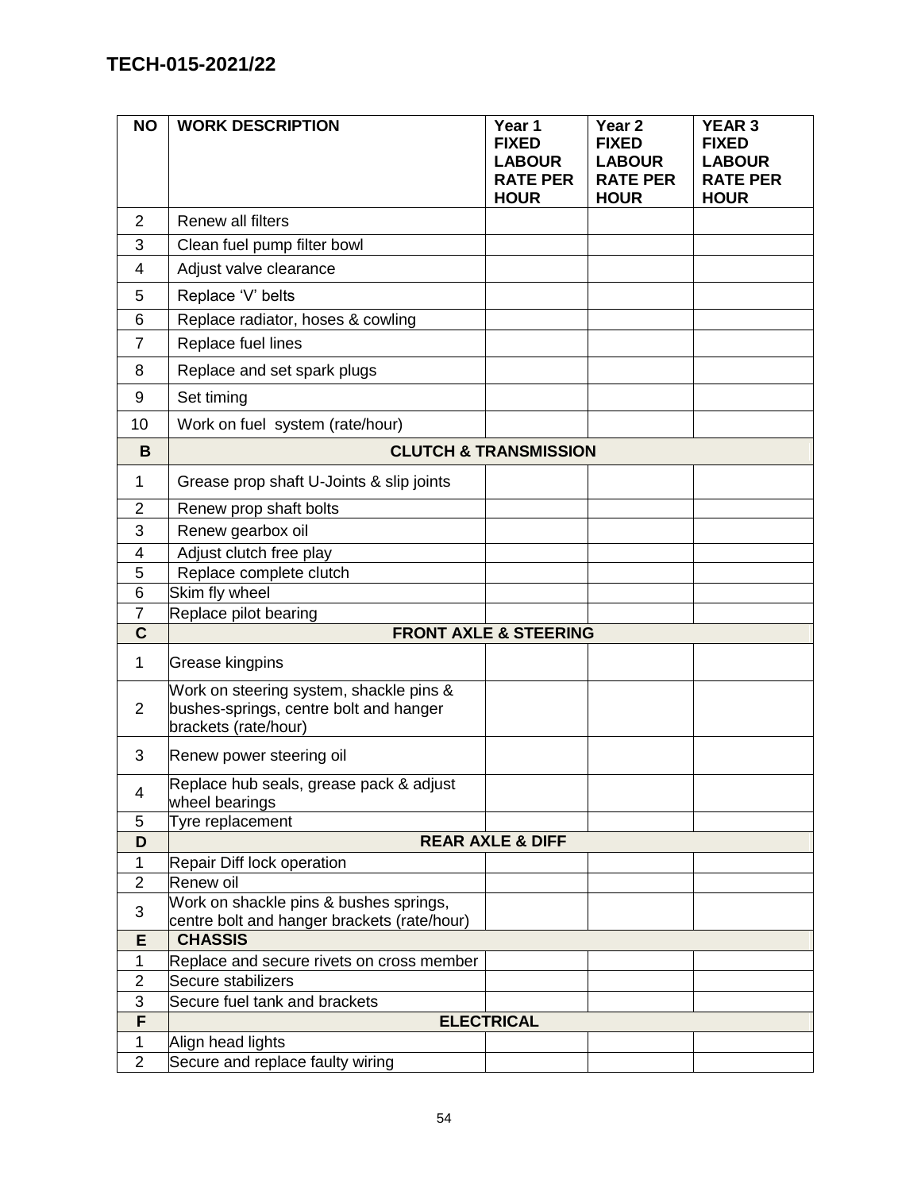TECH-015-2021/22

| NO | WORK DESCRIPTION | Year 1 FIXED LABOUR RATE PER HOUR | Year 2 FIXED LABOUR RATE PER HOUR | YEAR 3 FIXED LABOUR RATE PER HOUR |
|---|---|---|---|---|
| 2 | Renew all filters | | | |
| 3 | Clean fuel pump filter bowl | | | |
| 4 | Adjust valve clearance | | | |
| 5 | Replace 'V' belts | | | |
| 6 | Replace radiator, hoses & cowling | | | |
| 7 | Replace fuel lines | | | |
| 8 | Replace and set spark plugs | | | |
| 9 | Set timing | | | |
| 10 | Work on fuel system (rate/hour) | | | |
| **B** | **CLUTCH & TRANSMISSION** | | | |
| 1 | Grease prop shaft U-Joints & slip joints | | | |
| 2 | Renew prop shaft bolts | | | |
| 3 | Renew gearbox oil | | | |
| 4 | Adjust clutch free play | | | |
| 5 | Replace complete clutch | | | |
| 6 | Skim fly wheel | | | |
| 7 | Replace pilot bearing | | | |
| **C** | **FRONT AXLE & STEERING** | | | |
| 1 | Grease kingpins | | | |
| 2 | Work on steering system, shackle pins & bushes-springs, centre bolt and hanger brackets (rate/hour) | | | |
| 3 | Renew power steering oil | | | |
| 4 | Replace hub seals, grease pack & adjust wheel bearings | | | |
| 5 | Tyre replacement | | | |
| **D** | **REAR AXLE & DIFF** | | | |
| 1 | Repair Diff lock operation | | | |
| 2 | Renew oil | | | |
| 3 | Work on shackle pins & bushes springs, centre bolt and hanger brackets (rate/hour) | | | |
| **E** | **CHASSIS** | | | |
| 1 | Replace and secure rivets on cross member | | | |
| 2 | Secure stabilizers | | | |
| 3 | Secure fuel tank and brackets | | | |
| **F** | **ELECTRICAL** | | | |
| 1 | Align head lights | | | |
| 2 | Secure and replace faulty wiring | | | |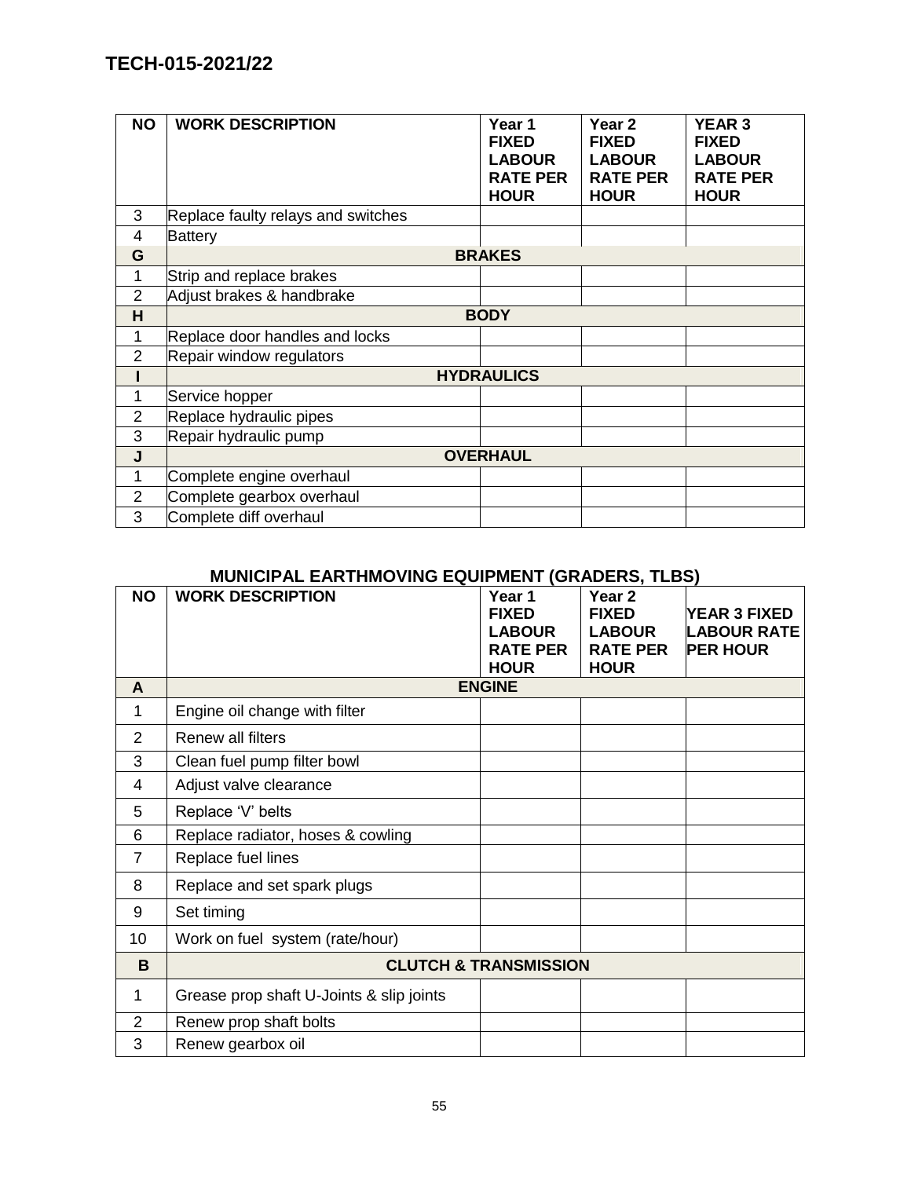**TECH-015-2021/22**

| NO | WORK DESCRIPTION | Year 1 FIXED LABOUR RATE PER HOUR | Year 2 FIXED LABOUR RATE PER HOUR | YEAR 3 FIXED LABOUR RATE PER HOUR |
|---|---|---|---|---|
| 3 | Replace faulty relays and switches | | | |
| 4 | Battery | | | |
| **G** | **BRAKES** | | | |
| 1 | Strip and replace brakes | | | |
| 2 | Adjust brakes & handbrake | | | |
| **H** | **BODY** | | | |
| 1 | Replace door handles and locks | | | |
| 2 | Repair window regulators | | | |
| **I** | **HYDRAULICS** | | | |
| 1 | Service hopper | | | |
| 2 | Replace hydraulic pipes | | | |
| 3 | Repair hydraulic pump | | | |
| **J** | **OVERHAUL** | | | |
| 1 | Complete engine overhaul | | | |
| 2 | Complete gearbox overhaul | | | |
| 3 | Complete diff overhaul | | | |

## MUNICIPAL EARTHMOVING EQUIPMENT (GRADERS, TLBS)

| NO | WORK DESCRIPTION | Year 1 FIXED LABOUR RATE PER HOUR | Year 2 FIXED LABOUR RATE PER HOUR | YEAR 3 FIXED LABOUR RATE PER HOUR |
|---|---|---|---|---|
| **A** | **ENGINE** | | | |
| 1 | Engine oil change with filter | | | |
| 2 | Renew all filters | | | |
| 3 | Clean fuel pump filter bowl | | | |
| 4 | Adjust valve clearance | | | |
| 5 | Replace 'V' belts | | | |
| 6 | Replace radiator, hoses & cowling | | | |
| 7 | Replace fuel lines | | | |
| 8 | Replace and set spark plugs | | | |
| 9 | Set timing | | | |
| 10 | Work on fuel system (rate/hour) | | | |
| **B** | **CLUTCH & TRANSMISSION** | | | |
| 1 | Grease prop shaft U-Joints & slip joints | | | |
| 2 | Renew prop shaft bolts | | | |
| 3 | Renew gearbox oil | | | |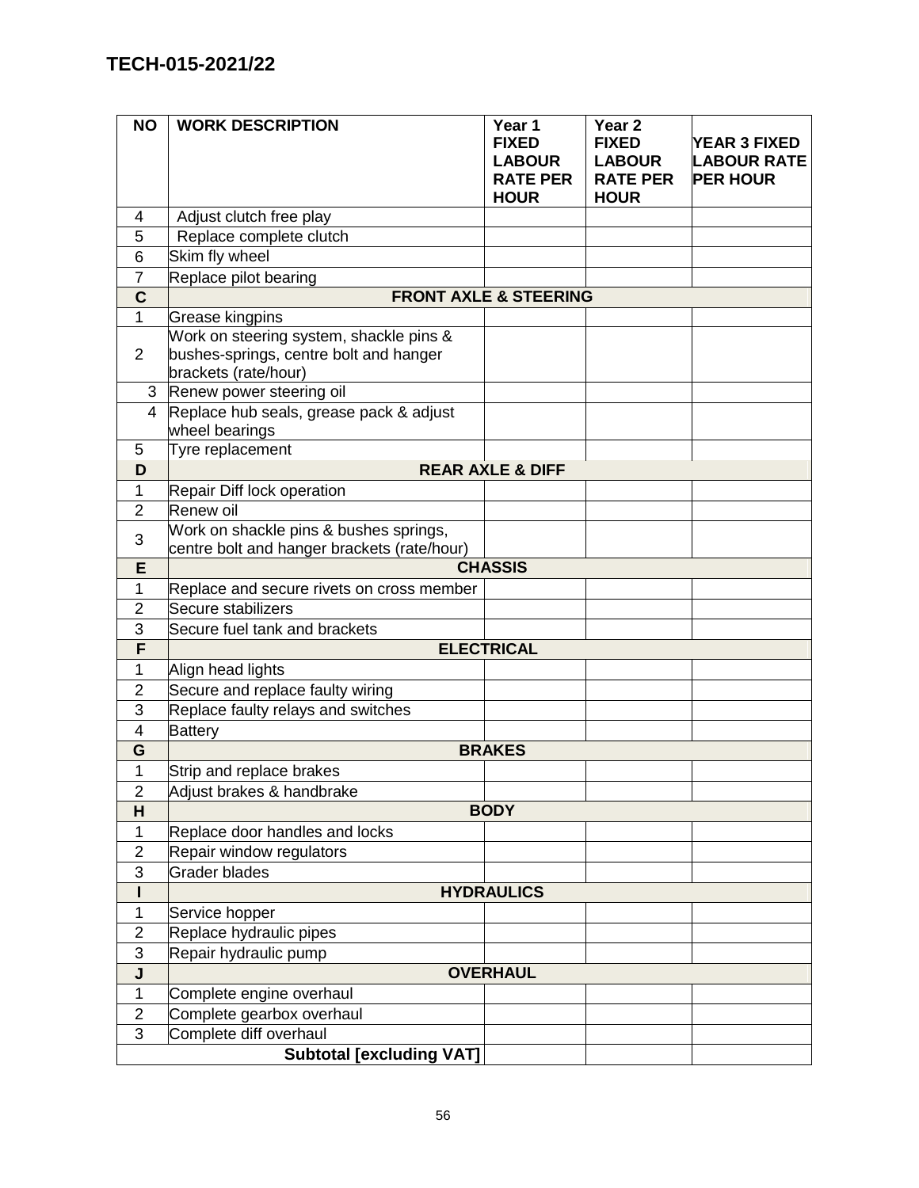**TECH-015-2021/22**

| NO | WORK DESCRIPTION | Year 1 FIXED LABOUR RATE PER HOUR | Year 2 FIXED LABOUR RATE PER HOUR | YEAR 3 FIXED LABOUR RATE PER HOUR |
|---|---|---|---|---|
| 4 | Adjust clutch free play | | | |
| 5 | Replace complete clutch | | | |
| 6 | Skim fly wheel | | | |
| 7 | Replace pilot bearing | | | |
| **C** | **FRONT AXLE & STEERING** | | | |
| 1 | Grease kingpins | | | |
| 2 | Work on steering system, shackle pins & bushes-springs, centre bolt and hanger brackets (rate/hour) | | | |
| 3 | Renew power steering oil | | | |
| 4 | Replace hub seals, grease pack & adjust wheel bearings | | | |
| 5 | Tyre replacement | | | |
| **D** | **REAR AXLE & DIFF** | | | |
| 1 | Repair Diff lock operation | | | |
| 2 | Renew oil | | | |
| 3 | Work on shackle pins & bushes springs, centre bolt and hanger brackets (rate/hour) | | | |
| **E** | **CHASSIS** | | | |
| 1 | Replace and secure rivets on cross member | | | |
| 2 | Secure stabilizers | | | |
| 3 | Secure fuel tank and brackets | | | |
| **F** | **ELECTRICAL** | | | |
| 1 | Align head lights | | | |
| 2 | Secure and replace faulty wiring | | | |
| 3 | Replace faulty relays and switches | | | |
| 4 | Battery | | | |
| **G** | **BRAKES** | | | |
| 1 | Strip and replace brakes | | | |
| 2 | Adjust brakes & handbrake | | | |
| **H** | **BODY** | | | |
| 1 | Replace door handles and locks | | | |
| 2 | Repair window regulators | | | |
| 3 | Grader blades | | | |
| **I** | **HYDRAULICS** | | | |
| 1 | Service hopper | | | |
| 2 | Replace hydraulic pipes | | | |
| 3 | Repair hydraulic pump | | | |
| **J** | **OVERHAUL** | | | |
| 1 | Complete engine overhaul | | | |
| 2 | Complete gearbox overhaul | | | |
| 3 | Complete diff overhaul | | | |
| | **Subtotal [excluding VAT]** | | | |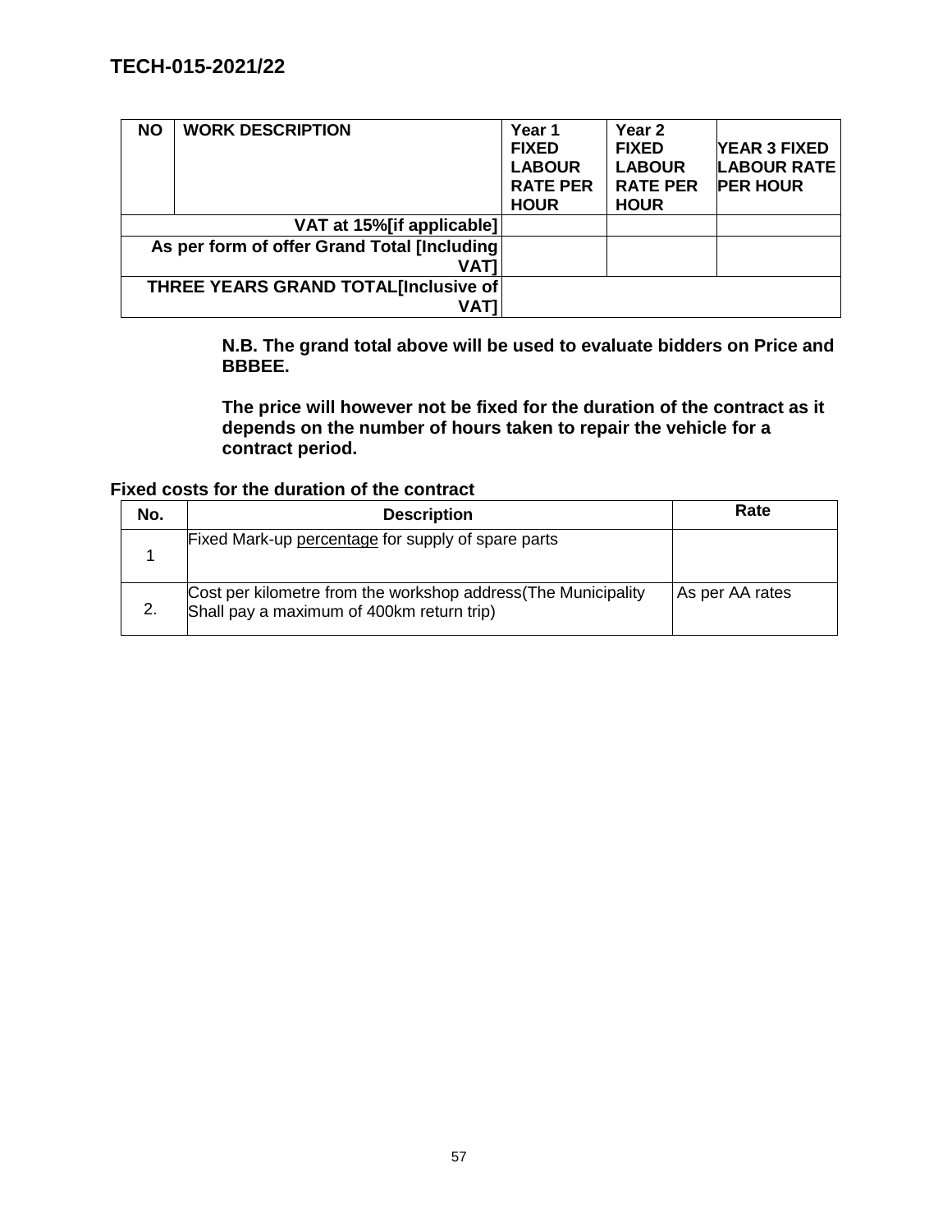TECH-015-2021/22

| NO | WORK DESCRIPTION | Year 1 FIXED LABOUR RATE PER HOUR | Year 2 FIXED LABOUR RATE PER HOUR | YEAR 3 FIXED LABOUR RATE PER HOUR |
|---|---|---|---|---|
| | **VAT at 15%[if applicable]** | | | |
| | **As per form of offer Grand Total [Including VAT]** | | | |
| | **THREE YEARS GRAND TOTAL[Inclusive of VAT]** | | | |

**N.B. The grand total above will be used to evaluate bidders on Price and BBBEE.**

**The price will however not be fixed for the duration of the contract as it depends on the number of hours taken to repair the vehicle for a contract period.**

**Fixed costs for the duration of the contract**

| No. | Description | Rate |
|---|---|---|
| 1 | Fixed Mark-up percentage for supply of spare parts | |
| 2. | Cost per kilometre from the workshop address(The Municipality Shall pay a maximum of 400km return trip) | As per AA rates |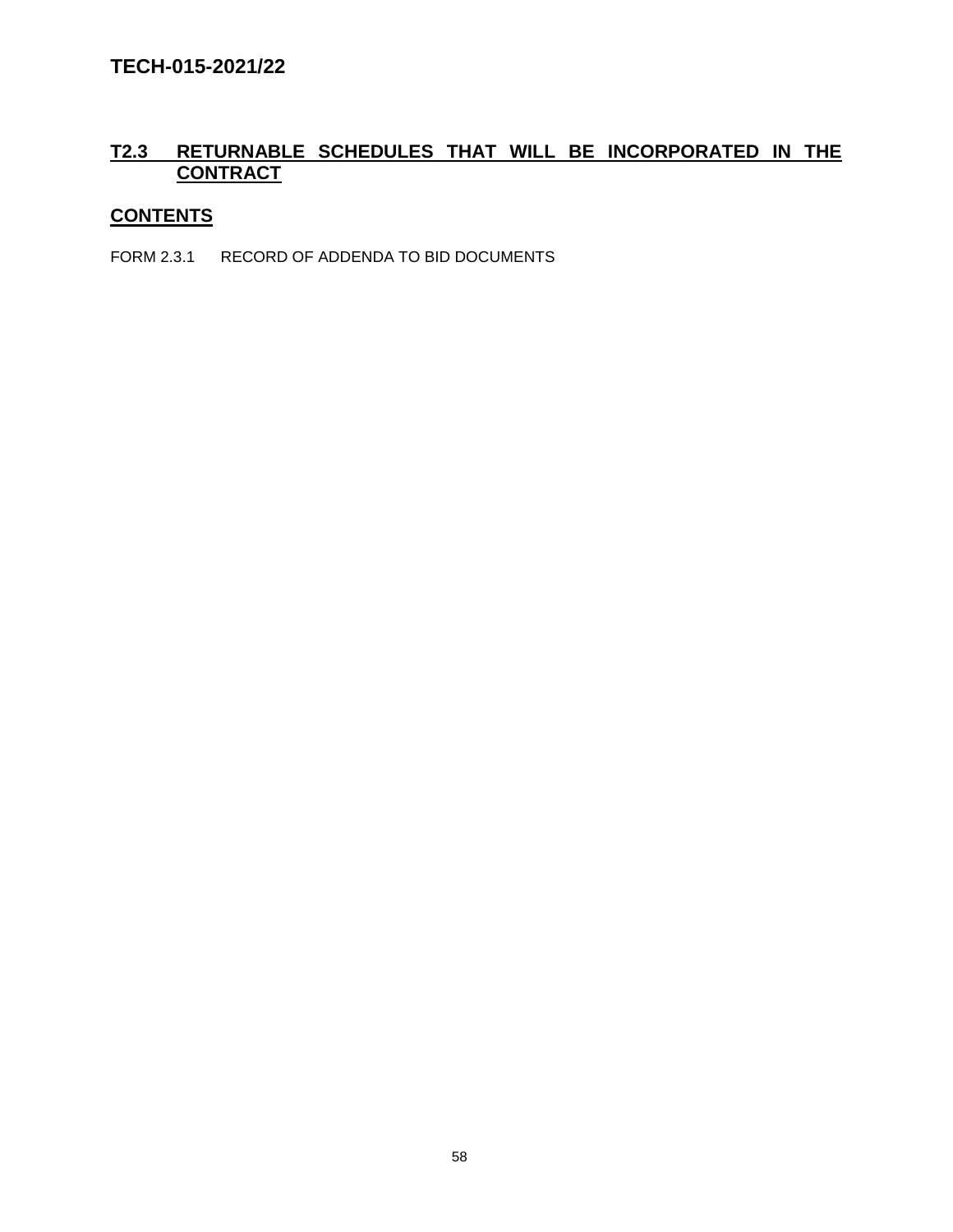## T2.3 RETURNABLE SCHEDULES THAT WILL BE INCORPORATED IN THE CONTRACT

### CONTENTS

FORM 2.3.1 RECORD OF ADDENDA TO BID DOCUMENTS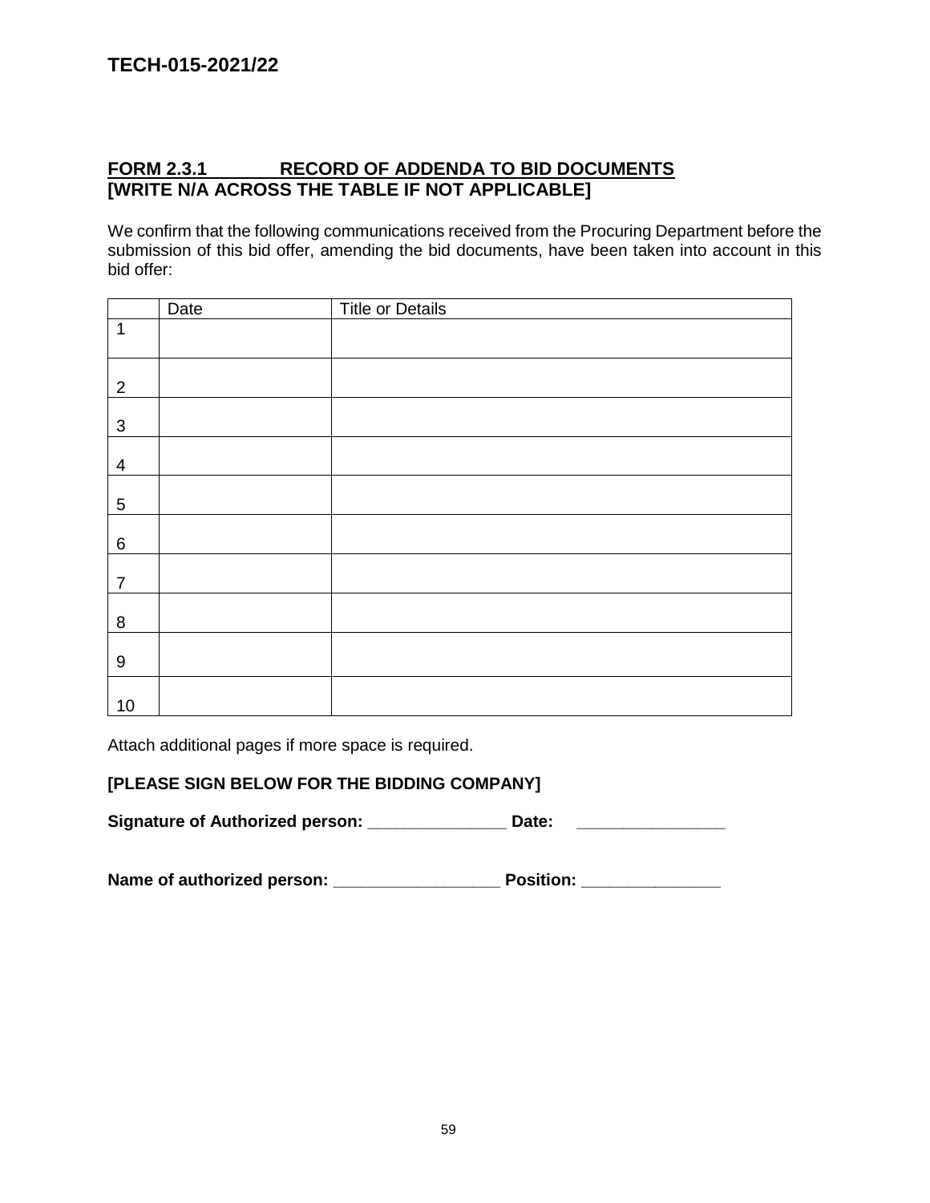# TECH-015-2021/22

## FORM 2.3.1 RECORD OF ADDENDA TO BID DOCUMENTS
## [WRITE N/A ACROSS THE TABLE IF NOT APPLICABLE]

We confirm that the following communications received from the Procuring Department before the submission of this bid offer, amending the bid documents, have been taken into account in this bid offer:

| | Date | Title or Details |
|---|---|---|
| 1 | | |
| 2 | | |
| 3 | | |
| 4 | | |
| 5 | | |
| 6 | | |
| 7 | | |
| 8 | | |
| 9 | | |
| 10 | | |

Attach additional pages if more space is required.

**[PLEASE SIGN BELOW FOR THE BIDDING COMPANY]**

**Signature of Authorized person: _______________ Date: ________________**

**Name of authorized person: __________________ Position: _______________**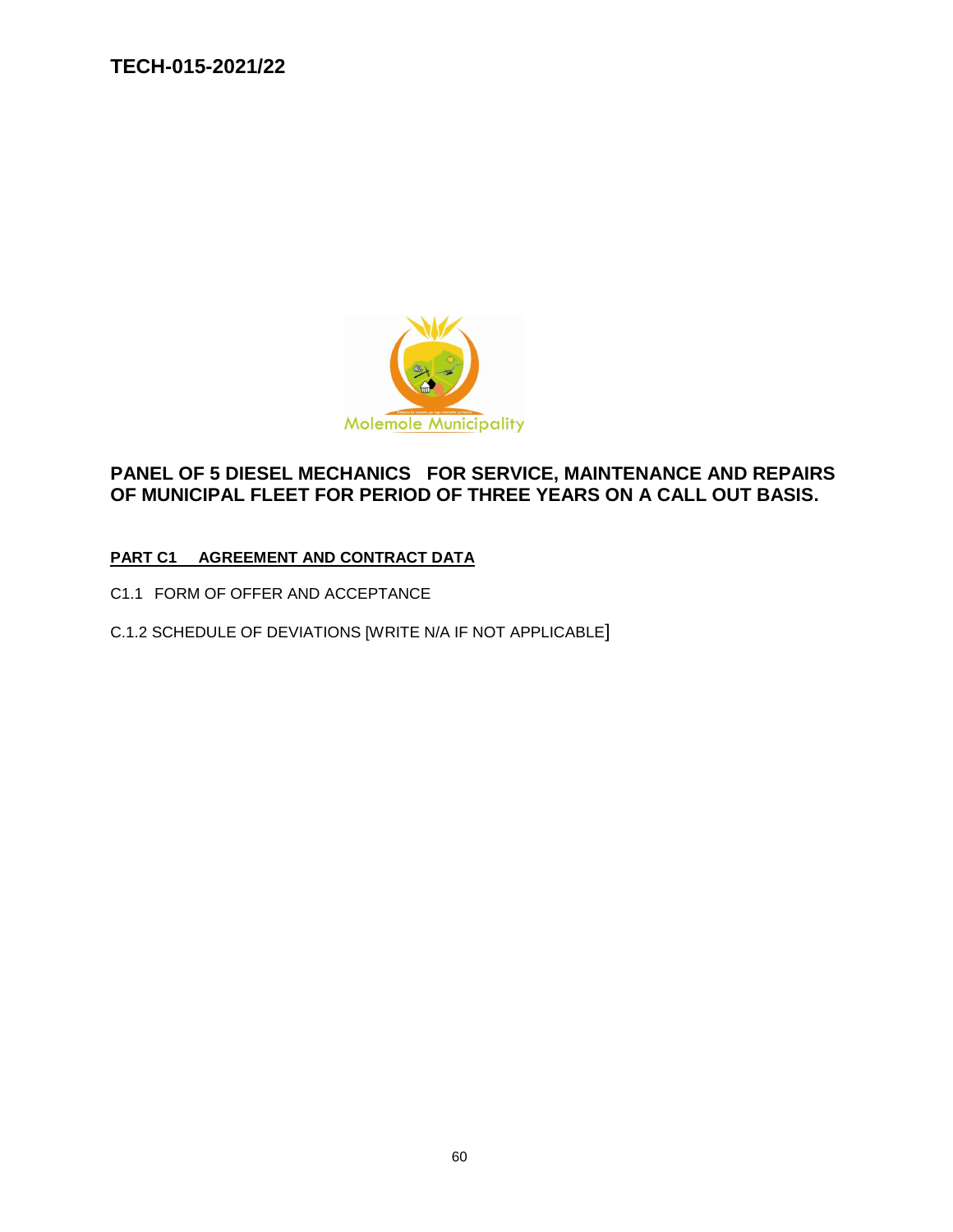# TECH-015-2021/22

## PANEL OF 5 DIESEL MECHANICS FOR SERVICE, MAINTENANCE AND REPAIRS OF MUNICIPAL FLEET FOR PERIOD OF THREE YEARS ON A CALL OUT BASIS.

**PART C1 AGREEMENT AND CONTRACT DATA**

C1.1 FORM OF OFFER AND ACCEPTANCE

C.1.2 SCHEDULE OF DEVIATIONS [WRITE N/A IF NOT APPLICABLE]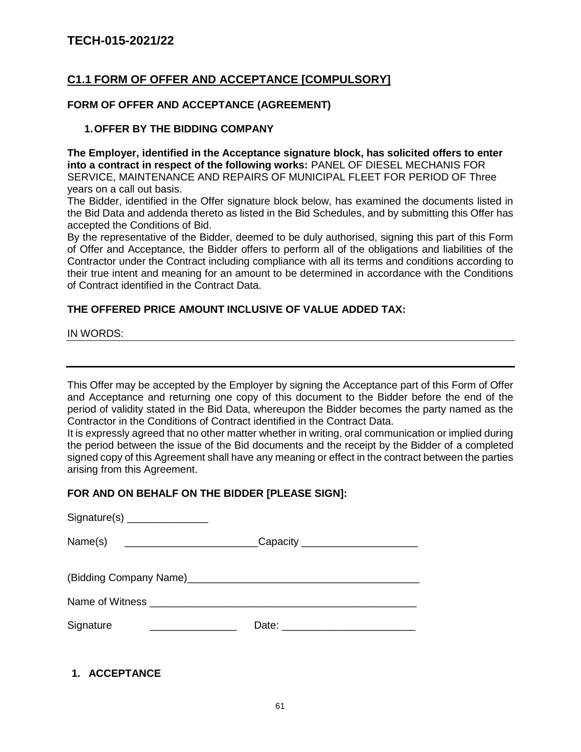# TECH-015-2021/22

## C1.1 FORM OF OFFER AND ACCEPTANCE [COMPULSORY]

### FORM OF OFFER AND ACCEPTANCE (AGREEMENT)

### 1. OFFER BY THE BIDDING COMPANY

**The Employer, identified in the Acceptance signature block, has solicited offers to enter into a contract in respect of the following works:** PANEL OF DIESEL MECHANIS FOR SERVICE, MAINTENANCE AND REPAIRS OF MUNICIPAL FLEET FOR PERIOD OF Three years on a call out basis.

The Bidder, identified in the Offer signature block below, has examined the documents listed in the Bid Data and addenda thereto as listed in the Bid Schedules, and by submitting this Offer has accepted the Conditions of Bid.

By the representative of the Bidder, deemed to be duly authorised, signing this part of this Form of Offer and Acceptance, the Bidder offers to perform all of the obligations and liabilities of the Contractor under the Contract including compliance with all its terms and conditions according to their true intent and meaning for an amount to be determined in accordance with the Conditions of Contract identified in the Contract Data.

**THE OFFERED PRICE AMOUNT INCLUSIVE OF VALUE ADDED TAX:**

IN WORDS: ____________________________________________________________

____________________________________________________________

This Offer may be accepted by the Employer by signing the Acceptance part of this Form of Offer and Acceptance and returning one copy of this document to the Bidder before the end of the period of validity stated in the Bid Data, whereupon the Bidder becomes the party named as the Contractor in the Conditions of Contract identified in the Contract Data.

It is expressly agreed that no other matter whether in writing, oral communication or implied during the period between the issue of the Bid documents and the receipt by the Bidder of a completed signed copy of this Agreement shall have any meaning or effect in the contract between the parties arising from this Agreement.

**FOR AND ON BEHALF ON THE BIDDER [PLEASE SIGN]:**

Signature(s) ______________

Name(s) _______________________ Capacity ____________________

(Bidding Company Name)________________________________________

Name of Witness _______________________________________________

Signature _______________ Date: _______________________

### 1. ACCEPTANCE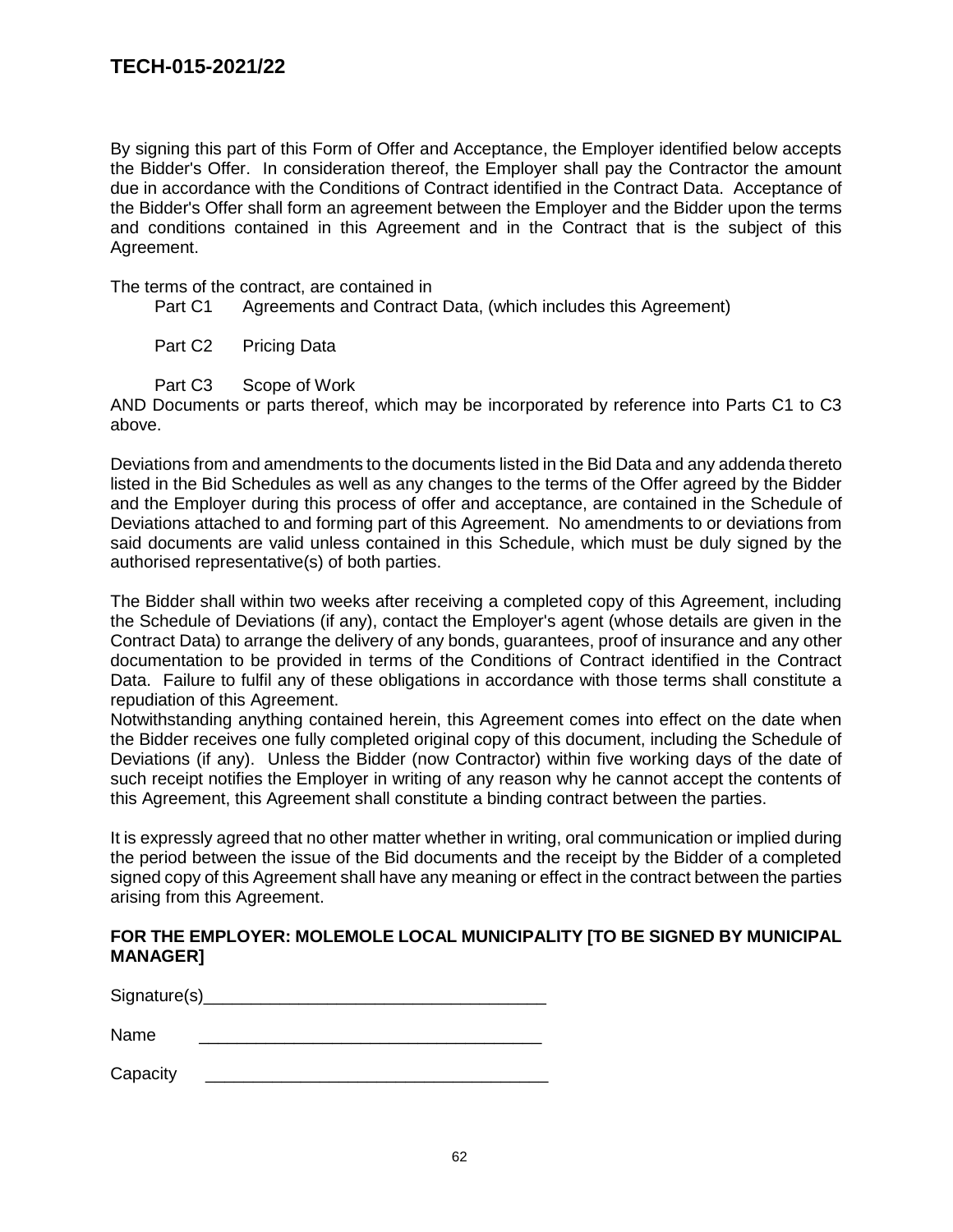By signing this part of this Form of Offer and Acceptance, the Employer identified below accepts the Bidder's Offer. In consideration thereof, the Employer shall pay the Contractor the amount due in accordance with the Conditions of Contract identified in the Contract Data. Acceptance of the Bidder's Offer shall form an agreement between the Employer and the Bidder upon the terms and conditions contained in this Agreement and in the Contract that is the subject of this Agreement.

The terms of the contract, are contained in

Part C1 Agreements and Contract Data, (which includes this Agreement)

Part C2 Pricing Data

Part C3 Scope of Work

AND Documents or parts thereof, which may be incorporated by reference into Parts C1 to C3 above.

Deviations from and amendments to the documents listed in the Bid Data and any addenda thereto listed in the Bid Schedules as well as any changes to the terms of the Offer agreed by the Bidder and the Employer during this process of offer and acceptance, are contained in the Schedule of Deviations attached to and forming part of this Agreement. No amendments to or deviations from said documents are valid unless contained in this Schedule, which must be duly signed by the authorised representative(s) of both parties.

The Bidder shall within two weeks after receiving a completed copy of this Agreement, including the Schedule of Deviations (if any), contact the Employer's agent (whose details are given in the Contract Data) to arrange the delivery of any bonds, guarantees, proof of insurance and any other documentation to be provided in terms of the Conditions of Contract identified in the Contract Data. Failure to fulfil any of these obligations in accordance with those terms shall constitute a repudiation of this Agreement.

Notwithstanding anything contained herein, this Agreement comes into effect on the date when the Bidder receives one fully completed original copy of this document, including the Schedule of Deviations (if any). Unless the Bidder (now Contractor) within five working days of the date of such receipt notifies the Employer in writing of any reason why he cannot accept the contents of this Agreement, this Agreement shall constitute a binding contract between the parties.

It is expressly agreed that no other matter whether in writing, oral communication or implied during the period between the issue of the Bid documents and the receipt by the Bidder of a completed signed copy of this Agreement shall have any meaning or effect in the contract between the parties arising from this Agreement.

**FOR THE EMPLOYER: MOLEMOLE LOCAL MUNICIPALITY [TO BE SIGNED BY MUNICIPAL MANAGER]**

Signature(s)____________________________________

Name ____________________________________

Capacity ____________________________________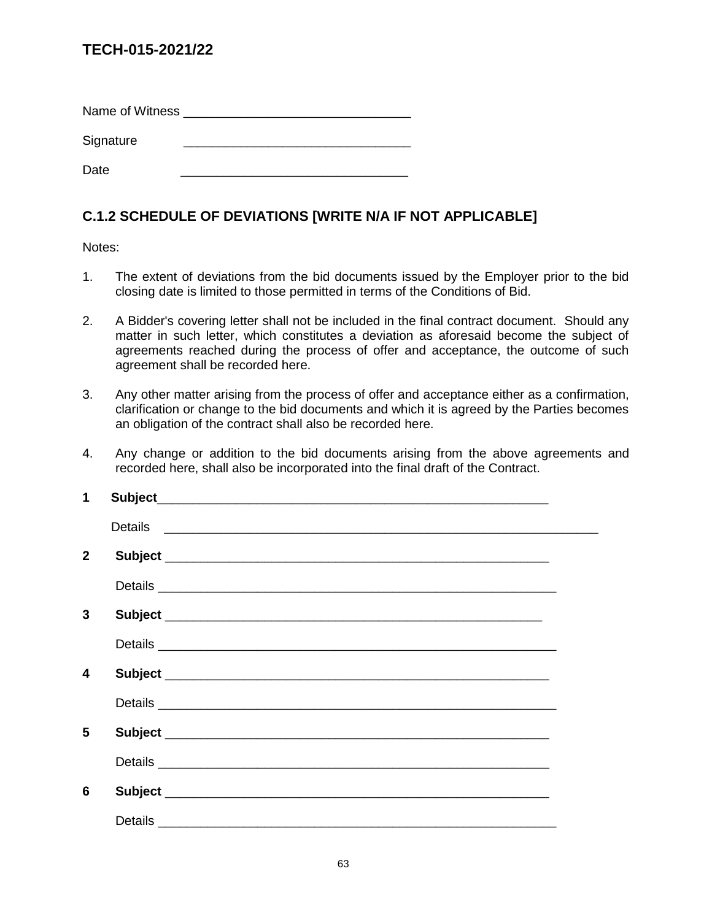Name of Witness ________________________________

Signature ________________________________

Date ________________________________

## C.1.2 SCHEDULE OF DEVIATIONS [WRITE N/A IF NOT APPLICABLE]

Notes:

1. The extent of deviations from the bid documents issued by the Employer prior to the bid closing date is limited to those permitted in terms of the Conditions of Bid.

2. A Bidder's covering letter shall not be included in the final contract document. Should any matter in such letter, which constitutes a deviation as aforesaid become the subject of agreements reached during the process of offer and acceptance, the outcome of such agreement shall be recorded here.

3. Any other matter arising from the process of offer and acceptance either as a confirmation, clarification or change to the bid documents and which it is agreed by the Parties becomes an obligation of the contract shall also be recorded here.

4. Any change or addition to the bid documents arising from the above agreements and recorded here, shall also be incorporated into the final draft of the Contract.

**1 Subject**________________________________________________________

Details ______________________________________________________________

**2 Subject** ________________________________________________________

Details ______________________________________________________________

**3 Subject** ________________________________________________________

Details ______________________________________________________________

**4 Subject** ________________________________________________________

Details ______________________________________________________________

**5 Subject** ________________________________________________________

Details ______________________________________________________________

**6 Subject** ________________________________________________________

Details ______________________________________________________________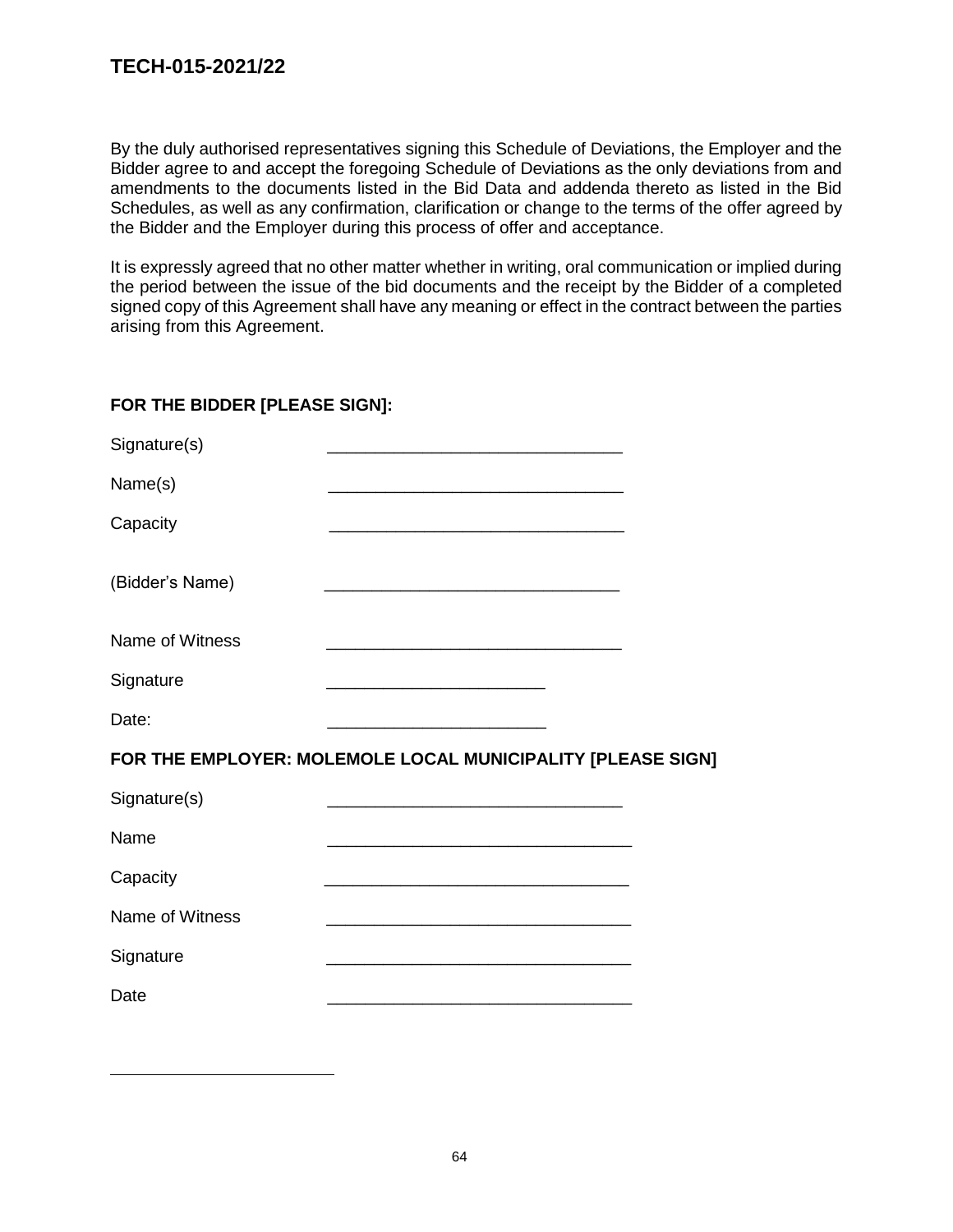By the duly authorised representatives signing this Schedule of Deviations, the Employer and the Bidder agree to and accept the foregoing Schedule of Deviations as the only deviations from and amendments to the documents listed in the Bid Data and addenda thereto as listed in the Bid Schedules, as well as any confirmation, clarification or change to the terms of the offer agreed by the Bidder and the Employer during this process of offer and acceptance.

It is expressly agreed that no other matter whether in writing, oral communication or implied during the period between the issue of the bid documents and the receipt by the Bidder of a completed signed copy of this Agreement shall have any meaning or effect in the contract between the parties arising from this Agreement.

**FOR THE BIDDER [PLEASE SIGN]:**

Signature(s) _______________________________

Name(s) _______________________________

Capacity _______________________________

(Bidder's Name) _______________________________

Name of Witness _______________________________

Signature _______________________

Date: _______________________

**FOR THE EMPLOYER: MOLEMOLE LOCAL MUNICIPALITY [PLEASE SIGN]**

Signature(s) _______________________________

Name _______________________________

Capacity _______________________________

Name of Witness _______________________________

Signature _______________________________

Date _______________________________